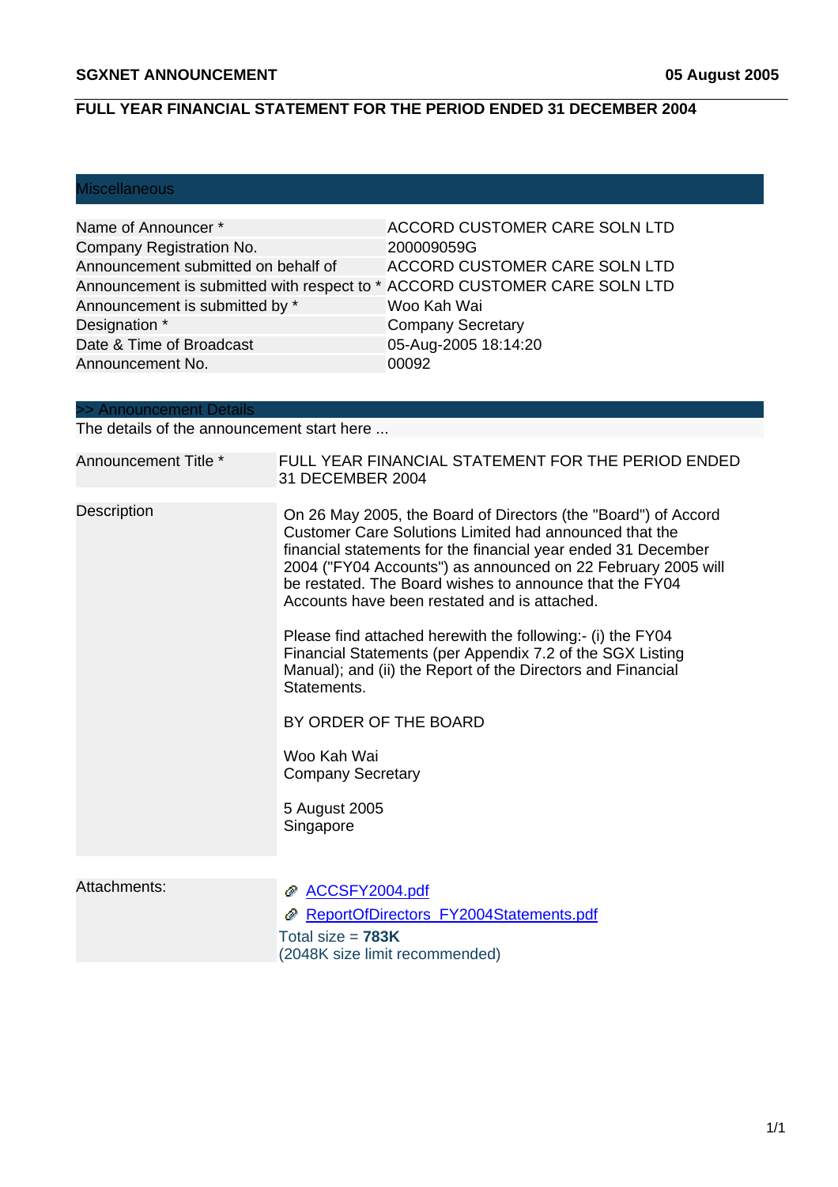**SGXNET ANNOUNCEMENT** **05 August 2005**

**FULL YEAR FINANCIAL STATEMENT FOR THE PERIOD ENDED 31 DECEMBER 2004**

## Miscellaneous

| | |
|---|---|
| Name of Announcer * | ACCORD CUSTOMER CARE SOLN LTD |
| Company Registration No. | 200009059G |
| Announcement submitted on behalf of | ACCORD CUSTOMER CARE SOLN LTD |
| Announcement is submitted with respect to * | ACCORD CUSTOMER CARE SOLN LTD |
| Announcement is submitted by * | Woo Kah Wai |
| Designation * | Company Secretary |
| Date & Time of Broadcast | 05-Aug-2005 18:14:20 |
| Announcement No. | 00092 |

## >> Announcement Details

The details of the announcement start here ...

| | |
|---|---|
| Announcement Title * | FULL YEAR FINANCIAL STATEMENT FOR THE PERIOD ENDED 31 DECEMBER 2004 |

**Description**

On 26 May 2005, the Board of Directors (the "Board") of Accord Customer Care Solutions Limited had announced that the financial statements for the financial year ended 31 December 2004 ("FY04 Accounts") as announced on 22 February 2005 will be restated. The Board wishes to announce that the FY04 Accounts have been restated and is attached.

Please find attached herewith the following:- (i) the FY04 Financial Statements (per Appendix 7.2 of the SGX Listing Manual); and (ii) the Report of the Directors and Financial Statements.

BY ORDER OF THE BOARD

Woo Kah Wai
Company Secretary

5 August 2005
Singapore

**Attachments:**

- ACCSFY2004.pdf
- ReportOfDirectors_FY2004Statements.pdf

Total size = **783K**
(2048K size limit recommended)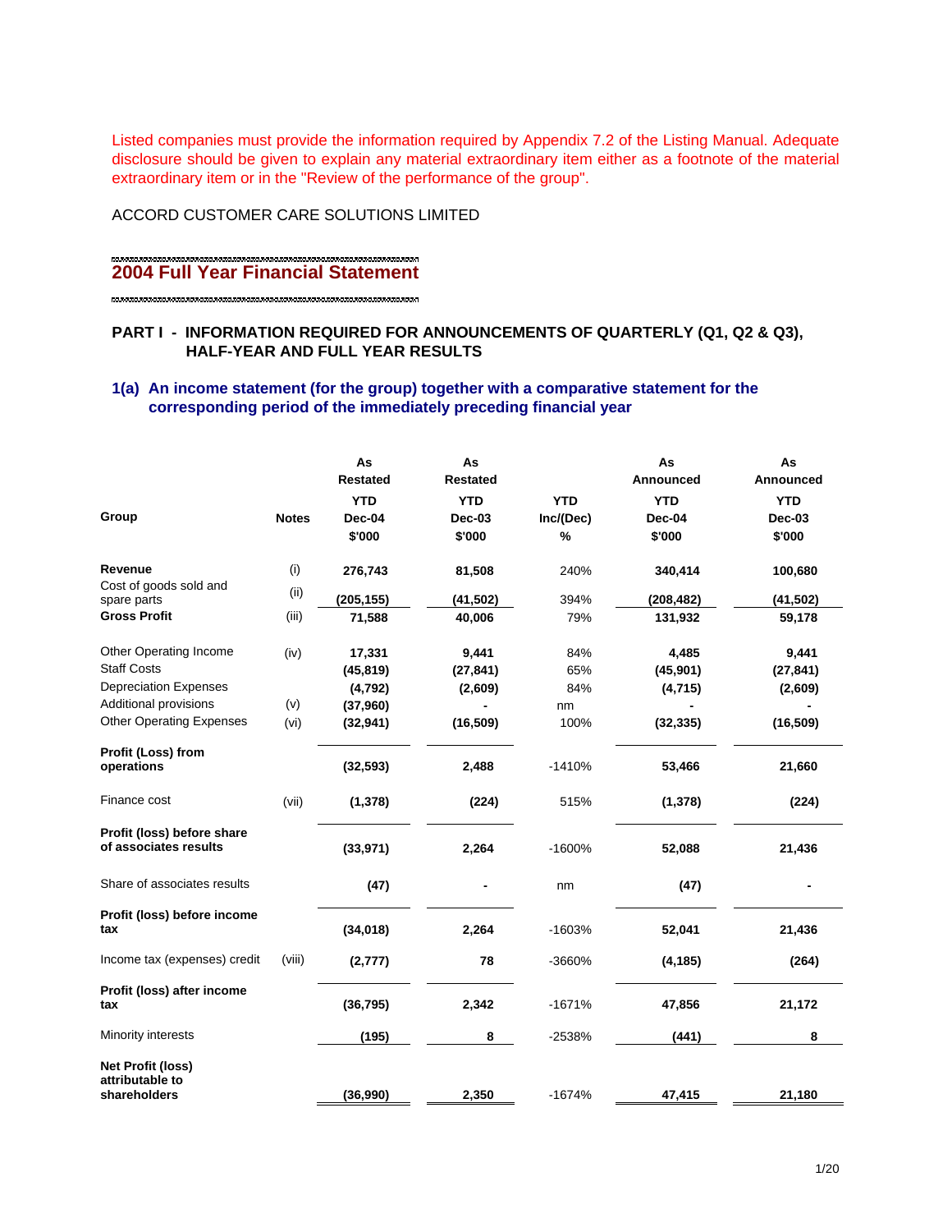Listed companies must provide the information required by Appendix 7.2 of the Listing Manual. Adequate disclosure should be given to explain any material extraordinary item either as a footnote of the material extraordinary item or in the "Review of the performance of the group".

ACCORD CUSTOMER CARE SOLUTIONS LIMITED

## 2004 Full Year Financial Statement

### PART I - INFORMATION REQUIRED FOR ANNOUNCEMENTS OF QUARTERLY (Q1, Q2 & Q3), HALF-YEAR AND FULL YEAR RESULTS

### 1(a) An income statement (for the group) together with a comparative statement for the corresponding period of the immediately preceding financial year

| Group | Notes | As Restated YTD Dec-04 $'000 | As Restated YTD Dec-03 $'000 | YTD Inc/(Dec) % | As Announced YTD Dec-04 $'000 | As Announced YTD Dec-03 $'000 |
|---|---|---|---|---|---|---|
| **Revenue** | (i) | **276,743** | **81,508** | 240% | **340,414** | **100,680** |
| Cost of goods sold and spare parts | (ii) | **(205,155)** | **(41,502)** | 394% | **(208,482)** | **(41,502)** |
| **Gross Profit** | (iii) | **71,588** | **40,006** | 79% | **131,932** | **59,178** |
| Other Operating Income | (iv) | **17,331** | **9,441** | 84% | **4,485** | **9,441** |
| Staff Costs | | **(45,819)** | **(27,841)** | 65% | **(45,901)** | **(27,841)** |
| Depreciation Expenses | | **(4,792)** | **(2,609)** | 84% | **(4,715)** | **(2,609)** |
| Additional provisions | (v) | **(37,960)** | **-** | nm | **-** | **-** |
| Other Operating Expenses | (vi) | **(32,941)** | **(16,509)** | 100% | **(32,335)** | **(16,509)** |
| **Profit (Loss) from operations** | | **(32,593)** | **2,488** | -1410% | **53,466** | **21,660** |
| Finance cost | (vii) | **(1,378)** | **(224)** | 515% | **(1,378)** | **(224)** |
| **Profit (loss) before share of associates results** | | **(33,971)** | **2,264** | -1600% | **52,088** | **21,436** |
| Share of associates results | | **(47)** | **-** | nm | **(47)** | **-** |
| **Profit (loss) before income tax** | | **(34,018)** | **2,264** | -1603% | **52,041** | **21,436** |
| Income tax (expenses) credit | (viii) | **(2,777)** | **78** | -3660% | **(4,185)** | **(264)** |
| **Profit (loss) after income tax** | | **(36,795)** | **2,342** | -1671% | **47,856** | **21,172** |
| Minority interests | | **(195)** | **8** | -2538% | **(441)** | **8** |
| **Net Profit (loss) attributable to shareholders** | | **(36,990)** | **2,350** | -1674% | **47,415** | **21,180** |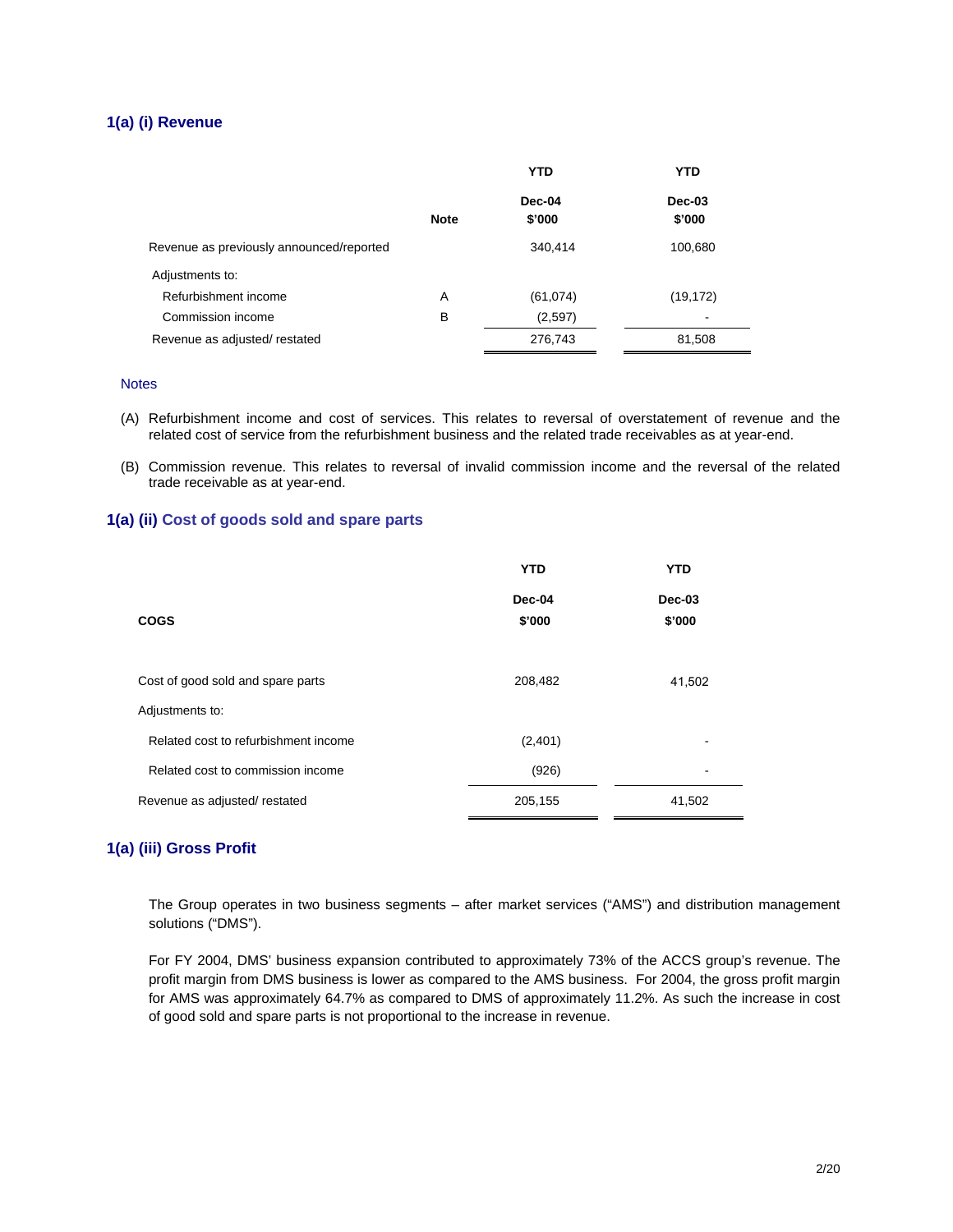## 1(a) (i) Revenue

| | Note | YTD Dec-04 $'000 | YTD Dec-03 $'000 |
|---|---|---|---|
| Revenue as previously announced/reported | | 340,414 | 100,680 |
| Adjustments to: | | | |
| Refurbishment income | A | (61,074) | (19,172) |
| Commission income | B | (2,597) | - |
| Revenue as adjusted/ restated | | 276,743 | 81,508 |

Notes

(A) Refurbishment income and cost of services. This relates to reversal of overstatement of revenue and the related cost of service from the refurbishment business and the related trade receivables as at year-end.

(B) Commission revenue. This relates to reversal of invalid commission income and the reversal of the related trade receivable as at year-end.

## 1(a) (ii) Cost of goods sold and spare parts

| COGS | YTD Dec-04 $'000 | YTD Dec-03 $'000 |
|---|---|---|
| Cost of good sold and spare parts | 208,482 | 41,502 |
| Adjustments to: | | |
| Related cost to refurbishment income | (2,401) | - |
| Related cost to commission income | (926) | - |
| Revenue as adjusted/ restated | 205,155 | 41,502 |

## 1(a) (iii) Gross Profit

The Group operates in two business segments – after market services ("AMS") and distribution management solutions ("DMS").

For FY 2004, DMS' business expansion contributed to approximately 73% of the ACCS group's revenue. The profit margin from DMS business is lower as compared to the AMS business. For 2004, the gross profit margin for AMS was approximately 64.7% as compared to DMS of approximately 11.2%. As such the increase in cost of good sold and spare parts is not proportional to the increase in revenue.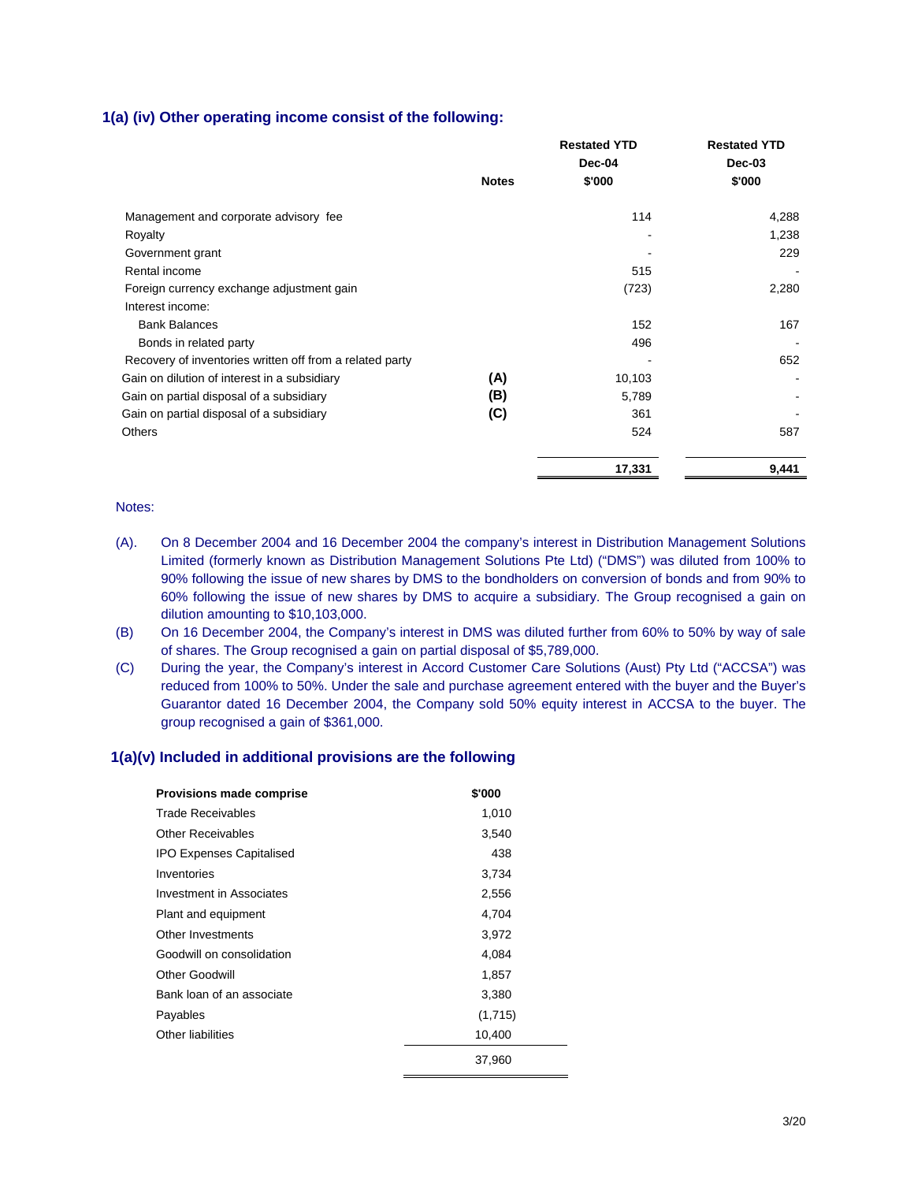### 1(a) (iv) Other operating income consist of the following:

| | Notes | Restated YTD Dec-04 $'000 | Restated YTD Dec-03 $'000 |
|---|---|---|---|
| Management and corporate advisory fee | | 114 | 4,288 |
| Royalty | | - | 1,238 |
| Government grant | | - | 229 |
| Rental income | | 515 | - |
| Foreign currency exchange adjustment gain | | (723) | 2,280 |
| Interest income: | | | |
| Bank Balances | | 152 | 167 |
| Bonds in related party | | 496 | - |
| Recovery of inventories written off from a related party | | - | 652 |
| Gain on dilution of interest in a subsidiary | (A) | 10,103 | - |
| Gain on partial disposal of a subsidiary | (B) | 5,789 | - |
| Gain on partial disposal of a subsidiary | (C) | 361 | - |
| Others | | 524 | 587 |
| | | **17,331** | **9,441** |

Notes:

(A). On 8 December 2004 and 16 December 2004 the company's interest in Distribution Management Solutions Limited (formerly known as Distribution Management Solutions Pte Ltd) ("DMS") was diluted from 100% to 90% following the issue of new shares by DMS to the bondholders on conversion of bonds and from 90% to 60% following the issue of new shares by DMS to acquire a subsidiary. The Group recognised a gain on dilution amounting to $10,103,000.

(B) On 16 December 2004, the Company's interest in DMS was diluted further from 60% to 50% by way of sale of shares. The Group recognised a gain on partial disposal of $5,789,000.

(C) During the year, the Company's interest in Accord Customer Care Solutions (Aust) Pty Ltd ("ACCSA") was reduced from 100% to 50%. Under the sale and purchase agreement entered with the buyer and the Buyer's Guarantor dated 16 December 2004, the Company sold 50% equity interest in ACCSA to the buyer. The group recognised a gain of $361,000.

### 1(a)(v) Included in additional provisions are the following

| Provisions made comprise | $'000 |
|---|---|
| Trade Receivables | 1,010 |
| Other Receivables | 3,540 |
| IPO Expenses Capitalised | 438 |
| Inventories | 3,734 |
| Investment in Associates | 2,556 |
| Plant and equipment | 4,704 |
| Other Investments | 3,972 |
| Goodwill on consolidation | 4,084 |
| Other Goodwill | 1,857 |
| Bank loan of an associate | 3,380 |
| Payables | (1,715) |
| Other liabilities | 10,400 |
| | 37,960 |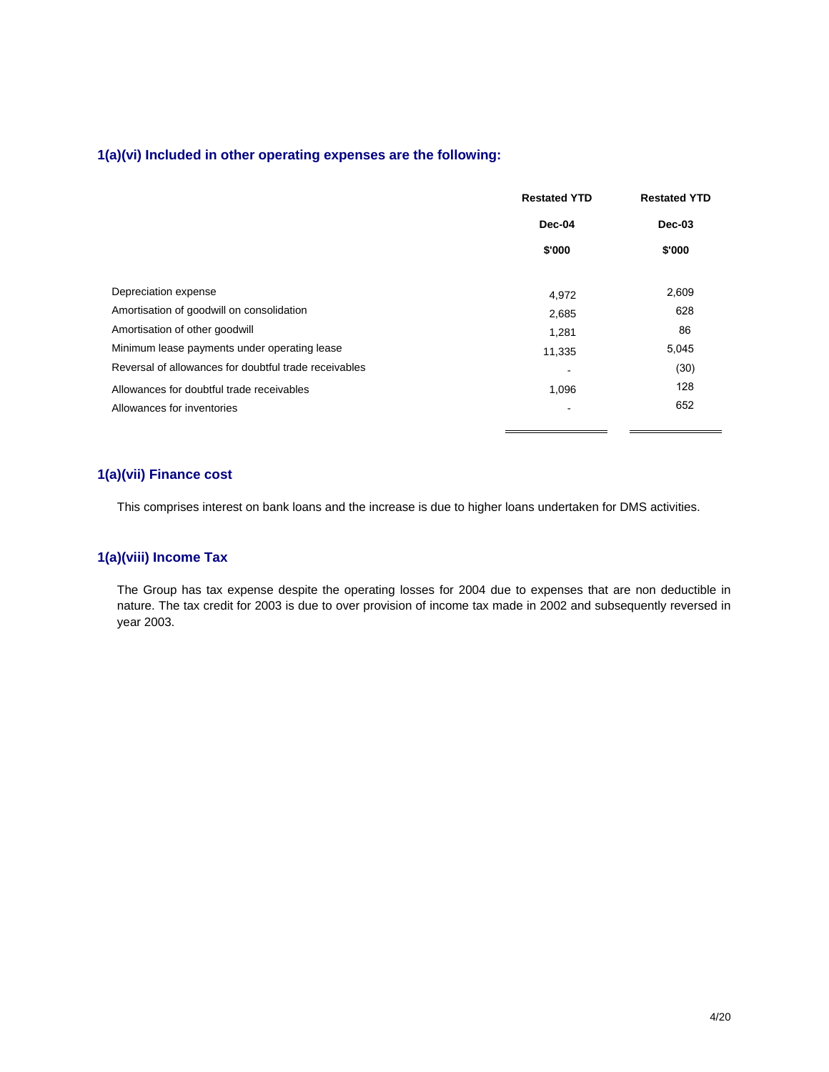### 1(a)(vi) Included in other operating expenses are the following:

| | Restated YTD Dec-04 $'000 | Restated YTD Dec-03 $'000 |
|---|---|---|
| Depreciation expense | 4,972 | 2,609 |
| Amortisation of goodwill on consolidation | 2,685 | 628 |
| Amortisation of other goodwill | 1,281 | 86 |
| Minimum lease payments under operating lease | 11,335 | 5,045 |
| Reversal of allowances for doubtful trade receivables | - | (30) |
| Allowances for doubtful trade receivables | 1,096 | 128 |
| Allowances for inventories | - | 652 |

### 1(a)(vii) Finance cost

This comprises interest on bank loans and the increase is due to higher loans undertaken for DMS activities.

### 1(a)(viii) Income Tax

The Group has tax expense despite the operating losses for 2004 due to expenses that are non deductible in nature. The tax credit for 2003 is due to over provision of income tax made in 2002 and subsequently reversed in year 2003.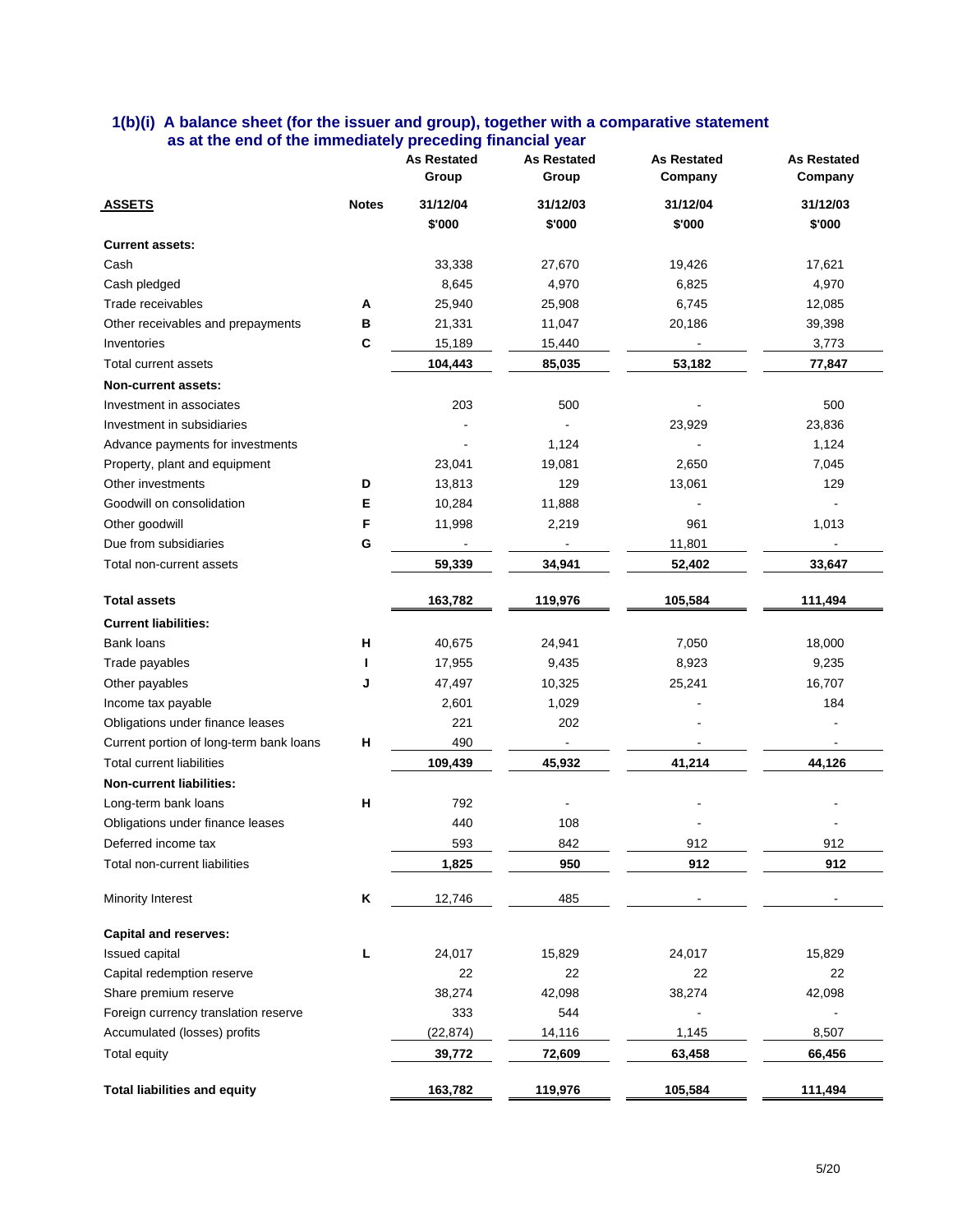### 1(b)(i) A balance sheet (for the issuer and group), together with a comparative statement as at the end of the immediately preceding financial year

| | | As Restated Group | As Restated Group | As Restated Company | As Restated Company |
|---|---|---|---|---|---|
| **ASSETS** | **Notes** | **31/12/04** | **31/12/03** | **31/12/04** | **31/12/03** |
| | | **$'000** | **$'000** | **$'000** | **$'000** |
| **Current assets:** | | | | | |
| Cash | | 33,338 | 27,670 | 19,426 | 17,621 |
| Cash pledged | | 8,645 | 4,970 | 6,825 | 4,970 |
| Trade receivables | A | 25,940 | 25,908 | 6,745 | 12,085 |
| Other receivables and prepayments | B | 21,331 | 11,047 | 20,186 | 39,398 |
| Inventories | C | 15,189 | 15,440 | - | 3,773 |
| Total current assets | | **104,443** | **85,035** | **53,182** | **77,847** |
| **Non-current assets:** | | | | | |
| Investment in associates | | 203 | 500 | - | 500 |
| Investment in subsidiaries | | - | - | 23,929 | 23,836 |
| Advance payments for investments | | - | 1,124 | - | 1,124 |
| Property, plant and equipment | | 23,041 | 19,081 | 2,650 | 7,045 |
| Other investments | D | 13,813 | 129 | 13,061 | 129 |
| Goodwill on consolidation | E | 10,284 | 11,888 | - | - |
| Other goodwill | F | 11,998 | 2,219 | 961 | 1,013 |
| Due from subsidiaries | G | - | - | 11,801 | - |
| Total non-current assets | | **59,339** | **34,941** | **52,402** | **33,647** |
| **Total assets** | | **163,782** | **119,976** | **105,584** | **111,494** |
| **Current liabilities:** | | | | | |
| Bank loans | H | 40,675 | 24,941 | 7,050 | 18,000 |
| Trade payables | I | 17,955 | 9,435 | 8,923 | 9,235 |
| Other payables | J | 47,497 | 10,325 | 25,241 | 16,707 |
| Income tax payable | | 2,601 | 1,029 | - | 184 |
| Obligations under finance leases | | 221 | 202 | - | - |
| Current portion of long-term bank loans | H | 490 | - | - | - |
| Total current liabilities | | **109,439** | **45,932** | **41,214** | **44,126** |
| **Non-current liabilities:** | | | | | |
| Long-term bank loans | H | 792 | - | - | - |
| Obligations under finance leases | | 440 | 108 | - | - |
| Deferred income tax | | 593 | 842 | 912 | 912 |
| Total non-current liabilities | | **1,825** | **950** | **912** | **912** |
| Minority Interest | K | 12,746 | 485 | - | - |
| **Capital and reserves:** | | | | | |
| Issued capital | L | 24,017 | 15,829 | 24,017 | 15,829 |
| Capital redemption reserve | | 22 | 22 | 22 | 22 |
| Share premium reserve | | 38,274 | 42,098 | 38,274 | 42,098 |
| Foreign currency translation reserve | | 333 | 544 | - | - |
| Accumulated (losses) profits | | (22,874) | 14,116 | 1,145 | 8,507 |
| Total equity | | **39,772** | **72,609** | **63,458** | **66,456** |
| **Total liabilities and equity** | | **163,782** | **119,976** | **105,584** | **111,494** |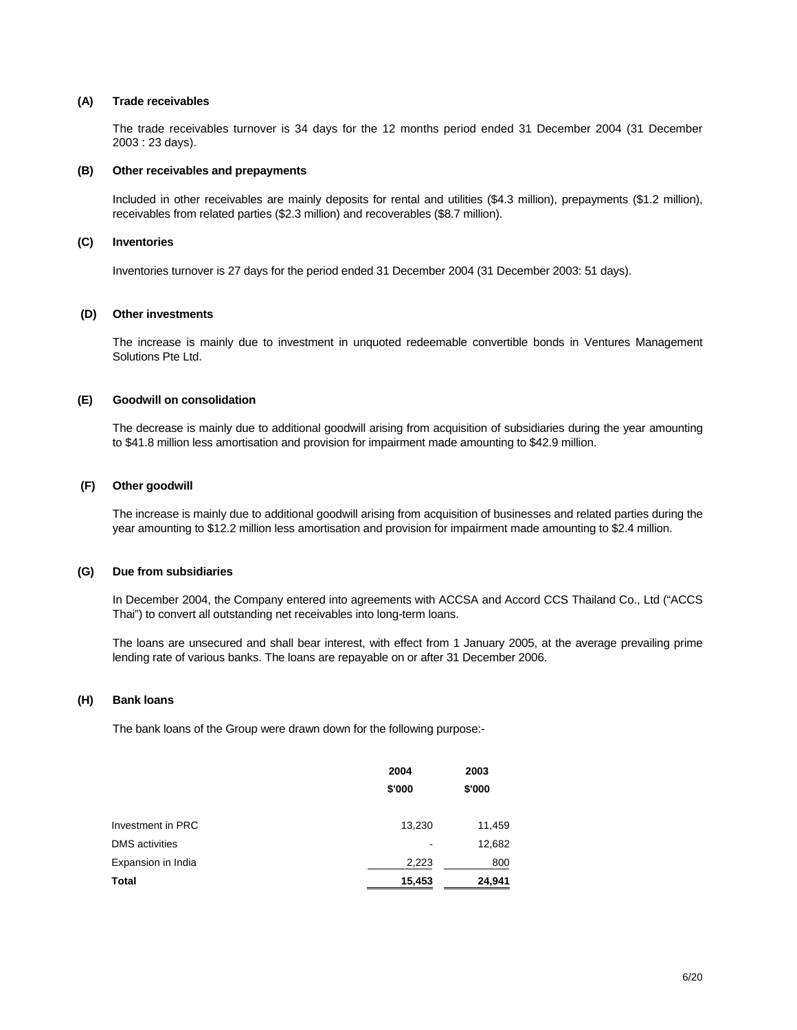**(A) Trade receivables**

The trade receivables turnover is 34 days for the 12 months period ended 31 December 2004 (31 December 2003 : 23 days).

**(B) Other receivables and prepayments**

Included in other receivables are mainly deposits for rental and utilities ($4.3 million), prepayments ($1.2 million), receivables from related parties ($2.3 million) and recoverables ($8.7 million).

**(C) Inventories**

Inventories turnover is 27 days for the period ended 31 December 2004 (31 December 2003: 51 days).

**(D) Other investments**

The increase is mainly due to investment in unquoted redeemable convertible bonds in Ventures Management Solutions Pte Ltd.

**(E) Goodwill on consolidation**

The decrease is mainly due to additional goodwill arising from acquisition of subsidiaries during the year amounting to $41.8 million less amortisation and provision for impairment made amounting to $42.9 million.

**(F) Other goodwill**

The increase is mainly due to additional goodwill arising from acquisition of businesses and related parties during the year amounting to $12.2 million less amortisation and provision for impairment made amounting to $2.4 million.

**(G) Due from subsidiaries**

In December 2004, the Company entered into agreements with ACCSA and Accord CCS Thailand Co., Ltd ("ACCS Thai") to convert all outstanding net receivables into long-term loans.

The loans are unsecured and shall bear interest, with effect from 1 January 2005, at the average prevailing prime lending rate of various banks. The loans are repayable on or after 31 December 2006.

**(H) Bank loans**

The bank loans of the Group were drawn down for the following purpose:-

| | 2004 | 2003 |
|---|---|---|
| | $'000 | $'000 |
| Investment in PRC | 13,230 | 11,459 |
| DMS activities | - | 12,682 |
| Expansion in India | 2,223 | 800 |
| **Total** | **15,453** | **24,941** |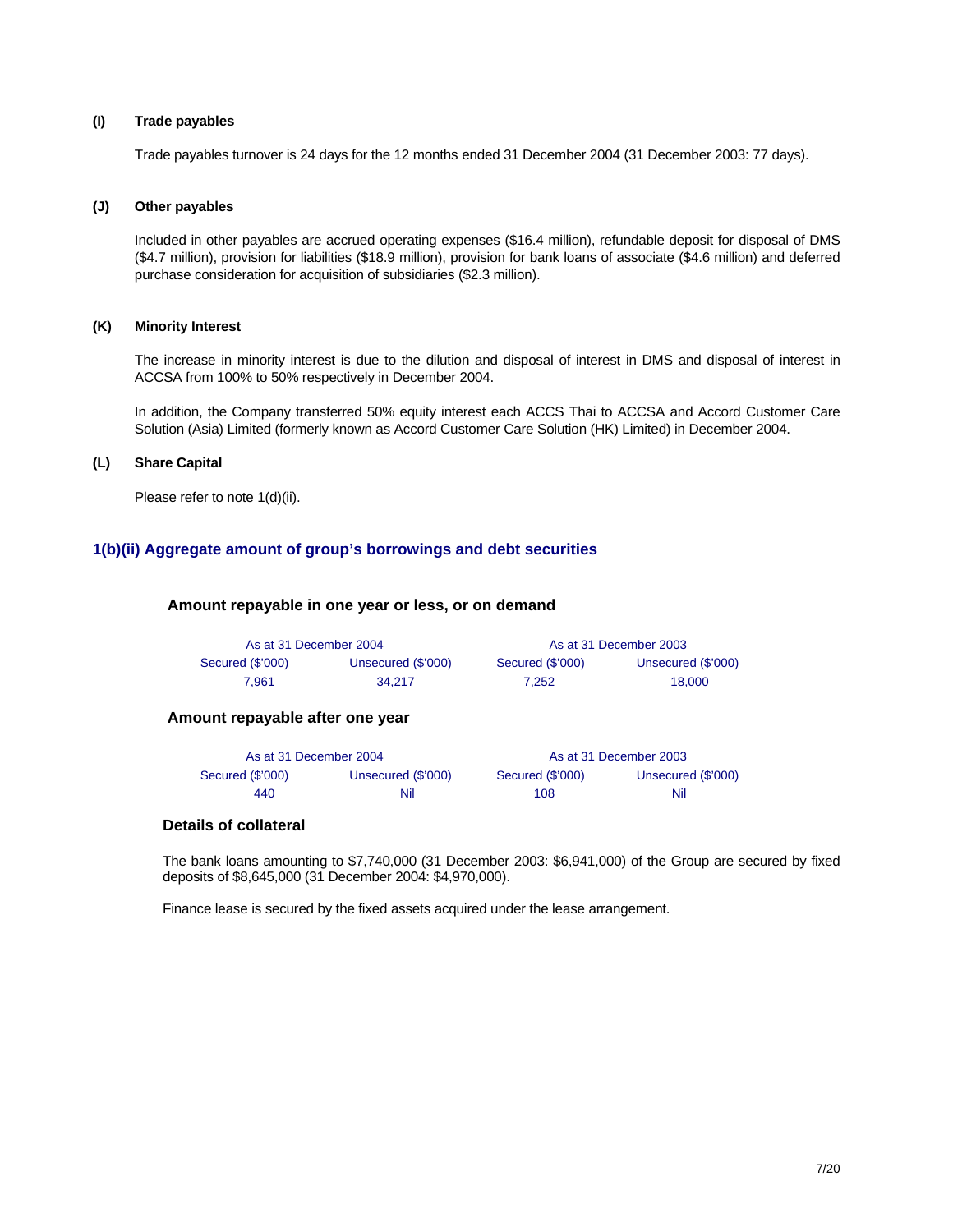**(I) Trade payables**

Trade payables turnover is 24 days for the 12 months ended 31 December 2004 (31 December 2003: 77 days).

**(J) Other payables**

Included in other payables are accrued operating expenses ($16.4 million), refundable deposit for disposal of DMS ($4.7 million), provision for liabilities ($18.9 million), provision for bank loans of associate ($4.6 million) and deferred purchase consideration for acquisition of subsidiaries ($2.3 million).

**(K) Minority Interest**

The increase in minority interest is due to the dilution and disposal of interest in DMS and disposal of interest in ACCSA from 100% to 50% respectively in December 2004.

In addition, the Company transferred 50% equity interest each ACCS Thai to ACCSA and Accord Customer Care Solution (Asia) Limited (formerly known as Accord Customer Care Solution (HK) Limited) in December 2004.

**(L) Share Capital**

Please refer to note 1(d)(ii).

## 1(b)(ii) Aggregate amount of group's borrowings and debt securities

### Amount repayable in one year or less, or on demand

| As at 31 December 2004 | | As at 31 December 2003 | |
|---|---|---|---|
| Secured ($'000) | Unsecured ($'000) | Secured ($'000) | Unsecured ($'000) |
| 7,961 | 34,217 | 7,252 | 18,000 |

### Amount repayable after one year

| As at 31 December 2004 | | As at 31 December 2003 | |
|---|---|---|---|
| Secured ($'000) | Unsecured ($'000) | Secured ($'000) | Unsecured ($'000) |
| 440 | Nil | 108 | Nil |

### Details of collateral

The bank loans amounting to $7,740,000 (31 December 2003: $6,941,000) of the Group are secured by fixed deposits of $8,645,000 (31 December 2004: $4,970,000).

Finance lease is secured by the fixed assets acquired under the lease arrangement.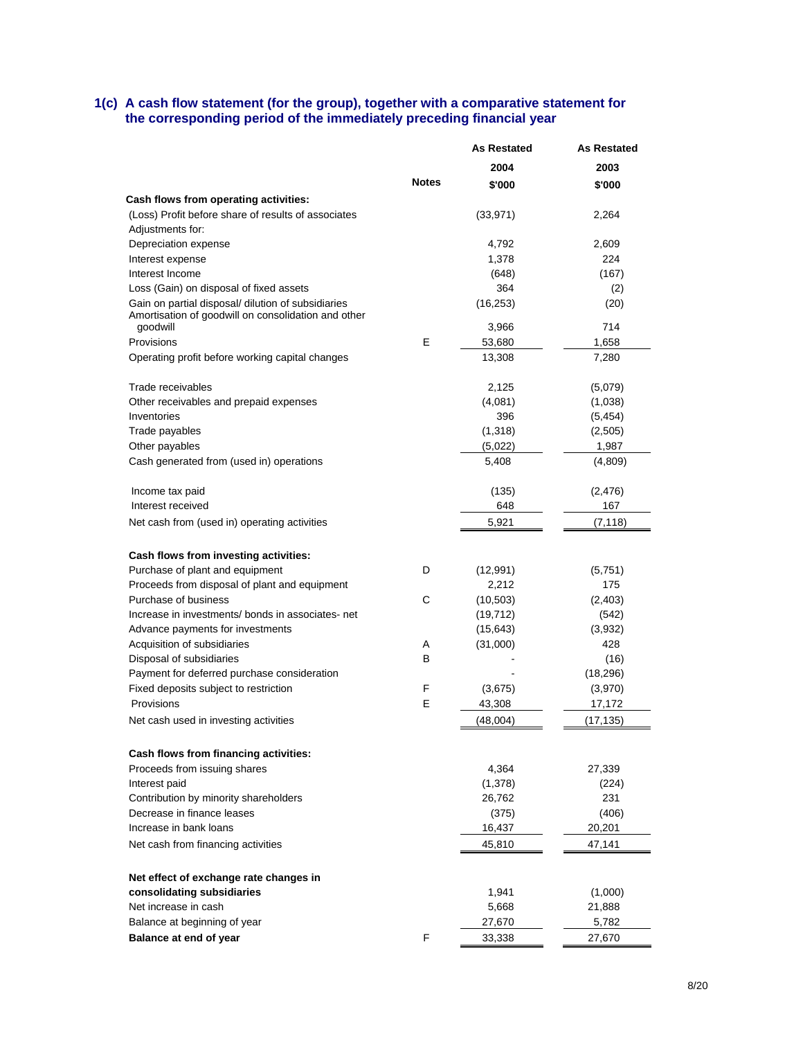### 1(c) A cash flow statement (for the group), together with a comparative statement for the corresponding period of the immediately preceding financial year

| | Notes | As Restated 2004 $'000 | As Restated 2003 $'000 |
|---|---|---|---|
| **Cash flows from operating activities:** | | | |
| (Loss) Profit before share of results of associates | | (33,971) | 2,264 |
| Adjustments for: | | | |
| Depreciation expense | | 4,792 | 2,609 |
| Interest expense | | 1,378 | 224 |
| Interest Income | | (648) | (167) |
| Loss (Gain) on disposal of fixed assets | | 364 | (2) |
| Gain on partial disposal/ dilution of subsidiaries | | (16,253) | (20) |
| Amortisation of goodwill on consolidation and other goodwill | | 3,966 | 714 |
| Provisions | E | 53,680 | 1,658 |
| Operating profit before working capital changes | | 13,308 | 7,280 |
| Trade receivables | | 2,125 | (5,079) |
| Other receivables and prepaid expenses | | (4,081) | (1,038) |
| Inventories | | 396 | (5,454) |
| Trade payables | | (1,318) | (2,505) |
| Other payables | | (5,022) | 1,987 |
| Cash generated from (used in) operations | | 5,408 | (4,809) |
| Income tax paid | | (135) | (2,476) |
| Interest received | | 648 | 167 |
| Net cash from (used in) operating activities | | 5,921 | (7,118) |
| **Cash flows from investing activities:** | | | |
| Purchase of plant and equipment | D | (12,991) | (5,751) |
| Proceeds from disposal of plant and equipment | | 2,212 | 175 |
| Purchase of business | C | (10,503) | (2,403) |
| Increase in investments/ bonds in associates- net | | (19,712) | (542) |
| Advance payments for investments | | (15,643) | (3,932) |
| Acquisition of subsidiaries | A | (31,000) | 428 |
| Disposal of subsidiaries | B | - | (16) |
| Payment for deferred purchase consideration | | - | (18,296) |
| Fixed deposits subject to restriction | F | (3,675) | (3,970) |
| Provisions | E | 43,308 | 17,172 |
| Net cash used in investing activities | | (48,004) | (17,135) |
| **Cash flows from financing activities:** | | | |
| Proceeds from issuing shares | | 4,364 | 27,339 |
| Interest paid | | (1,378) | (224) |
| Contribution by minority shareholders | | 26,762 | 231 |
| Decrease in finance leases | | (375) | (406) |
| Increase in bank loans | | 16,437 | 20,201 |
| Net cash from financing activities | | 45,810 | 47,141 |
| **Net effect of exchange rate changes in consolidating subsidiaries** | | 1,941 | (1,000) |
| Net increase in cash | | 5,668 | 21,888 |
| Balance at beginning of year | | 27,670 | 5,782 |
| **Balance at end of year** | F | 33,338 | 27,670 |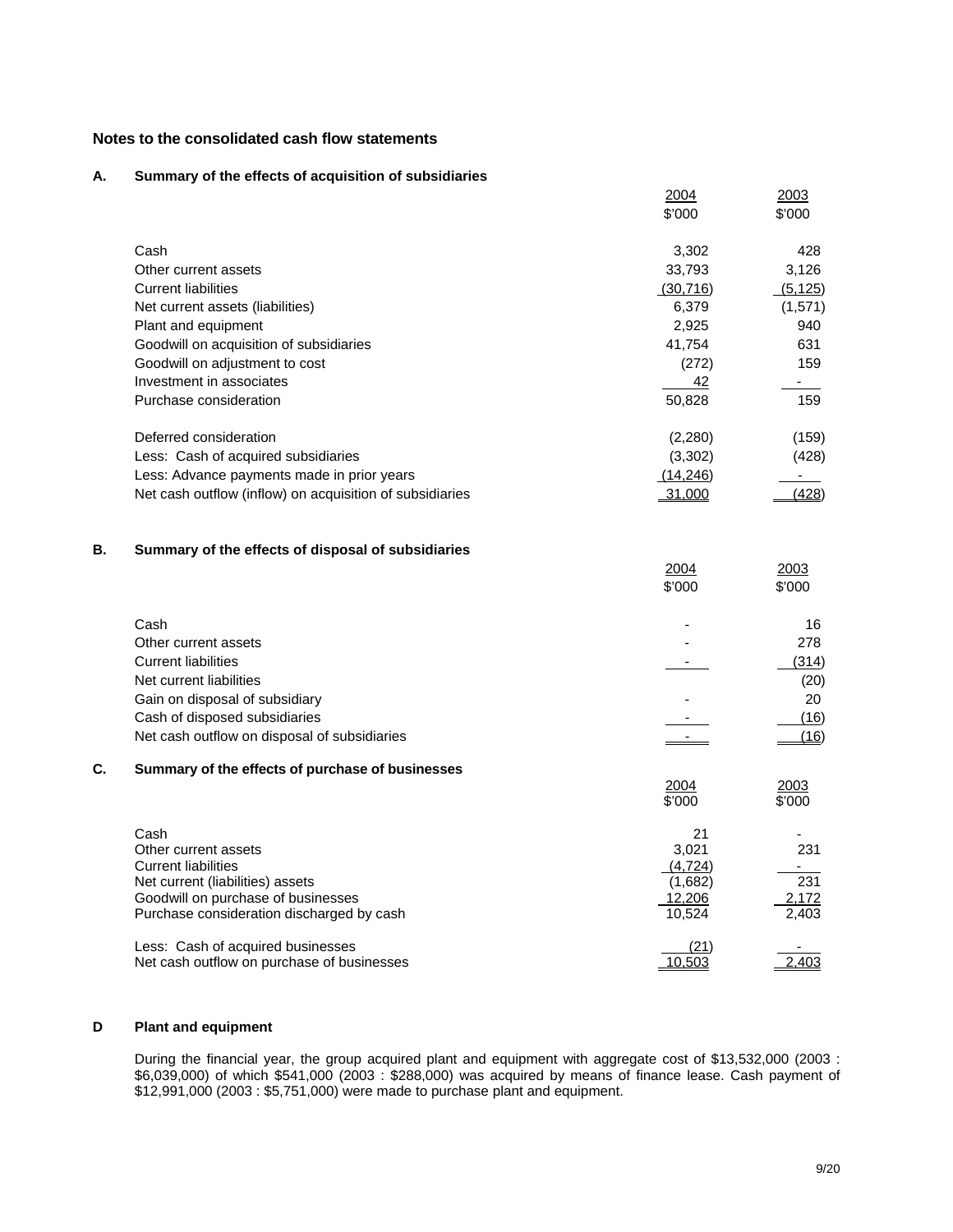## Notes to the consolidated cash flow statements

### A. Summary of the effects of acquisition of subsidiaries

| | 2004 | 2003 |
|---|---|---|
| | $'000 | $'000 |
| Cash | 3,302 | 428 |
| Other current assets | 33,793 | 3,126 |
| Current liabilities | (30,716) | (5,125) |
| Net current assets (liabilities) | 6,379 | (1,571) |
| Plant and equipment | 2,925 | 940 |
| Goodwill on acquisition of subsidiaries | 41,754 | 631 |
| Goodwill on adjustment to cost | (272) | 159 |
| Investment in associates | 42 | - |
| Purchase consideration | 50,828 | 159 |
| | | |
| Deferred consideration | (2,280) | (159) |
| Less: Cash of acquired subsidiaries | (3,302) | (428) |
| Less: Advance payments made in prior years | (14,246) | - |
| Net cash outflow (inflow) on acquisition of subsidiaries | 31,000 | (428) |

### B. Summary of the effects of disposal of subsidiaries

| | 2004 | 2003 |
|---|---|---|
| | $'000 | $'000 |
| Cash | - | 16 |
| Other current assets | - | 278 |
| Current liabilities | - | (314) |
| Net current liabilities | | (20) |
| Gain on disposal of subsidiary | - | 20 |
| Cash of disposed subsidiaries | - | (16) |
| Net cash outflow on disposal of subsidiaries | - | (16) |

### C. Summary of the effects of purchase of businesses

| | 2004 | 2003 |
|---|---|---|
| | $'000 | $'000 |
| Cash | 21 | - |
| Other current assets | 3,021 | 231 |
| Current liabilities | (4,724) | - |
| Net current (liabilities) assets | (1,682) | 231 |
| Goodwill on purchase of businesses | 12,206 | 2,172 |
| Purchase consideration discharged by cash | 10,524 | 2,403 |
| | | |
| Less: Cash of acquired businesses | (21) | - |
| Net cash outflow on purchase of businesses | 10,503 | 2,403 |

### D Plant and equipment

During the financial year, the group acquired plant and equipment with aggregate cost of $13,532,000 (2003 : $6,039,000) of which $541,000 (2003 : $288,000) was acquired by means of finance lease. Cash payment of $12,991,000 (2003 : $5,751,000) were made to purchase plant and equipment.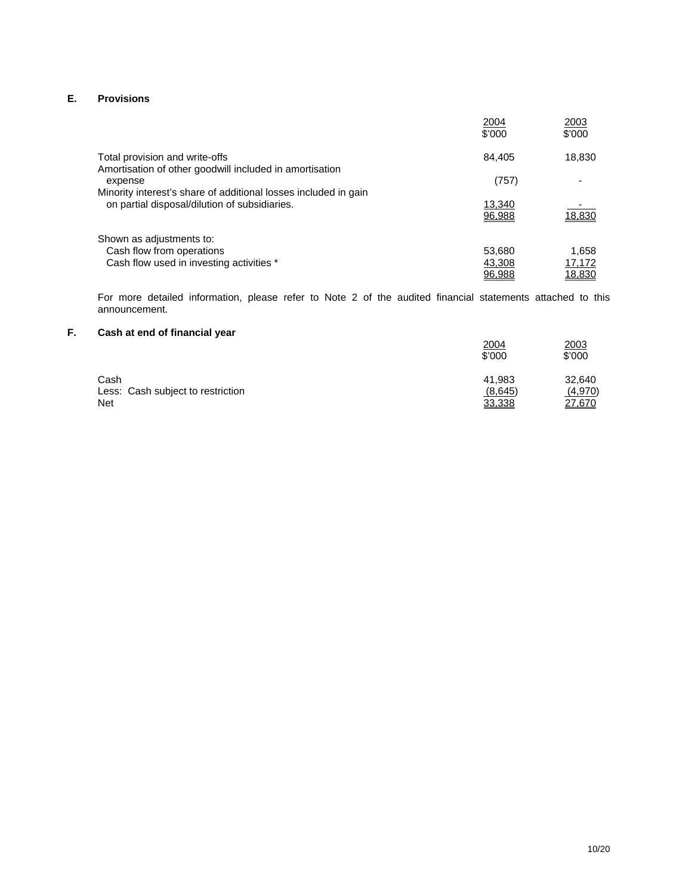## E. Provisions

| | 2004 $'000 | 2003 $'000 |
|---|---|---|
| Total provision and write-offs | 84,405 | 18,830 |
| Amortisation of other goodwill included in amortisation expense | (757) | - |
| Minority interest's share of additional losses included in gain on partial disposal/dilution of subsidiaries. | 13,340 | - |
| | 96,988 | 18,830 |
| Shown as adjustments to: | | |
| Cash flow from operations | 53,680 | 1,658 |
| Cash flow used in investing activities * | 43,308 | 17,172 |
| | 96,988 | 18,830 |

For more detailed information, please refer to Note 2 of the audited financial statements attached to this announcement.

## F. Cash at end of financial year

| | 2004 $'000 | 2003 $'000 |
|---|---|---|
| Cash | 41,983 | 32,640 |
| Less: Cash subject to restriction | (8,645) | (4,970) |
| Net | 33,338 | 27,670 |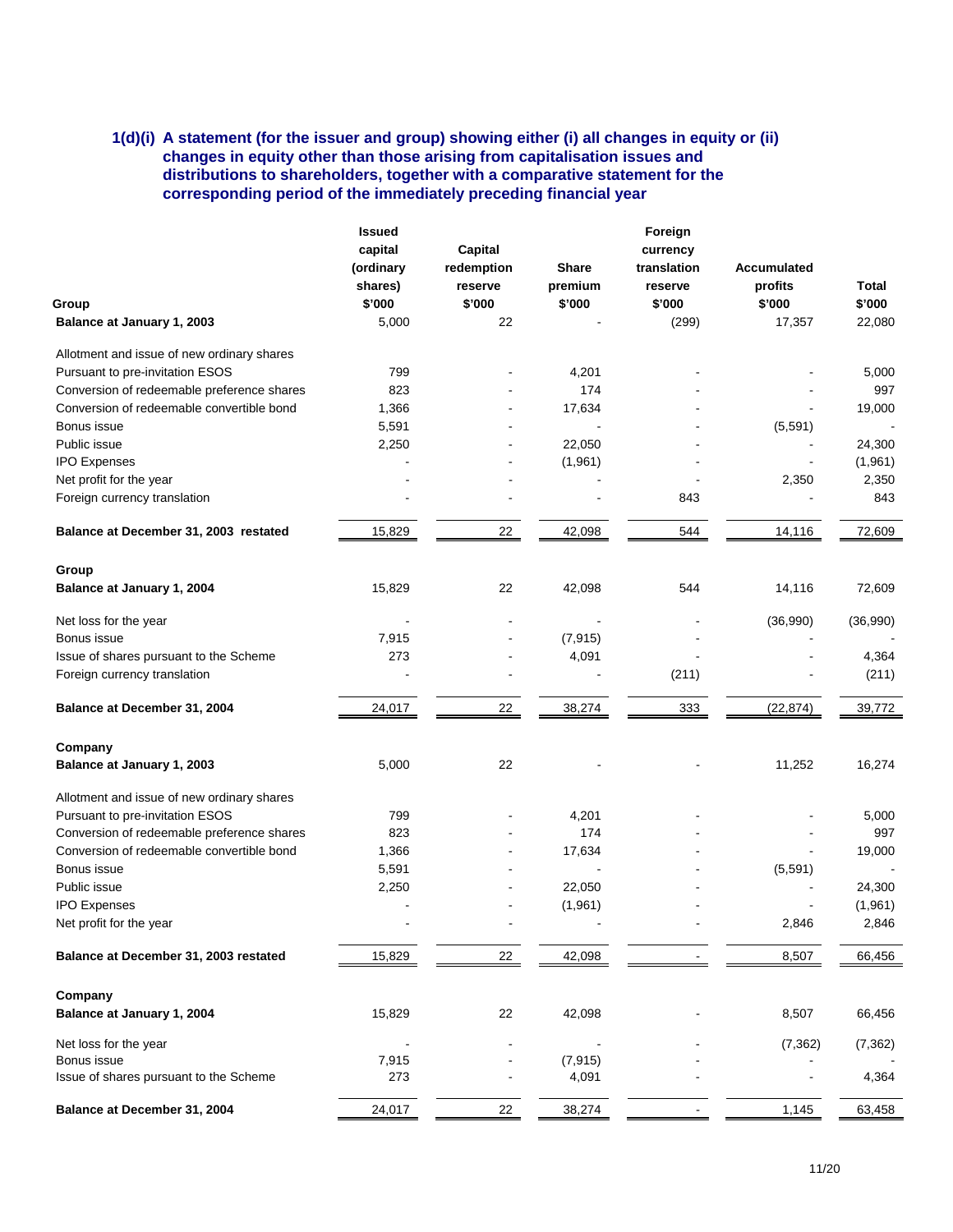### 1(d)(i) A statement (for the issuer and group) showing either (i) all changes in equity or (ii) changes in equity other than those arising from capitalisation issues and distributions to shareholders, together with a comparative statement for the corresponding period of the immediately preceding financial year

| Group | Issued capital (ordinary shares) $'000 | Capital redemption reserve $'000 | Share premium $'000 | Foreign currency translation reserve $'000 | Accumulated profits $'000 | Total $'000 |
|---|---|---|---|---|---|---|
| **Balance at January 1, 2003** | 5,000 | 22 | - | (299) | 17,357 | 22,080 |
| Allotment and issue of new ordinary shares | | | | | | |
| Pursuant to pre-invitation ESOS | 799 | - | 4,201 | - | - | 5,000 |
| Conversion of redeemable preference shares | 823 | - | 174 | - | - | 997 |
| Conversion of redeemable convertible bond | 1,366 | - | 17,634 | - | - | 19,000 |
| Bonus issue | 5,591 | - | - | - | (5,591) | - |
| Public issue | 2,250 | - | 22,050 | - | - | 24,300 |
| IPO Expenses | - | - | (1,961) | - | - | (1,961) |
| Net profit for the year | - | - | - | - | 2,350 | 2,350 |
| Foreign currency translation | - | - | - | 843 | - | 843 |
| **Balance at December 31, 2003 restated** | 15,829 | 22 | 42,098 | 544 | 14,116 | 72,609 |
| **Group** | | | | | | |
| **Balance at January 1, 2004** | 15,829 | 22 | 42,098 | 544 | 14,116 | 72,609 |
| Net loss for the year | - | - | - | - | (36,990) | (36,990) |
| Bonus issue | 7,915 | - | (7,915) | - | - | - |
| Issue of shares pursuant to the Scheme | 273 | - | 4,091 | - | - | 4,364 |
| Foreign currency translation | - | - | - | (211) | - | (211) |
| **Balance at December 31, 2004** | 24,017 | 22 | 38,274 | 333 | (22,874) | 39,772 |
| **Company** | | | | | | |
| **Balance at January 1, 2003** | 5,000 | 22 | - | - | 11,252 | 16,274 |
| Allotment and issue of new ordinary shares | | | | | | |
| Pursuant to pre-invitation ESOS | 799 | - | 4,201 | - | - | 5,000 |
| Conversion of redeemable preference shares | 823 | - | 174 | - | - | 997 |
| Conversion of redeemable convertible bond | 1,366 | - | 17,634 | - | - | 19,000 |
| Bonus issue | 5,591 | - | - | - | (5,591) | - |
| Public issue | 2,250 | - | 22,050 | - | - | 24,300 |
| IPO Expenses | - | - | (1,961) | - | - | (1,961) |
| Net profit for the year | - | - | - | - | 2,846 | 2,846 |
| **Balance at December 31, 2003 restated** | 15,829 | 22 | 42,098 | - | 8,507 | 66,456 |
| **Company** | | | | | | |
| **Balance at January 1, 2004** | 15,829 | 22 | 42,098 | - | 8,507 | 66,456 |
| Net loss for the year | - | - | - | - | (7,362) | (7,362) |
| Bonus issue | 7,915 | - | (7,915) | - | - | - |
| Issue of shares pursuant to the Scheme | 273 | - | 4,091 | - | - | 4,364 |
| **Balance at December 31, 2004** | 24,017 | 22 | 38,274 | - | 1,145 | 63,458 |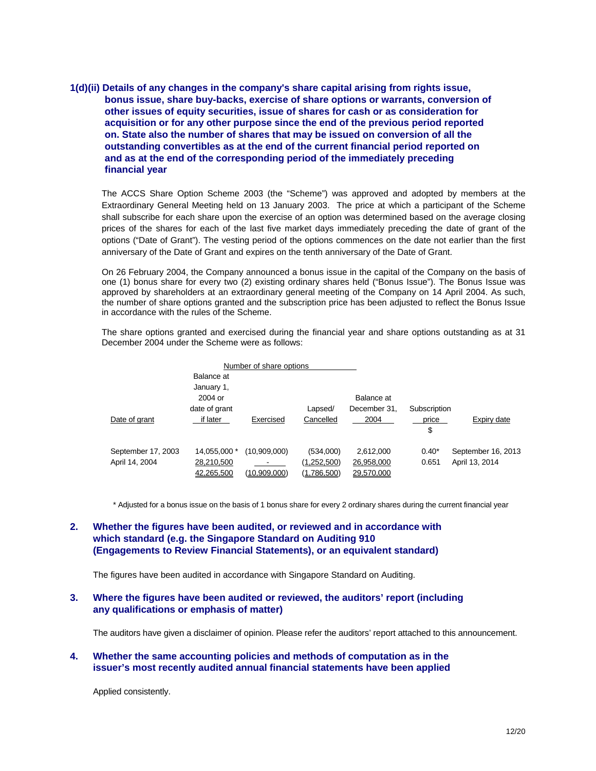**1(d)(ii) Details of any changes in the company's share capital arising from rights issue, bonus issue, share buy-backs, exercise of share options or warrants, conversion of other issues of equity securities, issue of shares for cash or as consideration for acquisition or for any other purpose since the end of the previous period reported on. State also the number of shares that may be issued on conversion of all the outstanding convertibles as at the end of the current financial period reported on and as at the end of the corresponding period of the immediately preceding financial year**

The ACCS Share Option Scheme 2003 (the "Scheme") was approved and adopted by members at the Extraordinary General Meeting held on 13 January 2003. The price at which a participant of the Scheme shall subscribe for each share upon the exercise of an option was determined based on the average closing prices of the shares for each of the last five market days immediately preceding the date of grant of the options ("Date of Grant"). The vesting period of the options commences on the date not earlier than the first anniversary of the Date of Grant and expires on the tenth anniversary of the Date of Grant.

On 26 February 2004, the Company announced a bonus issue in the capital of the Company on the basis of one (1) bonus share for every two (2) existing ordinary shares held ("Bonus Issue"). The Bonus Issue was approved by shareholders at an extraordinary general meeting of the Company on 14 April 2004. As such, the number of share options granted and the subscription price has been adjusted to reflect the Bonus Issue in accordance with the rules of the Scheme.

The share options granted and exercised during the financial year and share options outstanding as at 31 December 2004 under the Scheme were as follows:

| | Number of share options | | | | | |
|---|---|---|---|---|---|---|
| Date of grant | Balance at January 1, 2004 or date of grant if later | Exercised | Lapsed/ Cancelled | Balance at December 31, 2004 | Subscription price $ | Expiry date |
| September 17, 2003 | 14,055,000 * | (10,909,000) | (534,000) | 2,612,000 | 0.40* | September 16, 2013 |
| April 14, 2004 | 28,210,500 | - | (1,252,500) | 26,958,000 | 0.651 | April 13, 2014 |
| | 42,265,500 | (10,909,000) | (1,786,500) | 29,570,000 | | |

\* Adjusted for a bonus issue on the basis of 1 bonus share for every 2 ordinary shares during the current financial year

**2. Whether the figures have been audited, or reviewed and in accordance with which standard (e.g. the Singapore Standard on Auditing 910 (Engagements to Review Financial Statements), or an equivalent standard)**

The figures have been audited in accordance with Singapore Standard on Auditing.

**3. Where the figures have been audited or reviewed, the auditors' report (including any qualifications or emphasis of matter)**

The auditors have given a disclaimer of opinion. Please refer the auditors' report attached to this announcement.

**4. Whether the same accounting policies and methods of computation as in the issuer's most recently audited annual financial statements have been applied**

Applied consistently.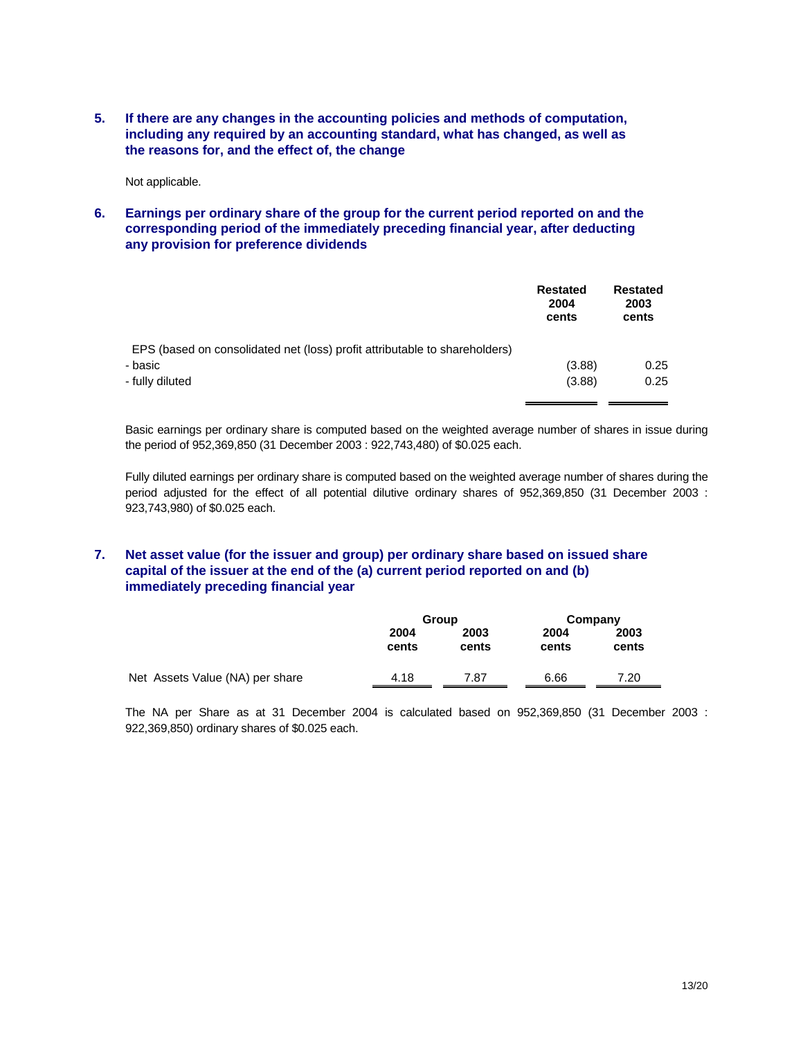## 5. If there are any changes in the accounting policies and methods of computation, including any required by an accounting standard, what has changed, as well as the reasons for, and the effect of, the change

Not applicable.

## 6. Earnings per ordinary share of the group for the current period reported on and the corresponding period of the immediately preceding financial year, after deducting any provision for preference dividends

| | Restated 2004 cents | Restated 2003 cents |
|---|---|---|
| EPS (based on consolidated net (loss) profit attributable to shareholders) | | |
| - basic | (3.88) | 0.25 |
| - fully diluted | (3.88) | 0.25 |

Basic earnings per ordinary share is computed based on the weighted average number of shares in issue during the period of 952,369,850 (31 December 2003 : 922,743,480) of $0.025 each.

Fully diluted earnings per ordinary share is computed based on the weighted average number of shares during the period adjusted for the effect of all potential dilutive ordinary shares of 952,369,850 (31 December 2003 : 923,743,980) of $0.025 each.

## 7. Net asset value (for the issuer and group) per ordinary share based on issued share capital of the issuer at the end of the (a) current period reported on and (b) immediately preceding financial year

| | Group | | Company | |
|---|---|---|---|---|
| | 2004 cents | 2003 cents | 2004 cents | 2003 cents |
| Net Assets Value (NA) per share | 4.18 | 7.87 | 6.66 | 7.20 |

The NA per Share as at 31 December 2004 is calculated based on 952,369,850 (31 December 2003 : 922,369,850) ordinary shares of $0.025 each.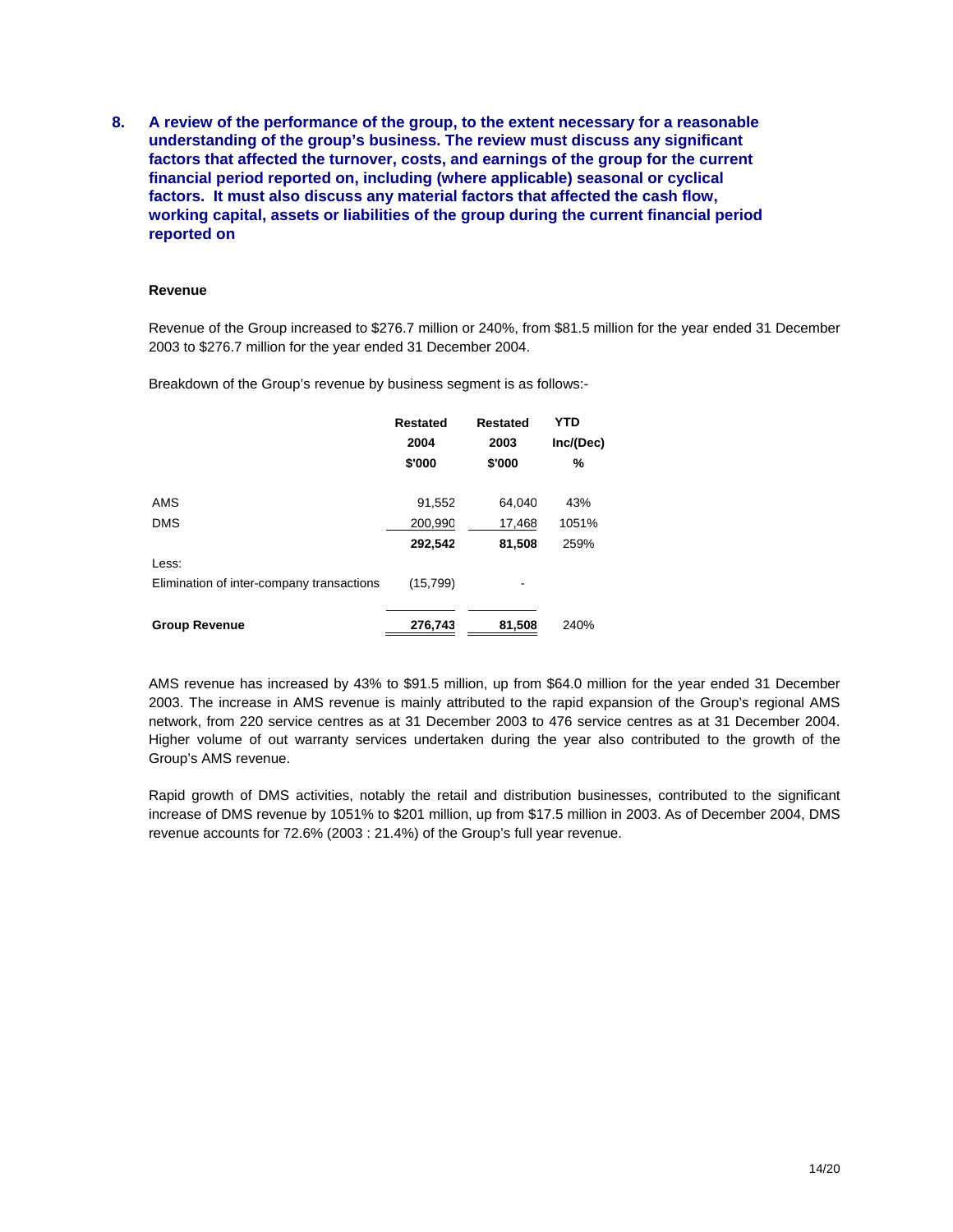## 8. A review of the performance of the group, to the extent necessary for a reasonable understanding of the group's business. The review must discuss any significant factors that affected the turnover, costs, and earnings of the group for the current financial period reported on, including (where applicable) seasonal or cyclical factors. It must also discuss any material factors that affected the cash flow, working capital, assets or liabilities of the group during the current financial period reported on

**Revenue**

Revenue of the Group increased to $276.7 million or 240%, from $81.5 million for the year ended 31 December 2003 to $276.7 million for the year ended 31 December 2004.

Breakdown of the Group's revenue by business segment is as follows:-

| | Restated 2004 $'000 | Restated 2003 $'000 | YTD Inc/(Dec) % |
|---|---|---|---|
| AMS | 91,552 | 64,040 | 43% |
| DMS | 200,990 | 17,468 | 1051% |
| | **292,542** | **81,508** | 259% |
| Less: | | | |
| Elimination of inter-company transactions | (15,799) | - | |
| **Group Revenue** | **276,743** | **81,508** | 240% |

AMS revenue has increased by 43% to $91.5 million, up from $64.0 million for the year ended 31 December 2003. The increase in AMS revenue is mainly attributed to the rapid expansion of the Group's regional AMS network, from 220 service centres as at 31 December 2003 to 476 service centres as at 31 December 2004. Higher volume of out warranty services undertaken during the year also contributed to the growth of the Group's AMS revenue.

Rapid growth of DMS activities, notably the retail and distribution businesses, contributed to the significant increase of DMS revenue by 1051% to $201 million, up from $17.5 million in 2003. As of December 2004, DMS revenue accounts for 72.6% (2003 : 21.4%) of the Group's full year revenue.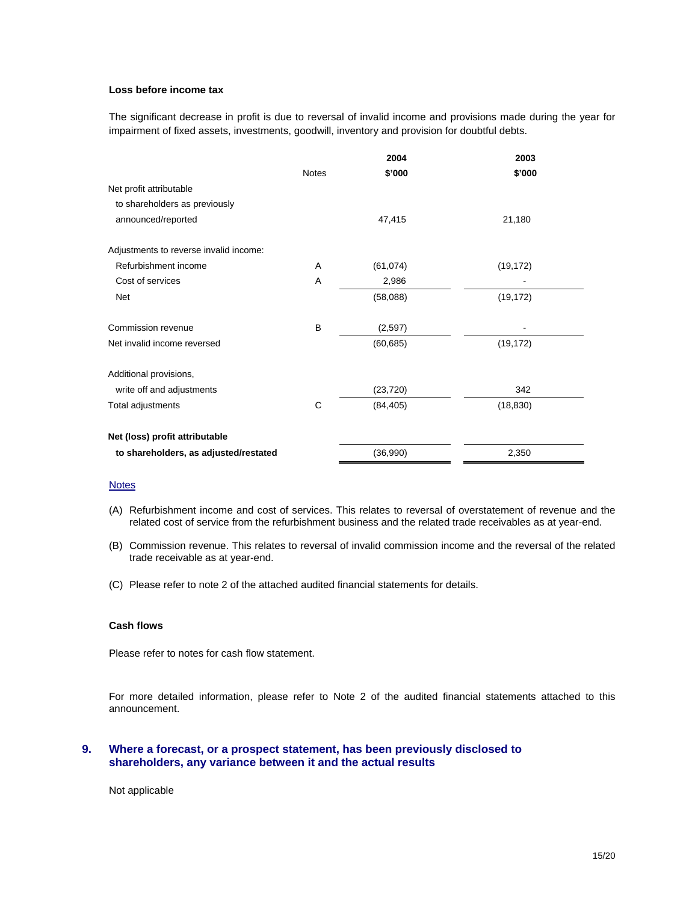**Loss before income tax**

The significant decrease in profit is due to reversal of invalid income and provisions made during the year for impairment of fixed assets, investments, goodwill, inventory and provision for doubtful debts.

| | Notes | 2004<br>$'000 | 2003<br>$'000 |
|---|---|---|---|
| Net profit attributable to shareholders as previously announced/reported | | 47,415 | 21,180 |
| Adjustments to reverse invalid income: | | | |
| Refurbishment income | A | (61,074) | (19,172) |
| Cost of services | A | 2,986 | - |
| Net | | (58,088) | (19,172) |
| Commission revenue | B | (2,597) | - |
| Net invalid income reversed | | (60,685) | (19,172) |
| Additional provisions, write off and adjustments | | (23,720) | 342 |
| Total adjustments | C | (84,405) | (18,830) |
| **Net (loss) profit attributable to shareholders, as adjusted/restated** | | (36,990) | 2,350 |

Notes

(A) Refurbishment income and cost of services. This relates to reversal of overstatement of revenue and the related cost of service from the refurbishment business and the related trade receivables as at year-end.

(B) Commission revenue. This relates to reversal of invalid commission income and the reversal of the related trade receivable as at year-end.

(C) Please refer to note 2 of the attached audited financial statements for details.

**Cash flows**

Please refer to notes for cash flow statement.

For more detailed information, please refer to Note 2 of the audited financial statements attached to this announcement.

## 9. Where a forecast, or a prospect statement, has been previously disclosed to shareholders, any variance between it and the actual results

Not applicable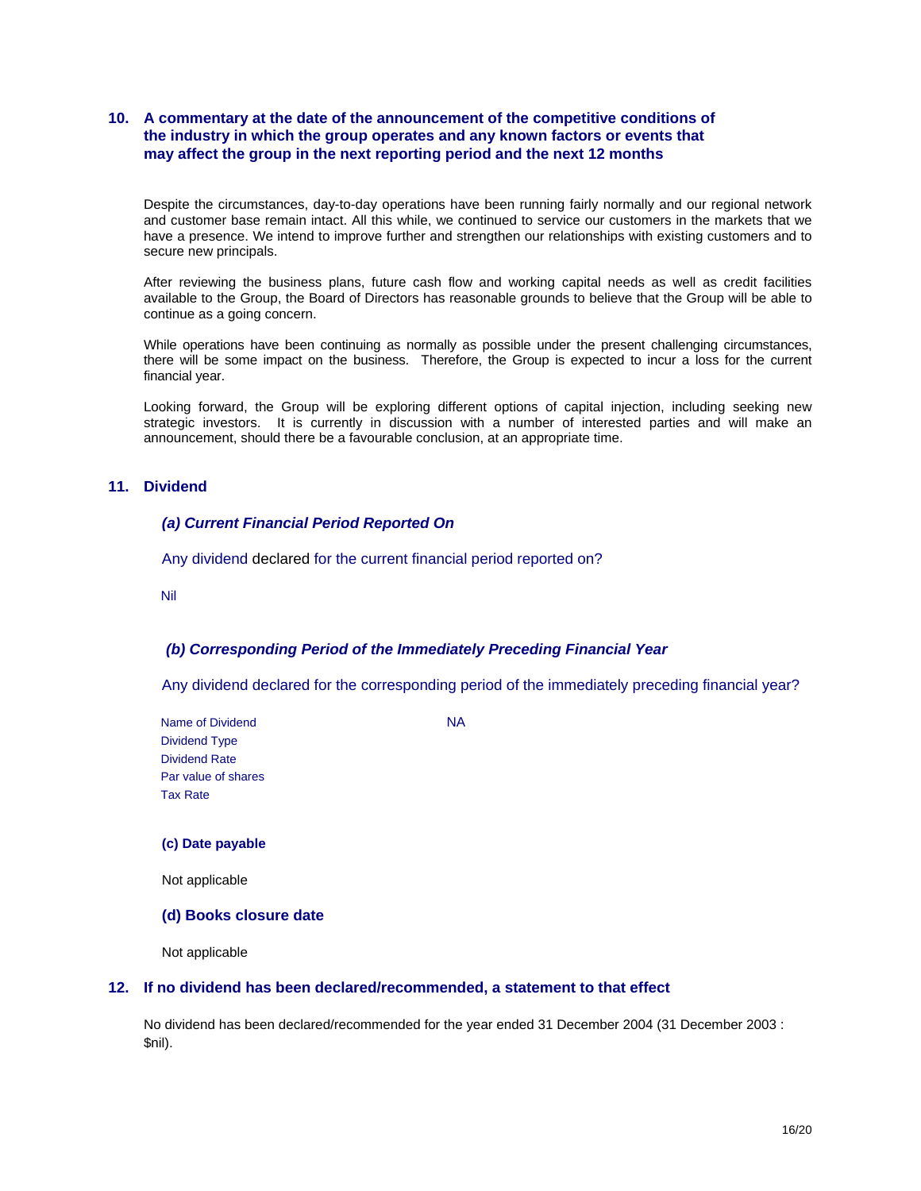## 10. A commentary at the date of the announcement of the competitive conditions of the industry in which the group operates and any known factors or events that may affect the group in the next reporting period and the next 12 months

Despite the circumstances, day-to-day operations have been running fairly normally and our regional network and customer base remain intact. All this while, we continued to service our customers in the markets that we have a presence. We intend to improve further and strengthen our relationships with existing customers and to secure new principals.

After reviewing the business plans, future cash flow and working capital needs as well as credit facilities available to the Group, the Board of Directors has reasonable grounds to believe that the Group will be able to continue as a going concern.

While operations have been continuing as normally as possible under the present challenging circumstances, there will be some impact on the business. Therefore, the Group is expected to incur a loss for the current financial year.

Looking forward, the Group will be exploring different options of capital injection, including seeking new strategic investors. It is currently in discussion with a number of interested parties and will make an announcement, should there be a favourable conclusion, at an appropriate time.

## 11. Dividend

### *(a) Current Financial Period Reported On*

Any dividend declared for the current financial period reported on?

Nil

### *(b) Corresponding Period of the Immediately Preceding Financial Year*

Any dividend declared for the corresponding period of the immediately preceding financial year?

| | |
|---|---|
| Name of Dividend | NA |
| Dividend Type | |
| Dividend Rate | |
| Par value of shares | |
| Tax Rate | |

### (c) Date payable

Not applicable

### (d) Books closure date

Not applicable

## 12. If no dividend has been declared/recommended, a statement to that effect

No dividend has been declared/recommended for the year ended 31 December 2004 (31 December 2003 : $nil).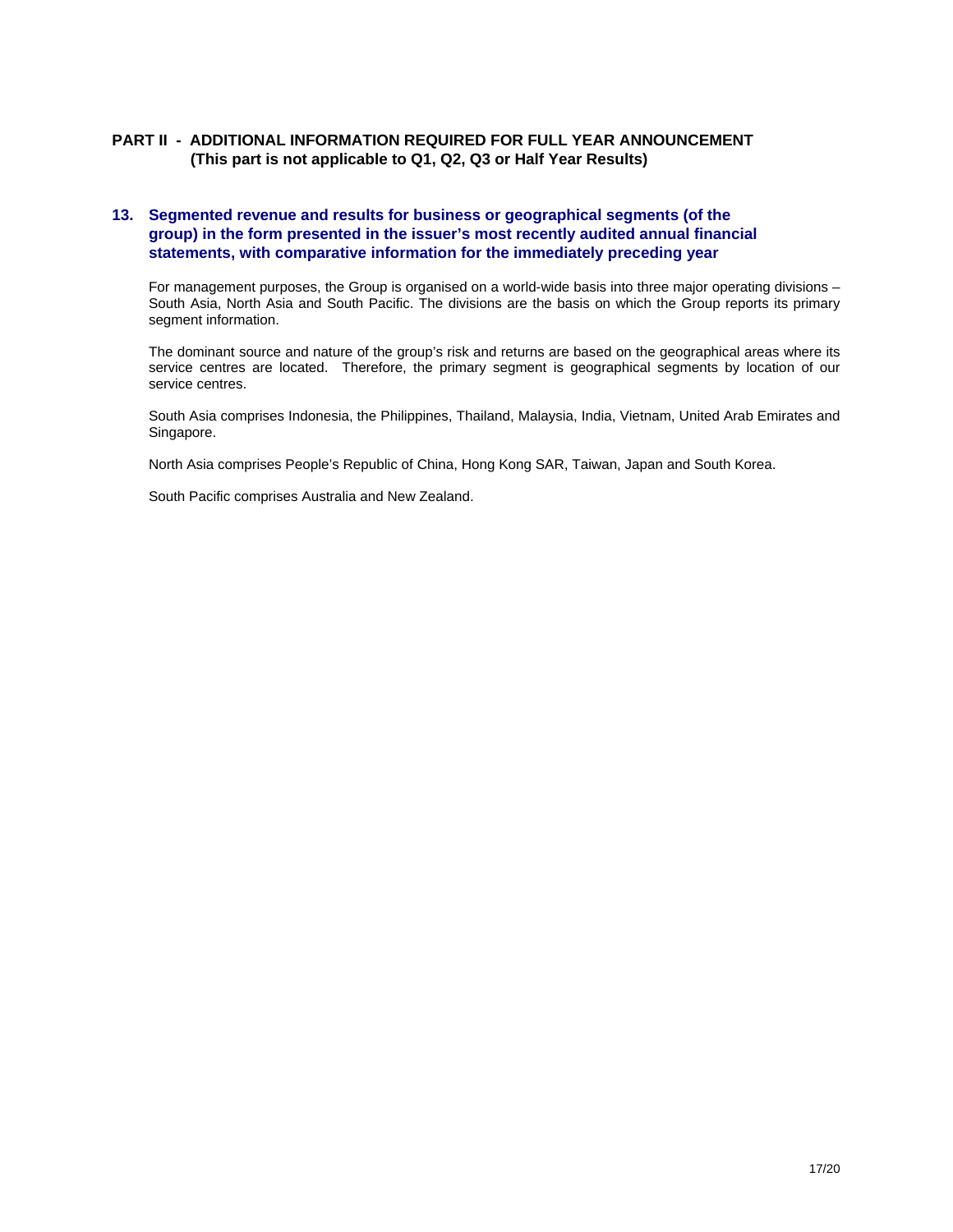## PART II - ADDITIONAL INFORMATION REQUIRED FOR FULL YEAR ANNOUNCEMENT (This part is not applicable to Q1, Q2, Q3 or Half Year Results)

### 13. Segmented revenue and results for business or geographical segments (of the group) in the form presented in the issuer's most recently audited annual financial statements, with comparative information for the immediately preceding year

For management purposes, the Group is organised on a world-wide basis into three major operating divisions – South Asia, North Asia and South Pacific. The divisions are the basis on which the Group reports its primary segment information.

The dominant source and nature of the group's risk and returns are based on the geographical areas where its service centres are located. Therefore, the primary segment is geographical segments by location of our service centres.

South Asia comprises Indonesia, the Philippines, Thailand, Malaysia, India, Vietnam, United Arab Emirates and Singapore.

North Asia comprises People's Republic of China, Hong Kong SAR, Taiwan, Japan and South Korea.

South Pacific comprises Australia and New Zealand.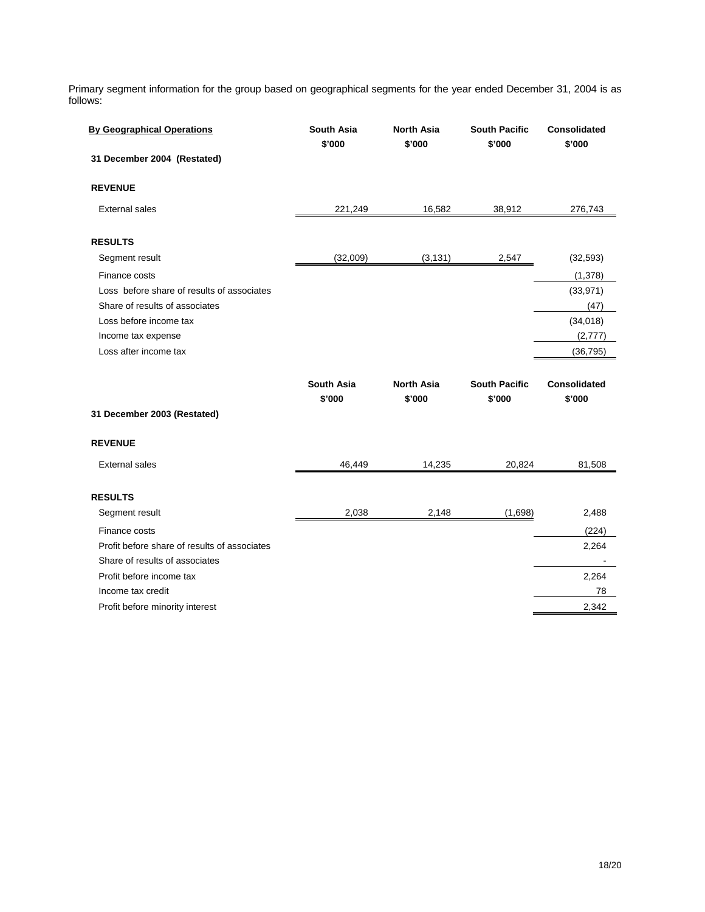Primary segment information for the group based on geographical segments for the year ended December 31, 2004 is as follows:

| **By Geographical Operations** | **South Asia** <br> **$'000** | **North Asia** <br> **$'000** | **South Pacific** <br> **$'000** | **Consolidated** <br> **$'000** |
|---|---|---|---|---|
| **31 December 2004 (Restated)** | | | | |
| **REVENUE** | | | | |
| External sales | 221,249 | 16,582 | 38,912 | 276,743 |
| **RESULTS** | | | | |
| Segment result | (32,009) | (3,131) | 2,547 | (32,593) |
| Finance costs | | | | (1,378) |
| Loss before share of results of associates | | | | (33,971) |
| Share of results of associates | | | | (47) |
| Loss before income tax | | | | (34,018) |
| Income tax expense | | | | (2,777) |
| Loss after income tax | | | | (36,795) |

| | **South Asia** <br> **$'000** | **North Asia** <br> **$'000** | **South Pacific** <br> **$'000** | **Consolidated** <br> **$'000** |
|---|---|---|---|---|
| **31 December 2003 (Restated)** | | | | |
| **REVENUE** | | | | |
| External sales | 46,449 | 14,235 | 20,824 | 81,508 |
| **RESULTS** | | | | |
| Segment result | 2,038 | 2,148 | (1,698) | 2,488 |
| Finance costs | | | | (224) |
| Profit before share of results of associates | | | | 2,264 |
| Share of results of associates | | | | - |
| Profit before income tax | | | | 2,264 |
| Income tax credit | | | | 78 |
| Profit before minority interest | | | | 2,342 |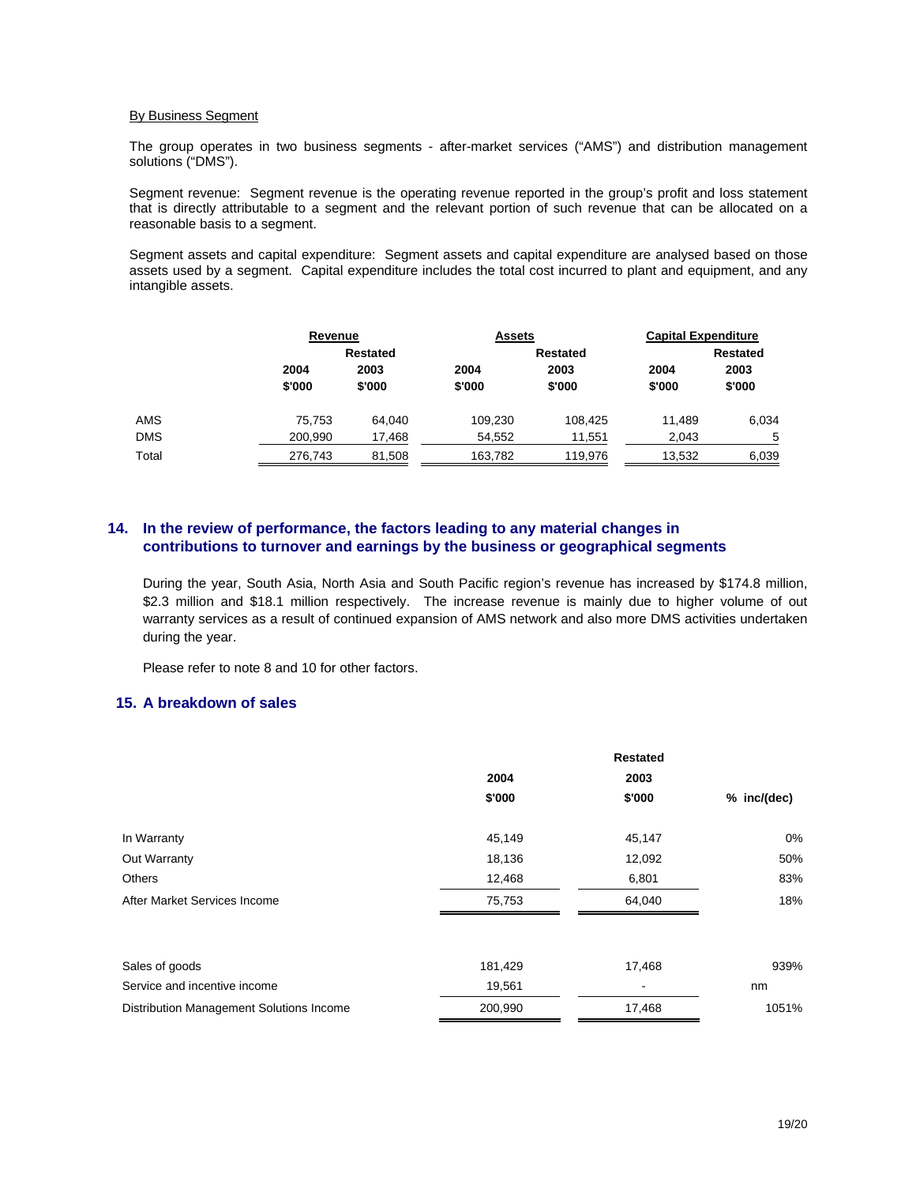By Business Segment

The group operates in two business segments - after-market services ("AMS") and distribution management solutions ("DMS").

Segment revenue: Segment revenue is the operating revenue reported in the group's profit and loss statement that is directly attributable to a segment and the relevant portion of such revenue that can be allocated on a reasonable basis to a segment.

Segment assets and capital expenditure: Segment assets and capital expenditure are analysed based on those assets used by a segment. Capital expenditure includes the total cost incurred to plant and equipment, and any intangible assets.

| | Revenue | | Assets | | Capital Expenditure | |
|---|---|---|---|---|---|---|
| | | Restated | | Restated | | Restated |
| | 2004 | 2003 | 2004 | 2003 | 2004 | 2003 |
| | $'000 | $'000 | $'000 | $'000 | $'000 | $'000 |
| AMS | 75,753 | 64,040 | 109,230 | 108,425 | 11,489 | 6,034 |
| DMS | 200,990 | 17,468 | 54,552 | 11,551 | 2,043 | 5 |
| Total | 276,743 | 81,508 | 163,782 | 119,976 | 13,532 | 6,039 |

## 14. In the review of performance, the factors leading to any material changes in contributions to turnover and earnings by the business or geographical segments

During the year, South Asia, North Asia and South Pacific region's revenue has increased by $174.8 million, $2.3 million and $18.1 million respectively. The increase revenue is mainly due to higher volume of out warranty services as a result of continued expansion of AMS network and also more DMS activities undertaken during the year.

Please refer to note 8 and 10 for other factors.

## 15. A breakdown of sales

| | 2004 | Restated 2003 | |
|---|---|---|---|
| | $'000 | $'000 | % inc/(dec) |
| In Warranty | 45,149 | 45,147 | 0% |
| Out Warranty | 18,136 | 12,092 | 50% |
| Others | 12,468 | 6,801 | 83% |
| After Market Services Income | 75,753 | 64,040 | 18% |
| | | | |
| Sales of goods | 181,429 | 17,468 | 939% |
| Service and incentive income | 19,561 | - | nm |
| Distribution Management Solutions Income | 200,990 | 17,468 | 1051% |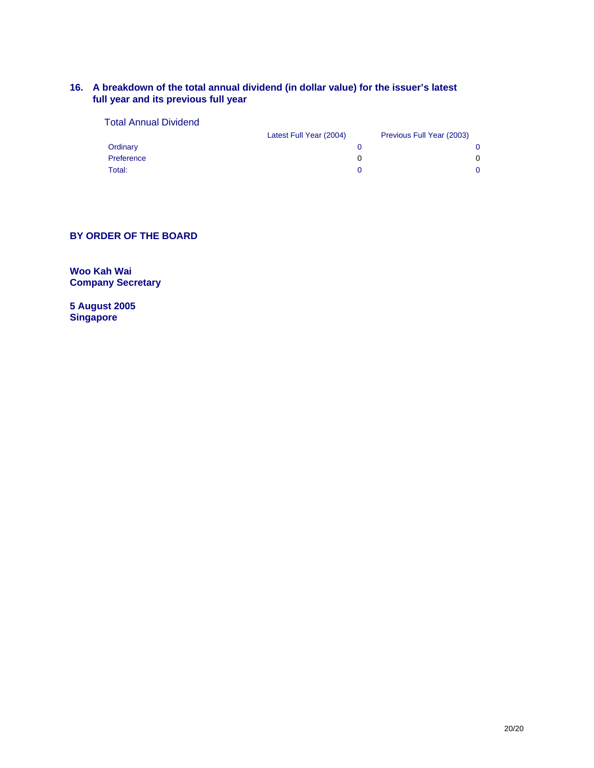**16. A breakdown of the total annual dividend (in dollar value) for the issuer's latest full year and its previous full year**

Total Annual Dividend

| | Latest Full Year (2004) | Previous Full Year (2003) |
|---|---|---|
| Ordinary | 0 | 0 |
| Preference | 0 | 0 |
| Total: | 0 | 0 |

**BY ORDER OF THE BOARD**

**Woo Kah Wai**
**Company Secretary**

**5 August 2005**
**Singapore**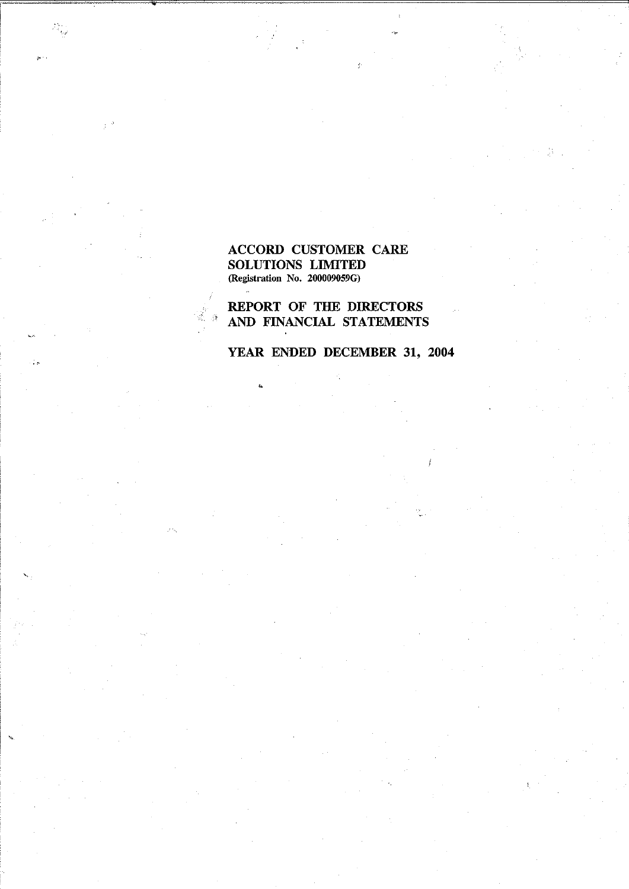# ACCORD CUSTOMER CARE SOLUTIONS LIMITED

(Registration No. 200009059G)

## REPORT OF THE DIRECTORS AND FINANCIAL STATEMENTS

## YEAR ENDED DECEMBER 31, 2004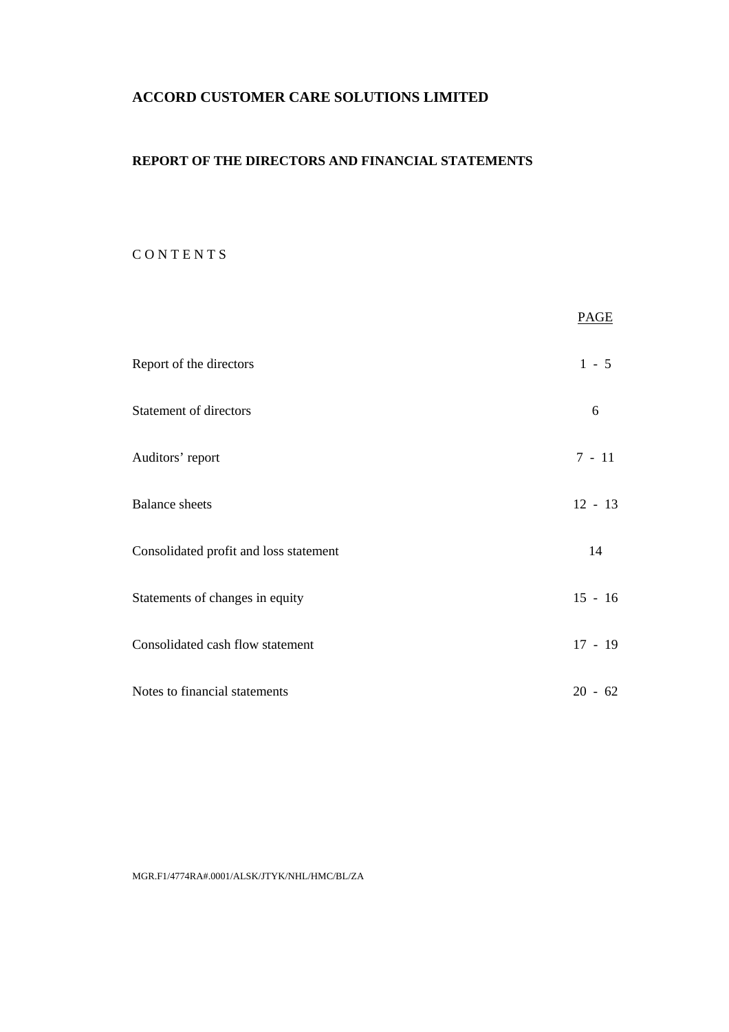**ACCORD CUSTOMER CARE SOLUTIONS LIMITED**

**REPORT OF THE DIRECTORS AND FINANCIAL STATEMENTS**

C O N T E N T S

| | PAGE |
|---|---|
| Report of the directors | 1 - 5 |
| Statement of directors | 6 |
| Auditors' report | 7 - 11 |
| Balance sheets | 12 - 13 |
| Consolidated profit and loss statement | 14 |
| Statements of changes in equity | 15 - 16 |
| Consolidated cash flow statement | 17 - 19 |
| Notes to financial statements | 20 - 62 |

MGR.F1/4774RA#.0001/ALSK/JTYK/NHL/HMC/BL/ZA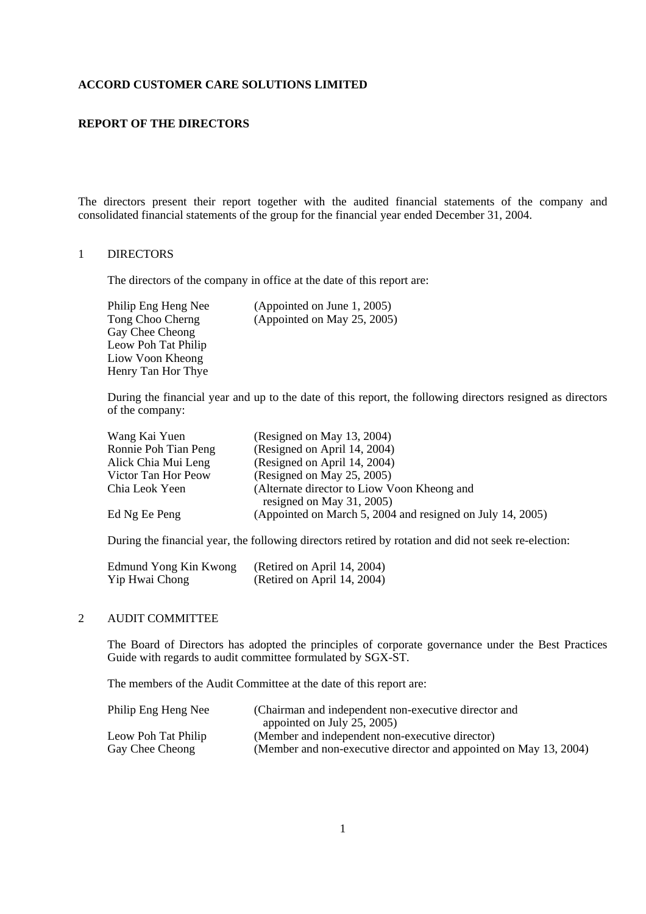**ACCORD CUSTOMER CARE SOLUTIONS LIMITED**

**REPORT OF THE DIRECTORS**

The directors present their report together with the audited financial statements of the company and consolidated financial statements of the group for the financial year ended December 31, 2004.

1 DIRECTORS

The directors of the company in office at the date of this report are:

| | |
|---|---|
| Philip Eng Heng Nee | (Appointed on June 1, 2005) |
| Tong Choo Cherng | (Appointed on May 25, 2005) |
| Gay Chee Cheong | |
| Leow Poh Tat Philip | |
| Liow Voon Kheong | |
| Henry Tan Hor Thye | |

During the financial year and up to the date of this report, the following directors resigned as directors of the company:

| | |
|---|---|
| Wang Kai Yuen | (Resigned on May 13, 2004) |
| Ronnie Poh Tian Peng | (Resigned on April 14, 2004) |
| Alick Chia Mui Leng | (Resigned on April 14, 2004) |
| Victor Tan Hor Peow | (Resigned on May 25, 2005) |
| Chia Leok Yeen | (Alternate director to Liow Voon Kheong and resigned on May 31, 2005) |
| Ed Ng Ee Peng | (Appointed on March 5, 2004 and resigned on July 14, 2005) |

During the financial year, the following directors retired by rotation and did not seek re-election:

| | |
|---|---|
| Edmund Yong Kin Kwong | (Retired on April 14, 2004) |
| Yip Hwai Chong | (Retired on April 14, 2004) |

2 AUDIT COMMITTEE

The Board of Directors has adopted the principles of corporate governance under the Best Practices Guide with regards to audit committee formulated by SGX-ST.

The members of the Audit Committee at the date of this report are:

| | |
|---|---|
| Philip Eng Heng Nee | (Chairman and independent non-executive director and appointed on July 25, 2005) |
| Leow Poh Tat Philip | (Member and independent non-executive director) |
| Gay Chee Cheong | (Member and non-executive director and appointed on May 13, 2004) |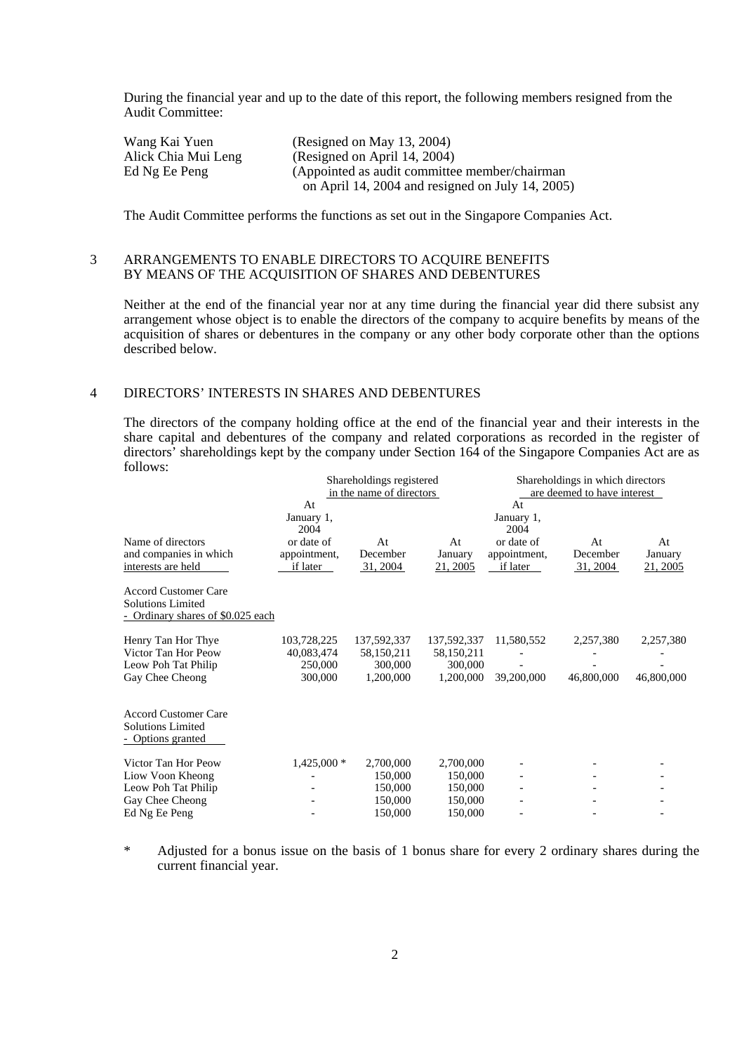During the financial year and up to the date of this report, the following members resigned from the Audit Committee:

| | |
|---|---|
| Wang Kai Yuen | (Resigned on May 13, 2004) |
| Alick Chia Mui Leng | (Resigned on April 14, 2004) |
| Ed Ng Ee Peng | (Appointed as audit committee member/chairman on April 14, 2004 and resigned on July 14, 2005) |

The Audit Committee performs the functions as set out in the Singapore Companies Act.

## 3 ARRANGEMENTS TO ENABLE DIRECTORS TO ACQUIRE BENEFITS BY MEANS OF THE ACQUISITION OF SHARES AND DEBENTURES

Neither at the end of the financial year nor at any time during the financial year did there subsist any arrangement whose object is to enable the directors of the company to acquire benefits by means of the acquisition of shares or debentures in the company or any other body corporate other than the options described below.

## 4 DIRECTORS' INTERESTS IN SHARES AND DEBENTURES

The directors of the company holding office at the end of the financial year and their interests in the share capital and debentures of the company and related corporations as recorded in the register of directors' shareholdings kept by the company under Section 164 of the Singapore Companies Act are as follows:

| Name of directors and companies in which interests are held | Shareholdings registered in the name of directors | | | Shareholdings in which directors are deemed to have interest | | |
|---|---|---|---|---|---|---|
| | At January 1, 2004 or date of appointment, if later | At December 31, 2004 | At January 21, 2005 | At January 1, 2004 or date of appointment, if later | At December 31, 2004 | At January 21, 2005 |
| **Accord Customer Care Solutions Limited - Ordinary shares of $0.025 each** | | | | | | |
| Henry Tan Hor Thye | 103,728,225 | 137,592,337 | 137,592,337 | 11,580,552 | 2,257,380 | 2,257,380 |
| Victor Tan Hor Peow | 40,083,474 | 58,150,211 | 58,150,211 | - | - | - |
| Leow Poh Tat Philip | 250,000 | 300,000 | 300,000 | - | - | - |
| Gay Chee Cheong | 300,000 | 1,200,000 | 1,200,000 | 39,200,000 | 46,800,000 | 46,800,000 |
| **Accord Customer Care Solutions Limited - Options granted** | | | | | | |
| Victor Tan Hor Peow | 1,425,000 * | 2,700,000 | 2,700,000 | - | - | - |
| Liow Voon Kheong | - | 150,000 | 150,000 | - | - | - |
| Leow Poh Tat Philip | - | 150,000 | 150,000 | - | - | - |
| Gay Chee Cheong | - | 150,000 | 150,000 | - | - | - |
| Ed Ng Ee Peng | - | 150,000 | 150,000 | - | - | - |

\* Adjusted for a bonus issue on the basis of 1 bonus share for every 2 ordinary shares during the current financial year.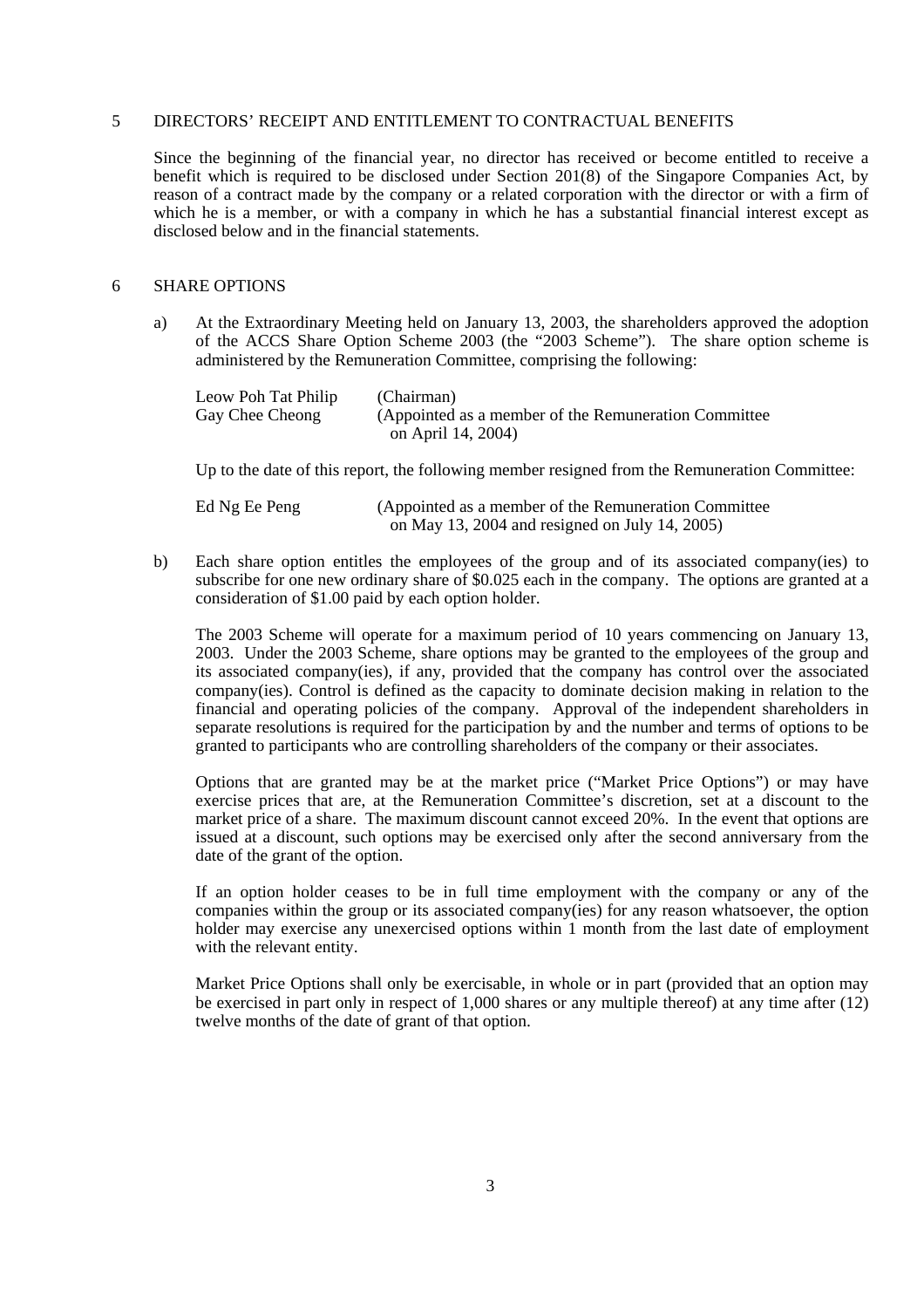## 5 DIRECTORS' RECEIPT AND ENTITLEMENT TO CONTRACTUAL BENEFITS

Since the beginning of the financial year, no director has received or become entitled to receive a benefit which is required to be disclosed under Section 201(8) of the Singapore Companies Act, by reason of a contract made by the company or a related corporation with the director or with a firm of which he is a member, or with a company in which he has a substantial financial interest except as disclosed below and in the financial statements.

## 6 SHARE OPTIONS

a) At the Extraordinary Meeting held on January 13, 2003, the shareholders approved the adoption of the ACCS Share Option Scheme 2003 (the "2003 Scheme"). The share option scheme is administered by the Remuneration Committee, comprising the following:

| | |
|---|---|
| Leow Poh Tat Philip | (Chairman) |
| Gay Chee Cheong | (Appointed as a member of the Remuneration Committee on April 14, 2004) |

Up to the date of this report, the following member resigned from the Remuneration Committee:

| | |
|---|---|
| Ed Ng Ee Peng | (Appointed as a member of the Remuneration Committee on May 13, 2004 and resigned on July 14, 2005) |

b) Each share option entitles the employees of the group and of its associated company(ies) to subscribe for one new ordinary share of $0.025 each in the company. The options are granted at a consideration of $1.00 paid by each option holder.

The 2003 Scheme will operate for a maximum period of 10 years commencing on January 13, 2003. Under the 2003 Scheme, share options may be granted to the employees of the group and its associated company(ies), if any, provided that the company has control over the associated company(ies). Control is defined as the capacity to dominate decision making in relation to the financial and operating policies of the company. Approval of the independent shareholders in separate resolutions is required for the participation by and the number and terms of options to be granted to participants who are controlling shareholders of the company or their associates.

Options that are granted may be at the market price ("Market Price Options") or may have exercise prices that are, at the Remuneration Committee's discretion, set at a discount to the market price of a share. The maximum discount cannot exceed 20%. In the event that options are issued at a discount, such options may be exercised only after the second anniversary from the date of the grant of the option.

If an option holder ceases to be in full time employment with the company or any of the companies within the group or its associated company(ies) for any reason whatsoever, the option holder may exercise any unexercised options within 1 month from the last date of employment with the relevant entity.

Market Price Options shall only be exercisable, in whole or in part (provided that an option may be exercised in part only in respect of 1,000 shares or any multiple thereof) at any time after (12) twelve months of the date of grant of that option.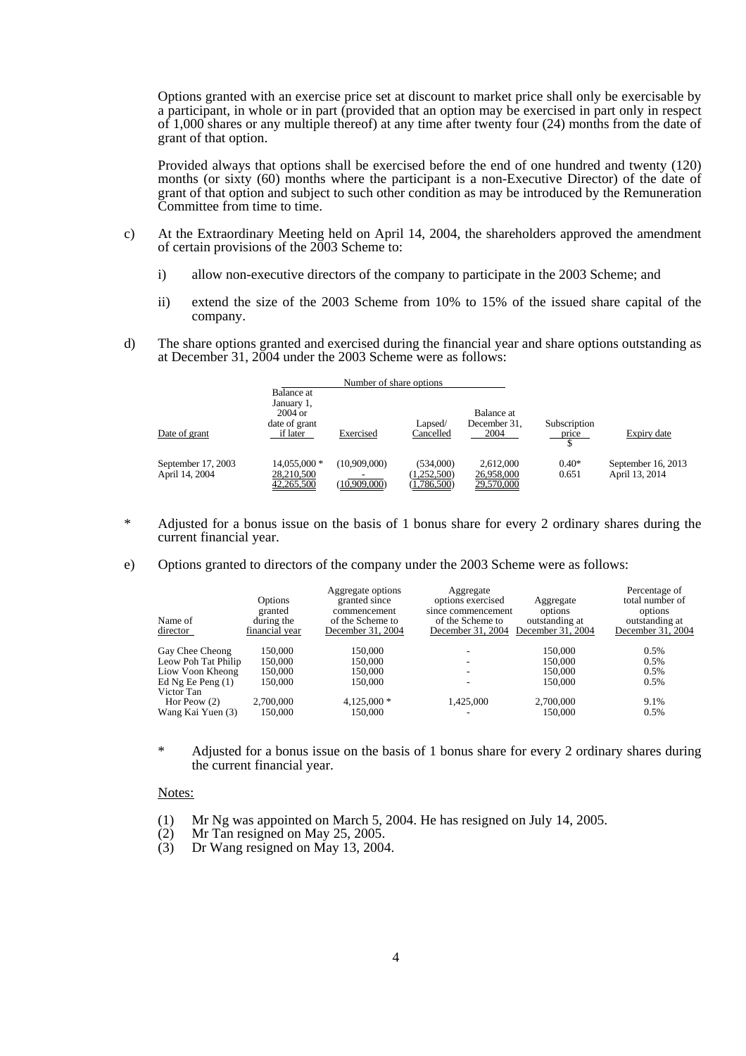Options granted with an exercise price set at discount to market price shall only be exercisable by a participant, in whole or in part (provided that an option may be exercised in part only in respect of 1,000 shares or any multiple thereof) at any time after twenty four (24) months from the date of grant of that option.

Provided always that options shall be exercised before the end of one hundred and twenty (120) months (or sixty (60) months where the participant is a non-Executive Director) of the date of grant of that option and subject to such other condition as may be introduced by the Remuneration Committee from time to time.

c) At the Extraordinary Meeting held on April 14, 2004, the shareholders approved the amendment of certain provisions of the 2003 Scheme to:

   i) allow non-executive directors of the company to participate in the 2003 Scheme; and

   ii) extend the size of the 2003 Scheme from 10% to 15% of the issued share capital of the company.

d) The share options granted and exercised during the financial year and share options outstanding as at December 31, 2004 under the 2003 Scheme were as follows:

| | Number of share options | | | | | |
|---|---|---|---|---|---|---|
| Date of grant | Balance at January 1, 2004 or date of grant if later | Exercised | Lapsed/ Cancelled | Balance at December 31, 2004 | Subscription price $ | Expiry date |
| September 17, 2003 | 14,055,000 * | (10,909,000) | (534,000) | 2,612,000 | 0.40* | September 16, 2013 |
| April 14, 2004 | 28,210,500 | - | (1,252,500) | 26,958,000 | 0.651 | April 13, 2014 |
| | 42,265,500 | (10,909,000) | (1,786,500) | 29,570,000 | | |

\* Adjusted for a bonus issue on the basis of 1 bonus share for every 2 ordinary shares during the current financial year.

e) Options granted to directors of the company under the 2003 Scheme were as follows:

| Name of director | Options granted during the financial year | Aggregate options granted since commencement of the Scheme to December 31, 2004 | Aggregate options exercised since commencement of the Scheme to December 31, 2004 | Aggregate options outstanding at December 31, 2004 | Percentage of total number of options outstanding at December 31, 2004 |
|---|---|---|---|---|---|
| Gay Chee Cheong | 150,000 | 150,000 | - | 150,000 | 0.5% |
| Leow Poh Tat Philip | 150,000 | 150,000 | - | 150,000 | 0.5% |
| Liow Voon Kheong | 150,000 | 150,000 | - | 150,000 | 0.5% |
| Ed Ng Ee Peng (1) | 150,000 | 150,000 | - | 150,000 | 0.5% |
| Victor Tan Hor Peow (2) | 2,700,000 | 4,125,000 * | 1,425,000 | 2,700,000 | 9.1% |
| Wang Kai Yuen (3) | 150,000 | 150,000 | - | 150,000 | 0.5% |

\* Adjusted for a bonus issue on the basis of 1 bonus share for every 2 ordinary shares during the current financial year.

Notes:

(1) Mr Ng was appointed on March 5, 2004. He has resigned on July 14, 2005.
(2) Mr Tan resigned on May 25, 2005.
(3) Dr Wang resigned on May 13, 2004.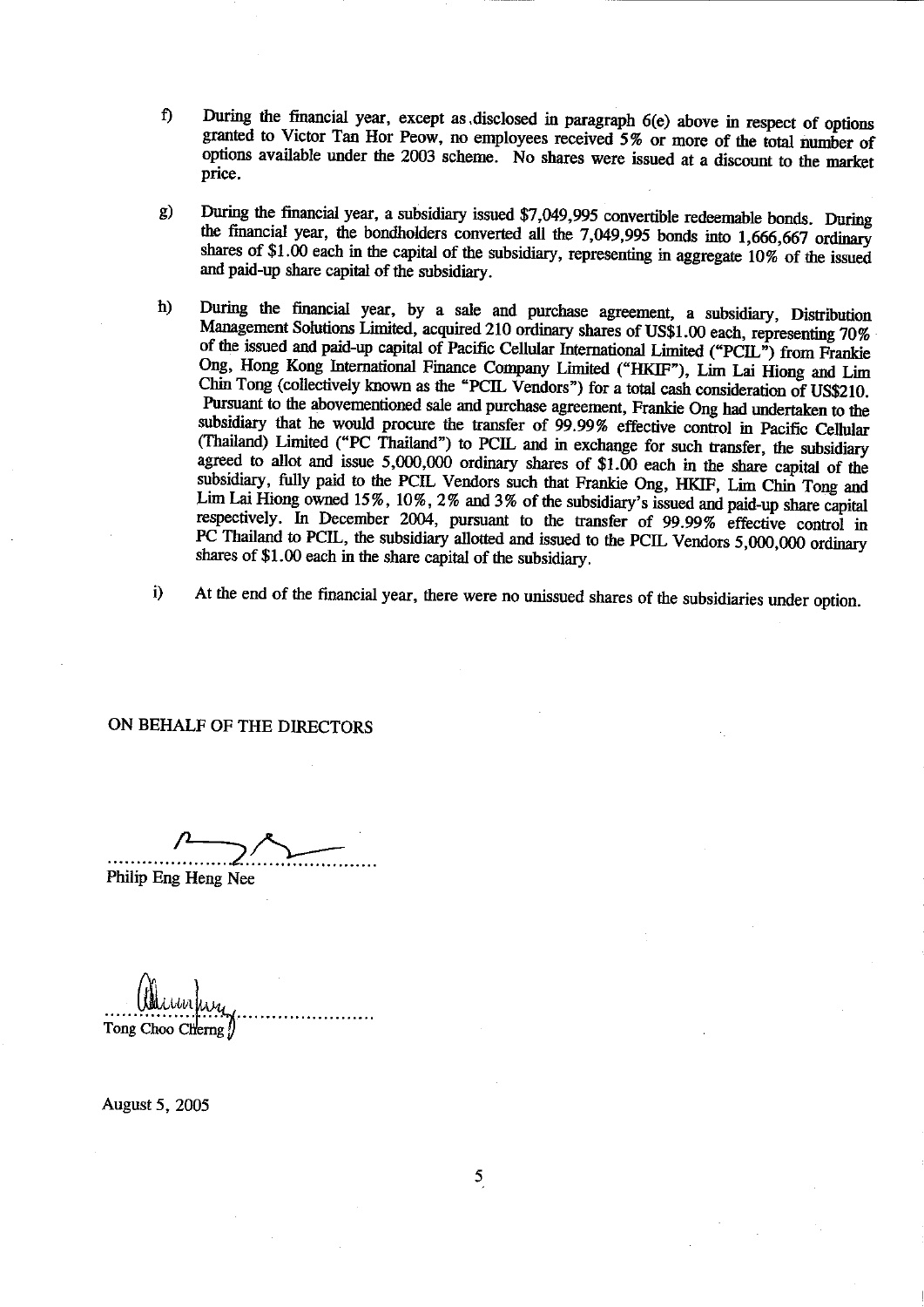f) During the financial year, except as disclosed in paragraph 6(e) above in respect of options granted to Victor Tan Hor Peow, no employees received 5% or more of the total number of options available under the 2003 scheme. No shares were issued at a discount to the market price.

g) During the financial year, a subsidiary issued $7,049,995 convertible redeemable bonds. During the financial year, the bondholders converted all the 7,049,995 bonds into 1,666,667 ordinary shares of $1.00 each in the capital of the subsidiary, representing in aggregate 10% of the issued and paid-up share capital of the subsidiary.

h) During the financial year, by a sale and purchase agreement, a subsidiary, Distribution Management Solutions Limited, acquired 210 ordinary shares of US$1.00 each, representing 70% of the issued and paid-up capital of Pacific Cellular International Limited ("PCIL") from Frankie Ong, Hong Kong International Finance Company Limited ("HKIF"), Lim Lai Hiong and Lim Chin Tong (collectively known as the "PCIL Vendors") for a total cash consideration of US$210. Pursuant to the abovementioned sale and purchase agreement, Frankie Ong had undertaken to the subsidiary that he would procure the transfer of 99.99% effective control in Pacific Cellular (Thailand) Limited ("PC Thailand") to PCIL and in exchange for such transfer, the subsidiary agreed to allot and issue 5,000,000 ordinary shares of $1.00 each in the share capital of the subsidiary, fully paid to the PCIL Vendors such that Frankie Ong, HKIF, Lim Chin Tong and Lim Lai Hiong owned 15%, 10%, 2% and 3% of the subsidiary's issued and paid-up share capital respectively. In December 2004, pursuant to the transfer of 99.99% effective control in PC Thailand to PCIL, the subsidiary allotted and issued to the PCIL Vendors 5,000,000 ordinary shares of $1.00 each in the share capital of the subsidiary.

i) At the end of the financial year, there were no unissued shares of the subsidiaries under option.

ON BEHALF OF THE DIRECTORS

.............................................
Philip Eng Heng Nee

.............................................
Tong Choo Cherng

August 5, 2005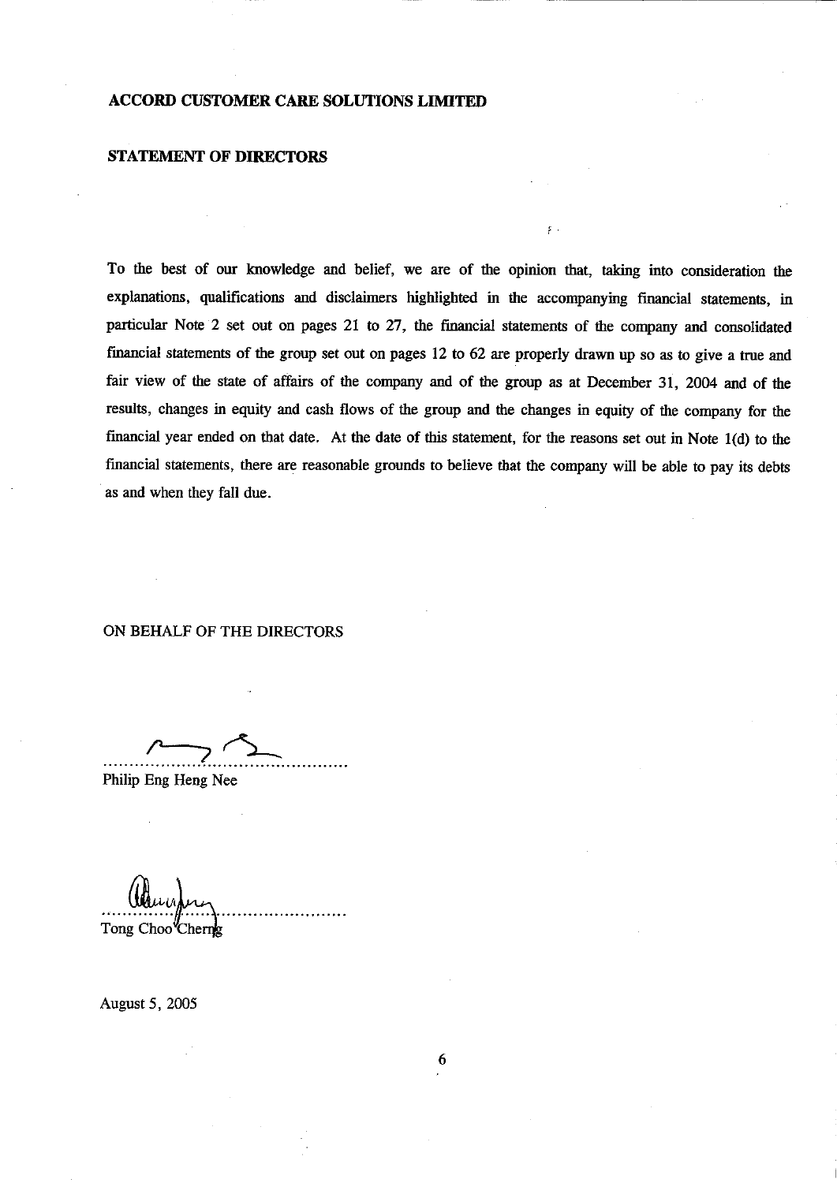**ACCORD CUSTOMER CARE SOLUTIONS LIMITED**

**STATEMENT OF DIRECTORS**

To the best of our knowledge and belief, we are of the opinion that, taking into consideration the explanations, qualifications and disclaimers highlighted in the accompanying financial statements, in particular Note 2 set out on pages 21 to 27, the financial statements of the company and consolidated financial statements of the group set out on pages 12 to 62 are properly drawn up so as to give a true and fair view of the state of affairs of the company and of the group as at December 31, 2004 and of the results, changes in equity and cash flows of the group and the changes in equity of the company for the financial year ended on that date. At the date of this statement, for the reasons set out in Note 1(d) to the financial statements, there are reasonable grounds to believe that the company will be able to pay its debts as and when they fall due.

ON BEHALF OF THE DIRECTORS

............................................
Philip Eng Heng Nee

............................................
Tong Choo Cherng

August 5, 2005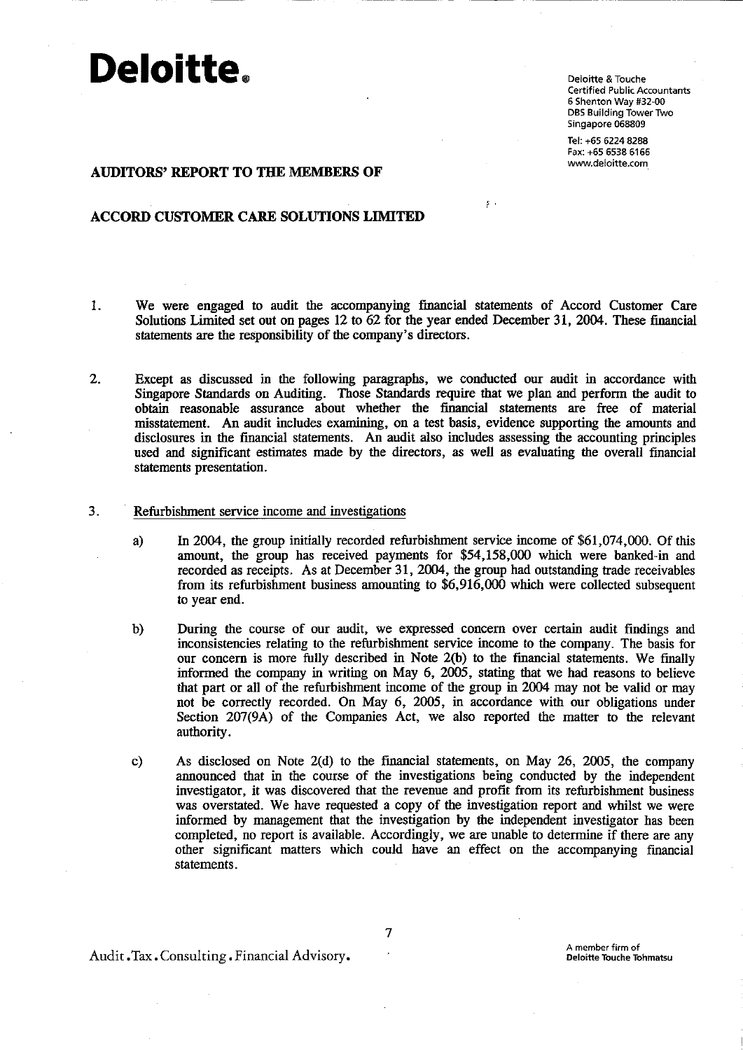**Deloitte.**

Deloitte & Touche
Certified Public Accountants
6 Shenton Way #32-00
DBS Building Tower Two
Singapore 068809

Tel: +65 6224 8288
Fax: +65 6538 6166
www.deloitte.com

## AUDITORS' REPORT TO THE MEMBERS OF

## ACCORD CUSTOMER CARE SOLUTIONS LIMITED

1. We were engaged to audit the accompanying financial statements of Accord Customer Care Solutions Limited set out on pages 12 to 62 for the year ended December 31, 2004. These financial statements are the responsibility of the company's directors.

2. Except as discussed in the following paragraphs, we conducted our audit in accordance with Singapore Standards on Auditing. Those Standards require that we plan and perform the audit to obtain reasonable assurance about whether the financial statements are free of material misstatement. An audit includes examining, on a test basis, evidence supporting the amounts and disclosures in the financial statements. An audit also includes assessing the accounting principles used and significant estimates made by the directors, as well as evaluating the overall financial statements presentation.

3. Refurbishment service income and investigations

   a) In 2004, the group initially recorded refurbishment service income of $61,074,000. Of this amount, the group has received payments for $54,158,000 which were banked-in and recorded as receipts. As at December 31, 2004, the group had outstanding trade receivables from its refurbishment business amounting to $6,916,000 which were collected subsequent to year end.

   b) During the course of our audit, we expressed concern over certain audit findings and inconsistencies relating to the refurbishment service income to the company. The basis for our concern is more fully described in Note 2(b) to the financial statements. We finally informed the company in writing on May 6, 2005, stating that we had reasons to believe that part or all of the refurbishment income of the group in 2004 may not be valid or may not be correctly recorded. On May 6, 2005, in accordance with our obligations under Section 207(9A) of the Companies Act, we also reported the matter to the relevant authority.

   c) As disclosed on Note 2(d) to the financial statements, on May 26, 2005, the company announced that in the course of the investigations being conducted by the independent investigator, it was discovered that the revenue and profit from its refurbishment business was overstated. We have requested a copy of the investigation report and whilst we were informed by management that the investigation by the independent investigator has been completed, no report is available. Accordingly, we are unable to determine if there are any other significant matters which could have an effect on the accompanying financial statements.

Audit.Tax.Consulting.Financial Advisory.

A member firm of
Deloitte Touche Tohmatsu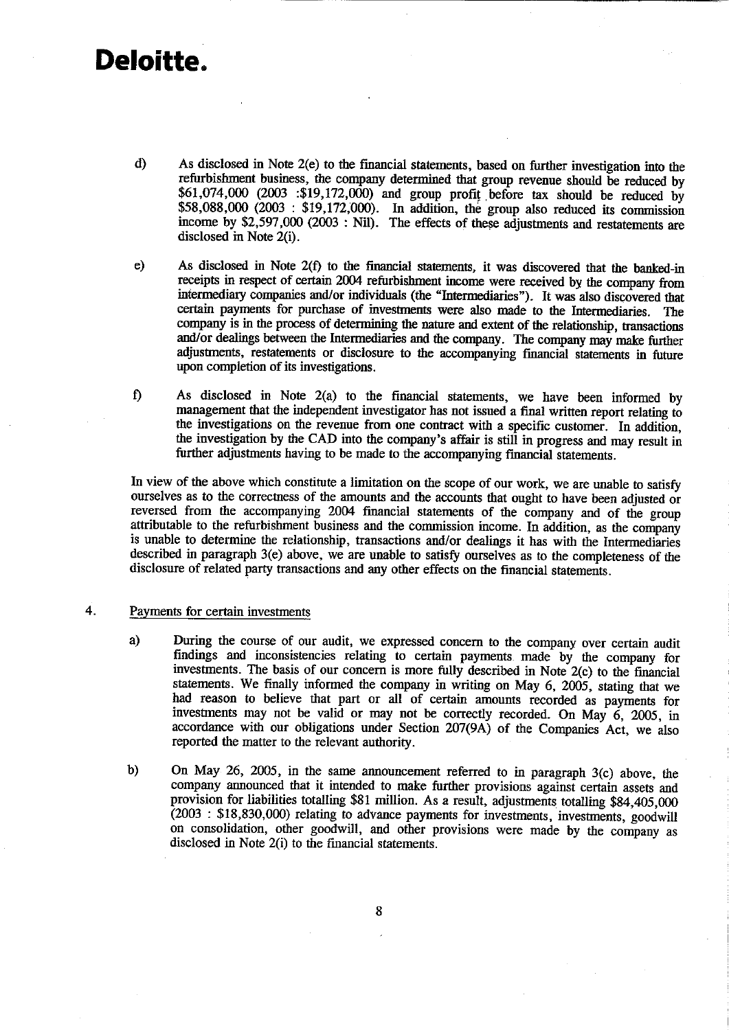**Deloitte.**

d) As disclosed in Note 2(e) to the financial statements, based on further investigation into the refurbishment business, the company determined that group revenue should be reduced by $61,074,000 (2003 :$19,172,000) and group profit before tax should be reduced by $58,088,000 (2003 : $19,172,000). In addition, the group also reduced its commission income by $2,597,000 (2003 : Nil). The effects of these adjustments and restatements are disclosed in Note 2(i).

e) As disclosed in Note 2(f) to the financial statements, it was discovered that the banked-in receipts in respect of certain 2004 refurbishment income were received by the company from intermediary companies and/or individuals (the "Intermediaries"). It was also discovered that certain payments for purchase of investments were also made to the Intermediaries. The company is in the process of determining the nature and extent of the relationship, transactions and/or dealings between the Intermediaries and the company. The company may make further adjustments, restatements or disclosure to the accompanying financial statements in future upon completion of its investigations.

f) As disclosed in Note 2(a) to the financial statements, we have been informed by management that the independent investigator has not issued a final written report relating to the investigations on the revenue from one contract with a specific customer. In addition, the investigation by the CAD into the company's affair is still in progress and may result in further adjustments having to be made to the accompanying financial statements.

In view of the above which constitute a limitation on the scope of our work, we are unable to satisfy ourselves as to the correctness of the amounts and the accounts that ought to have been adjusted or reversed from the accompanying 2004 financial statements of the company and of the group attributable to the refurbishment business and the commission income. In addition, as the company is unable to determine the relationship, transactions and/or dealings it has with the Intermediaries described in paragraph 3(e) above, we are unable to satisfy ourselves as to the completeness of the disclosure of related party transactions and any other effects on the financial statements.

4. Payments for certain investments

a) During the course of our audit, we expressed concern to the company over certain audit findings and inconsistencies relating to certain payments made by the company for investments. The basis of our concern is more fully described in Note 2(c) to the financial statements. We finally informed the company in writing on May 6, 2005, stating that we had reason to believe that part or all of certain amounts recorded as payments for investments may not be valid or may not be correctly recorded. On May 6, 2005, in accordance with our obligations under Section 207(9A) of the Companies Act, we also reported the matter to the relevant authority.

b) On May 26, 2005, in the same announcement referred to in paragraph 3(c) above, the company announced that it intended to make further provisions against certain assets and provision for liabilities totalling $81 million. As a result, adjustments totalling $84,405,000 (2003 : $18,830,000) relating to advance payments for investments, investments, goodwill on consolidation, other goodwill, and other provisions were made by the company as disclosed in Note 2(i) to the financial statements.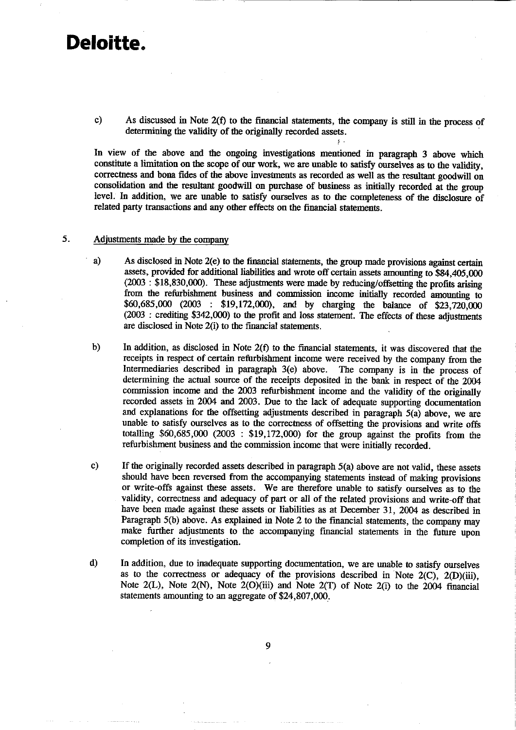**Deloitte.**

c) As discussed in Note 2(f) to the financial statements, the company is still in the process of determining the validity of the originally recorded assets.

In view of the above and the ongoing investigations mentioned in paragraph 3 above which constitute a limitation on the scope of our work, we are unable to satisfy ourselves as to the validity, correctness and bona fides of the above investments as recorded as well as the resultant goodwill on consolidation and the resultant goodwill on purchase of business as initially recorded at the group level. In addition, we are unable to satisfy ourselves as to the completeness of the disclosure of related party transactions and any other effects on the financial statements.

5. Adjustments made by the company

a) As disclosed in Note 2(e) to the financial statements, the group made provisions against certain assets, provided for additional liabilities and wrote off certain assets amounting to $84,405,000 (2003 : $18,830,000). These adjustments were made by reducing/offsetting the profits arising from the refurbishment business and commission income initially recorded amounting to $60,685,000 (2003 : $19,172,000), and by charging the balance of $23,720,000 (2003 : crediting $342,000) to the profit and loss statement. The effects of these adjustments are disclosed in Note 2(i) to the financial statements.

b) In addition, as disclosed in Note 2(f) to the financial statements, it was discovered that the receipts in respect of certain refurbishment income were received by the company from the Intermediaries described in paragraph 3(e) above. The company is in the process of determining the actual source of the receipts deposited in the bank in respect of the 2004 commission income and the 2003 refurbishment income and the validity of the originally recorded assets in 2004 and 2003. Due to the lack of adequate supporting documentation and explanations for the offsetting adjustments described in paragraph 5(a) above, we are unable to satisfy ourselves as to the correctness of offsetting the provisions and write offs totalling $60,685,000 (2003 : $19,172,000) for the group against the profits from the refurbishment business and the commission income that were initially recorded.

c) If the originally recorded assets described in paragraph 5(a) above are not valid, these assets should have been reversed from the accompanying statements instead of making provisions or write-offs against these assets. We are therefore unable to satisfy ourselves as to the validity, correctness and adequacy of part or all of the related provisions and write-off that have been made against these assets or liabilities as at December 31, 2004 as described in Paragraph 5(b) above. As explained in Note 2 to the financial statements, the company may make further adjustments to the accompanying financial statements in the future upon completion of its investigation.

d) In addition, due to inadequate supporting documentation, we are unable to satisfy ourselves as to the correctness or adequacy of the provisions described in Note 2(C), 2(D)(iii), Note 2(L), Note 2(N), Note 2(O)(iii) and Note 2(T) of Note 2(i) to the 2004 financial statements amounting to an aggregate of $24,807,000.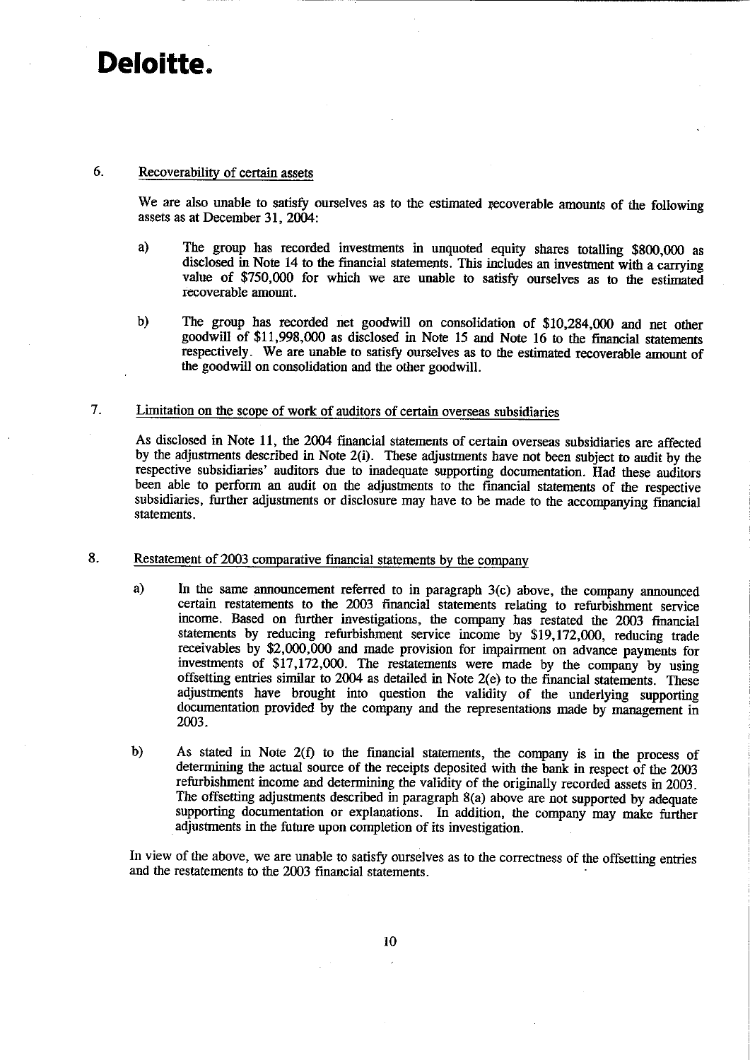**Deloitte.**

6. Recoverability of certain assets

We are also unable to satisfy ourselves as to the estimated recoverable amounts of the following assets as at December 31, 2004:

a) The group has recorded investments in unquoted equity shares totalling $800,000 as disclosed in Note 14 to the financial statements. This includes an investment with a carrying value of $750,000 for which we are unable to satisfy ourselves as to the estimated recoverable amount.

b) The group has recorded net goodwill on consolidation of $10,284,000 and net other goodwill of $11,998,000 as disclosed in Note 15 and Note 16 to the financial statements respectively. We are unable to satisfy ourselves as to the estimated recoverable amount of the goodwill on consolidation and the other goodwill.

7. Limitation on the scope of work of auditors of certain overseas subsidiaries

As disclosed in Note 11, the 2004 financial statements of certain overseas subsidiaries are affected by the adjustments described in Note 2(i). These adjustments have not been subject to audit by the respective subsidiaries' auditors due to inadequate supporting documentation. Had these auditors been able to perform an audit on the adjustments to the financial statements of the respective subsidiaries, further adjustments or disclosure may have to be made to the accompanying financial statements.

8. Restatement of 2003 comparative financial statements by the company

a) In the same announcement referred to in paragraph 3(c) above, the company announced certain restatements to the 2003 financial statements relating to refurbishment service income. Based on further investigations, the company has restated the 2003 financial statements by reducing refurbishment service income by $19,172,000, reducing trade receivables by $2,000,000 and made provision for impairment on advance payments for investments of $17,172,000. The restatements were made by the company by using offsetting entries similar to 2004 as detailed in Note 2(e) to the financial statements. These adjustments have brought into question the validity of the underlying supporting documentation provided by the company and the representations made by management in 2003.

b) As stated in Note 2(f) to the financial statements, the company is in the process of determining the actual source of the receipts deposited with the bank in respect of the 2003 refurbishment income and determining the validity of the originally recorded assets in 2003. The offsetting adjustments described in paragraph 8(a) above are not supported by adequate supporting documentation or explanations. In addition, the company may make further adjustments in the future upon completion of its investigation.

In view of the above, we are unable to satisfy ourselves as to the correctness of the offsetting entries and the restatements to the 2003 financial statements.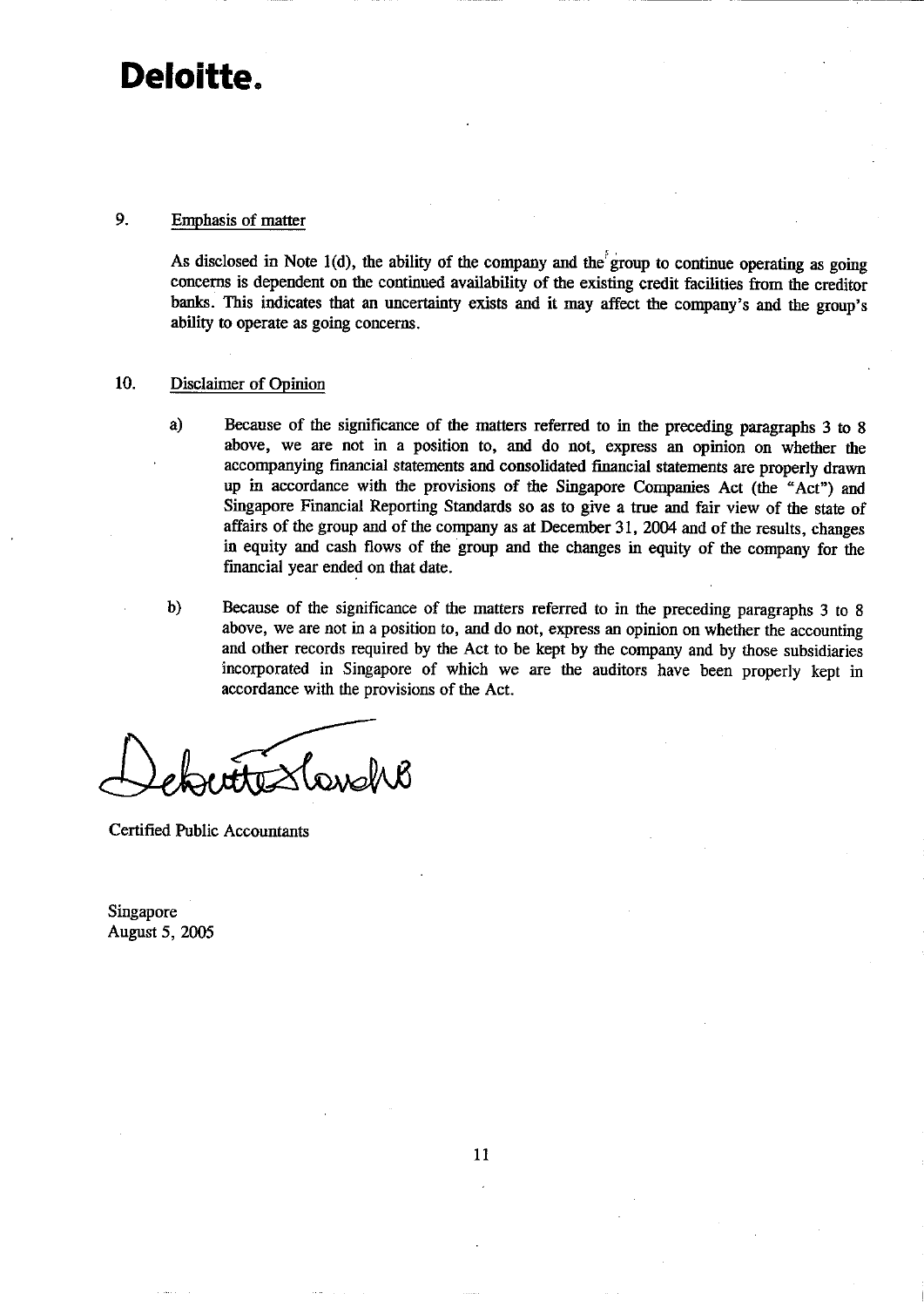**Deloitte.**

9. Emphasis of matter

As disclosed in Note 1(d), the ability of the company and the group to continue operating as going concerns is dependent on the continued availability of the existing credit facilities from the creditor banks. This indicates that an uncertainty exists and it may affect the company's and the group's ability to operate as going concerns.

10. Disclaimer of Opinion

a) Because of the significance of the matters referred to in the preceding paragraphs 3 to 8 above, we are not in a position to, and do not, express an opinion on whether the accompanying financial statements and consolidated financial statements are properly drawn up in accordance with the provisions of the Singapore Companies Act (the "Act") and Singapore Financial Reporting Standards so as to give a true and fair view of the state of affairs of the group and of the company as at December 31, 2004 and of the results, changes in equity and cash flows of the group and the changes in equity of the company for the financial year ended on that date.

b) Because of the significance of the matters referred to in the preceding paragraphs 3 to 8 above, we are not in a position to, and do not, express an opinion on whether the accounting and other records required by the Act to be kept by the company and by those subsidiaries incorporated in Singapore of which we are the auditors have been properly kept in accordance with the provisions of the Act.

Deloitte & Touche

Certified Public Accountants

Singapore
August 5, 2005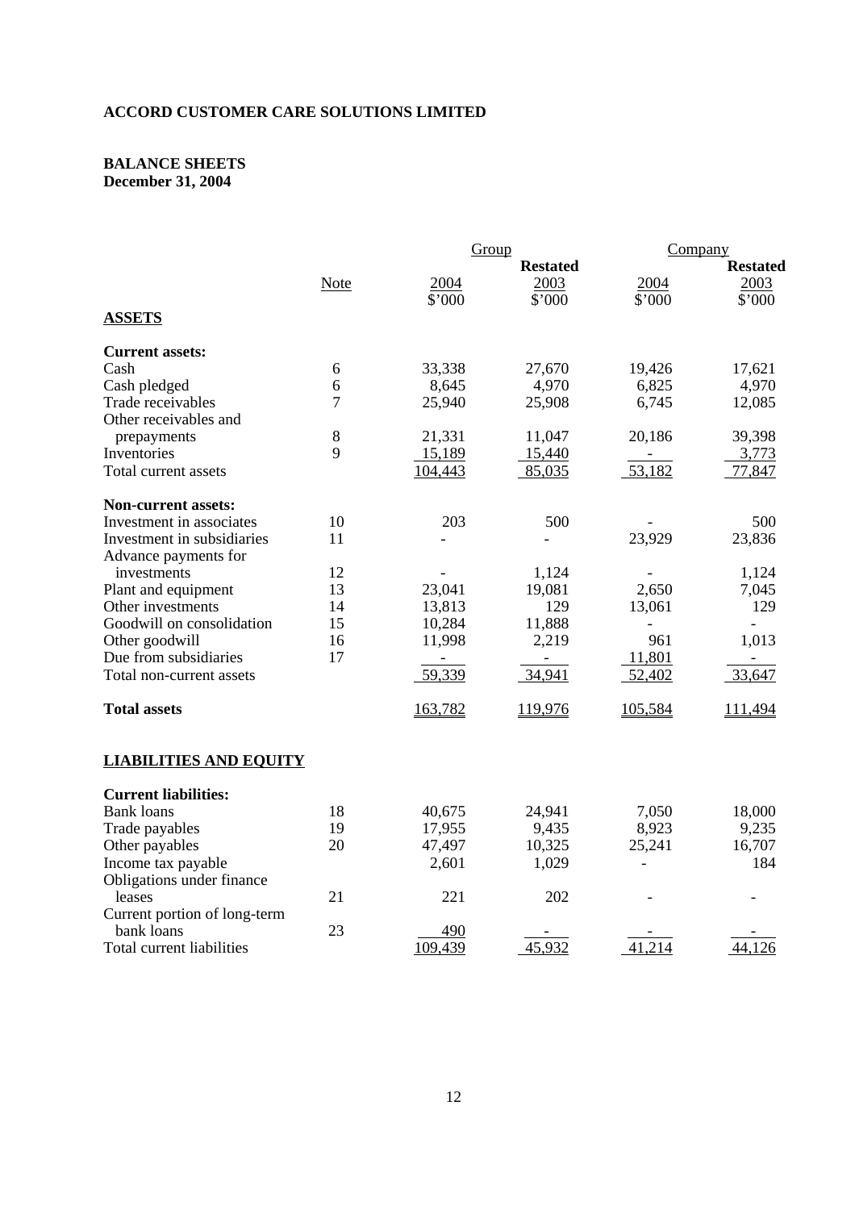**ACCORD CUSTOMER CARE SOLUTIONS LIMITED**

**BALANCE SHEETS**
**December 31, 2004**

| | Note | Group | | Company | |
|---|---|---|---|---|---|
| | | 2004 | **Restated** 2003 | 2004 | **Restated** 2003 |
| | | $'000 | $'000 | $'000 | $'000 |
| **ASSETS** | | | | | |
| **Current assets:** | | | | | |
| Cash | 6 | 33,338 | 27,670 | 19,426 | 17,621 |
| Cash pledged | 6 | 8,645 | 4,970 | 6,825 | 4,970 |
| Trade receivables | 7 | 25,940 | 25,908 | 6,745 | 12,085 |
| Other receivables and prepayments | 8 | 21,331 | 11,047 | 20,186 | 39,398 |
| Inventories | 9 | 15,189 | 15,440 | - | 3,773 |
| Total current assets | | 104,443 | 85,035 | 53,182 | 77,847 |
| **Non-current assets:** | | | | | |
| Investment in associates | 10 | 203 | 500 | - | 500 |
| Investment in subsidiaries | 11 | - | - | 23,929 | 23,836 |
| Advance payments for investments | 12 | - | 1,124 | - | 1,124 |
| Plant and equipment | 13 | 23,041 | 19,081 | 2,650 | 7,045 |
| Other investments | 14 | 13,813 | 129 | 13,061 | 129 |
| Goodwill on consolidation | 15 | 10,284 | 11,888 | - | - |
| Other goodwill | 16 | 11,998 | 2,219 | 961 | 1,013 |
| Due from subsidiaries | 17 | - | - | 11,801 | - |
| Total non-current assets | | 59,339 | 34,941 | 52,402 | 33,647 |
| **Total assets** | | 163,782 | 119,976 | 105,584 | 111,494 |
| **LIABILITIES AND EQUITY** | | | | | |
| **Current liabilities:** | | | | | |
| Bank loans | 18 | 40,675 | 24,941 | 7,050 | 18,000 |
| Trade payables | 19 | 17,955 | 9,435 | 8,923 | 9,235 |
| Other payables | 20 | 47,497 | 10,325 | 25,241 | 16,707 |
| Income tax payable | | 2,601 | 1,029 | - | 184 |
| Obligations under finance leases | 21 | 221 | 202 | - | - |
| Current portion of long-term bank loans | 23 | 490 | - | - | - |
| Total current liabilities | | 109,439 | 45,932 | 41,214 | 44,126 |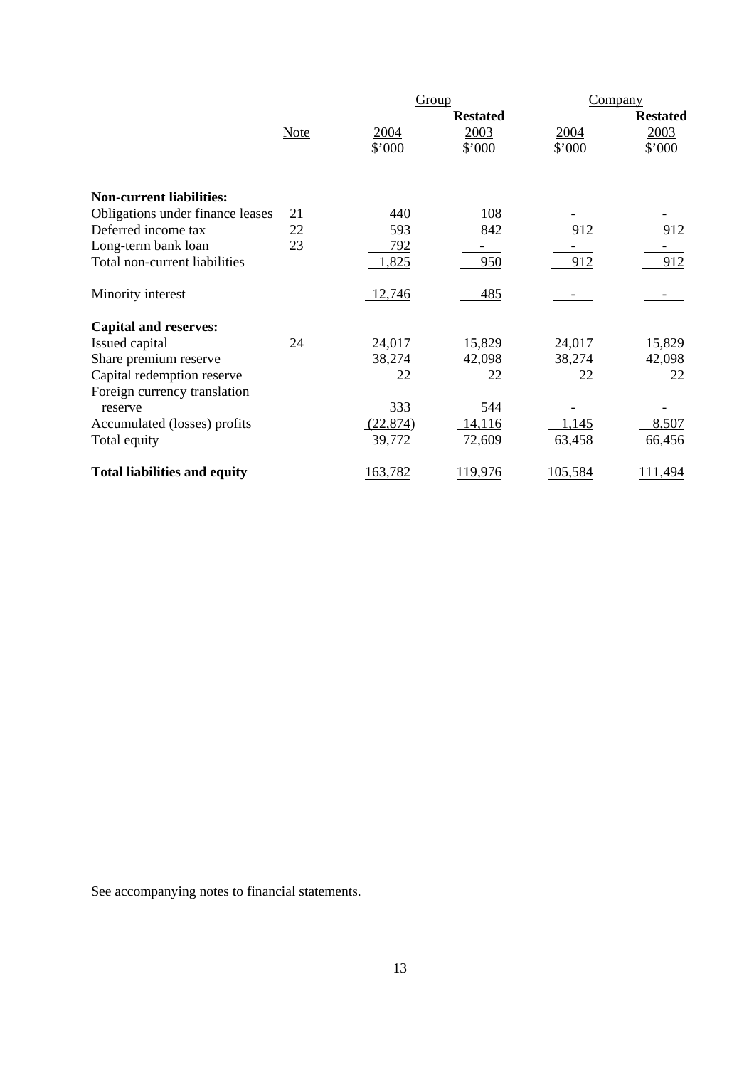| | Note | Group | | Company | |
|---|---|---|---|---|---|
| | | | **Restated** | | **Restated** |
| | | 2004 | 2003 | 2004 | 2003 |
| | | $'000 | $'000 | $'000 | $'000 |
| **Non-current liabilities:** | | | | | |
| Obligations under finance leases | 21 | 440 | 108 | - | - |
| Deferred income tax | 22 | 593 | 842 | 912 | 912 |
| Long-term bank loan | 23 | 792 | - | - | - |
| Total non-current liabilities | | 1,825 | 950 | 912 | 912 |
| Minority interest | | 12,746 | 485 | - | - |
| **Capital and reserves:** | | | | | |
| Issued capital | 24 | 24,017 | 15,829 | 24,017 | 15,829 |
| Share premium reserve | | 38,274 | 42,098 | 38,274 | 42,098 |
| Capital redemption reserve | | 22 | 22 | 22 | 22 |
| Foreign currency translation reserve | | 333 | 544 | - | - |
| Accumulated (losses) profits | | (22,874) | 14,116 | 1,145 | 8,507 |
| Total equity | | 39,772 | 72,609 | 63,458 | 66,456 |
| **Total liabilities and equity** | | 163,782 | 119,976 | 105,584 | 111,494 |

See accompanying notes to financial statements.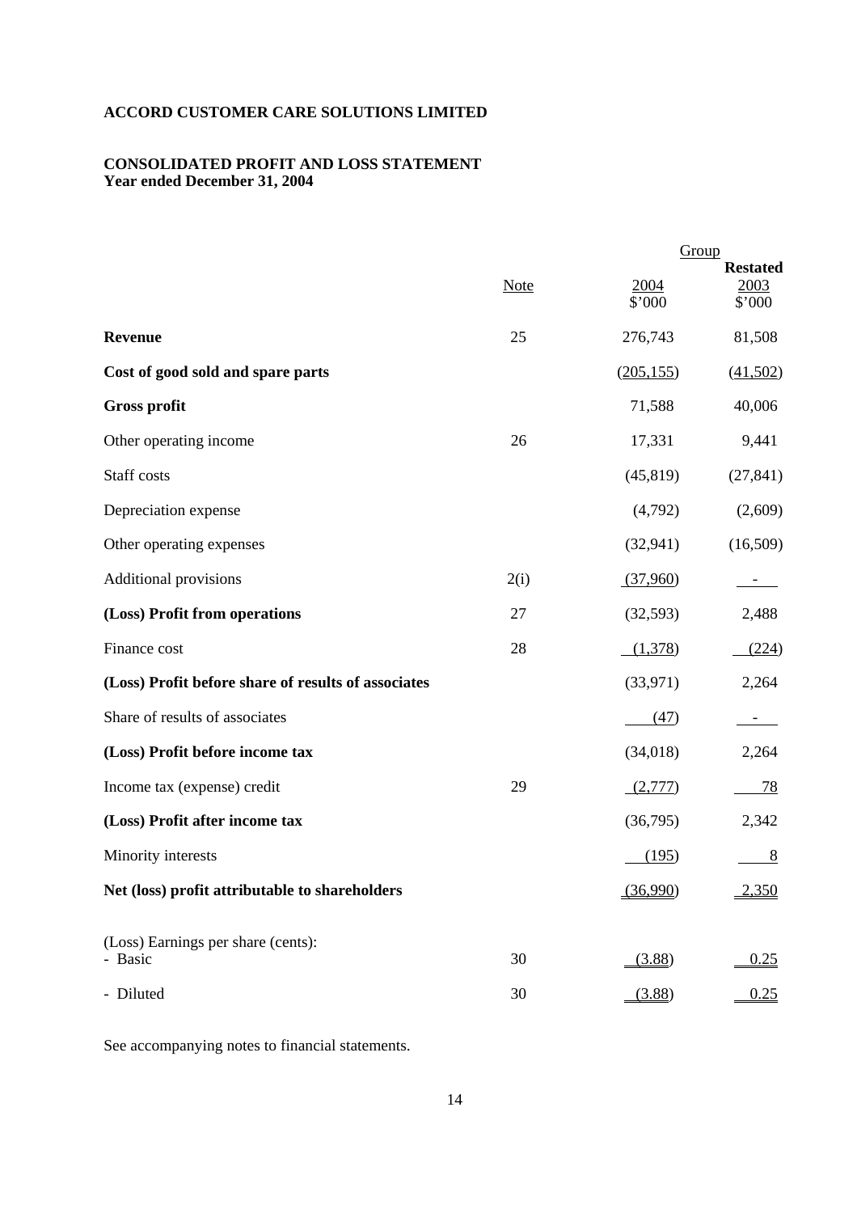**ACCORD CUSTOMER CARE SOLUTIONS LIMITED**

**CONSOLIDATED PROFIT AND LOSS STATEMENT**
**Year ended December 31, 2004**

| | Note | Group 2004 $'000 | Group Restated 2003 $'000 |
|---|---|---|---|
| **Revenue** | 25 | 276,743 | 81,508 |
| **Cost of good sold and spare parts** | | (205,155) | (41,502) |
| **Gross profit** | | 71,588 | 40,006 |
| Other operating income | 26 | 17,331 | 9,441 |
| Staff costs | | (45,819) | (27,841) |
| Depreciation expense | | (4,792) | (2,609) |
| Other operating expenses | | (32,941) | (16,509) |
| Additional provisions | 2(i) | (37,960) | - |
| **(Loss) Profit from operations** | 27 | (32,593) | 2,488 |
| Finance cost | 28 | (1,378) | (224) |
| **(Loss) Profit before share of results of associates** | | (33,971) | 2,264 |
| Share of results of associates | | (47) | - |
| **(Loss) Profit before income tax** | | (34,018) | 2,264 |
| Income tax (expense) credit | 29 | (2,777) | 78 |
| **(Loss) Profit after income tax** | | (36,795) | 2,342 |
| Minority interests | | (195) | 8 |
| **Net (loss) profit attributable to shareholders** | | (36,990) | 2,350 |
| (Loss) Earnings per share (cents): | | | |
| - Basic | 30 | (3.88) | 0.25 |
| - Diluted | 30 | (3.88) | 0.25 |

See accompanying notes to financial statements.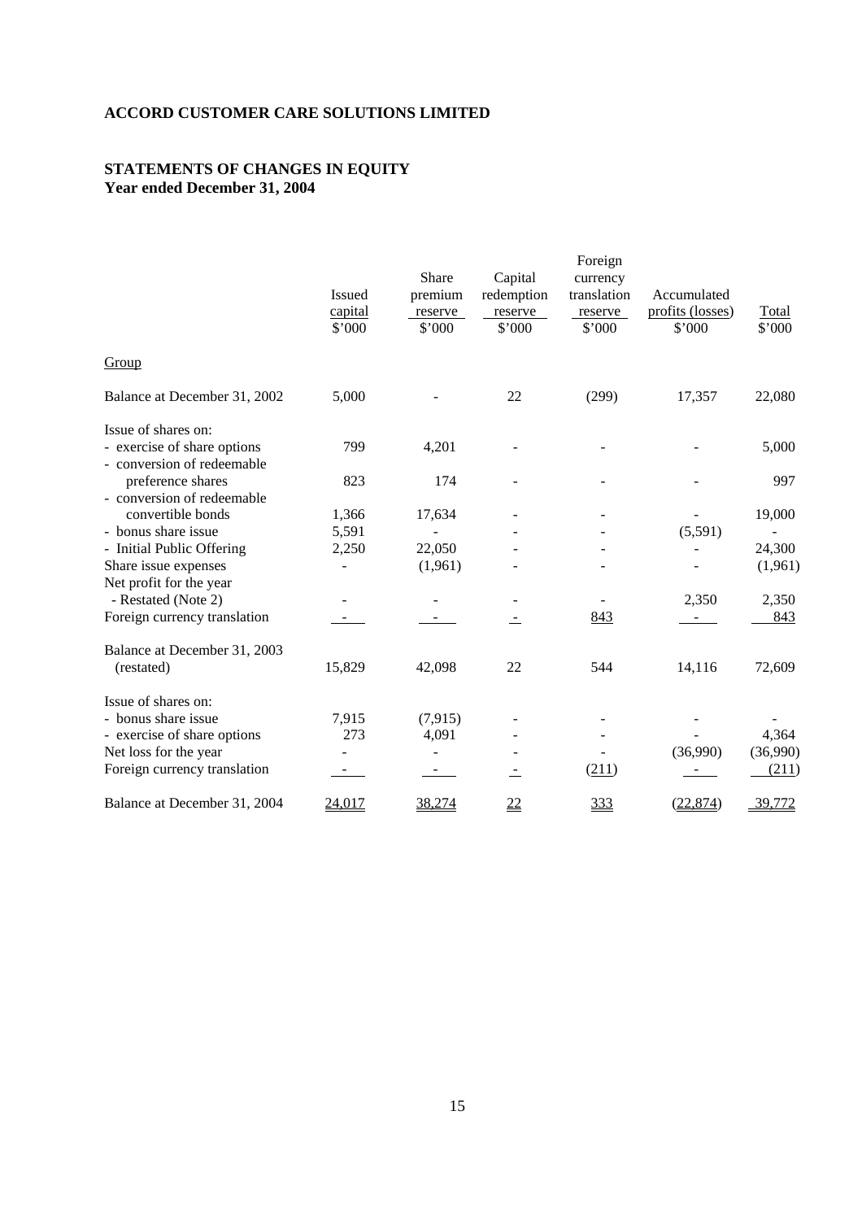**ACCORD CUSTOMER CARE SOLUTIONS LIMITED**

**STATEMENTS OF CHANGES IN EQUITY**
**Year ended December 31, 2004**

| | Issued capital | Share premium reserve | Capital redemption reserve | Foreign currency translation reserve | Accumulated profits (losses) | Total |
|---|---|---|---|---|---|---|
| | \$'000 | \$'000 | \$'000 | \$'000 | \$'000 | \$'000 |
| Group | | | | | | |
| Balance at December 31, 2002 | 5,000 | - | 22 | (299) | 17,357 | 22,080 |
| Issue of shares on: | | | | | | |
| - exercise of share options | 799 | 4,201 | - | - | - | 5,000 |
| - conversion of redeemable preference shares | 823 | 174 | - | - | - | 997 |
| - conversion of redeemable convertible bonds | 1,366 | 17,634 | - | - | - | 19,000 |
| - bonus share issue | 5,591 | - | - | - | (5,591) | - |
| - Initial Public Offering | 2,250 | 22,050 | - | - | - | 24,300 |
| Share issue expenses | - | (1,961) | - | - | - | (1,961) |
| Net profit for the year - Restated (Note 2) | - | - | - | - | 2,350 | 2,350 |
| Foreign currency translation | - | - | - | 843 | - | 843 |
| Balance at December 31, 2003 (restated) | 15,829 | 42,098 | 22 | 544 | 14,116 | 72,609 |
| Issue of shares on: | | | | | | |
| - bonus share issue | 7,915 | (7,915) | - | - | - | - |
| - exercise of share options | 273 | 4,091 | - | - | - | 4,364 |
| Net loss for the year | - | - | - | - | (36,990) | (36,990) |
| Foreign currency translation | - | - | - | (211) | - | (211) |
| Balance at December 31, 2004 | 24,017 | 38,274 | 22 | 333 | (22,874) | 39,772 |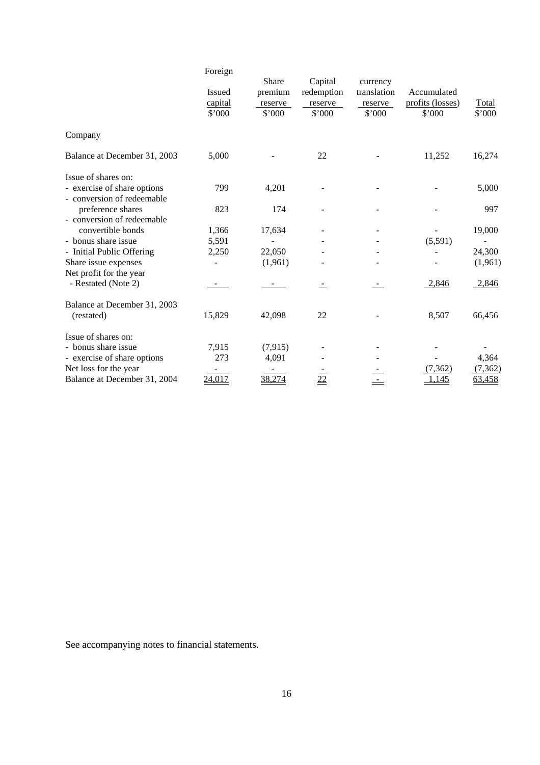| | Issued capital $'000 | Share premium reserve $'000 | Capital redemption reserve $'000 | Foreign currency translation reserve $'000 | Accumulated profits (losses) $'000 | Total $'000 |
|---|---|---|---|---|---|---|
| Company | | | | | | |
| Balance at December 31, 2003 | 5,000 | - | 22 | - | 11,252 | 16,274 |
| Issue of shares on: | | | | | | |
| - exercise of share options | 799 | 4,201 | - | - | - | 5,000 |
| - conversion of redeemable preference shares | 823 | 174 | - | - | - | 997 |
| - conversion of redeemable convertible bonds | 1,366 | 17,634 | - | - | - | 19,000 |
| - bonus share issue | 5,591 | - | - | - | (5,591) | - |
| - Initial Public Offering | 2,250 | 22,050 | - | - | - | 24,300 |
| Share issue expenses | - | (1,961) | - | - | - | (1,961) |
| Net profit for the year - Restated (Note 2) | - | - | - | - | 2,846 | 2,846 |
| Balance at December 31, 2003 (restated) | 15,829 | 42,098 | 22 | - | 8,507 | 66,456 |
| Issue of shares on: | | | | | | |
| - bonus share issue | 7,915 | (7,915) | - | - | - | - |
| - exercise of share options | 273 | 4,091 | - | - | - | 4,364 |
| Net loss for the year | - | - | - | - | (7,362) | (7,362) |
| Balance at December 31, 2004 | 24,017 | 38,274 | 22 | - | 1,145 | 63,458 |

See accompanying notes to financial statements.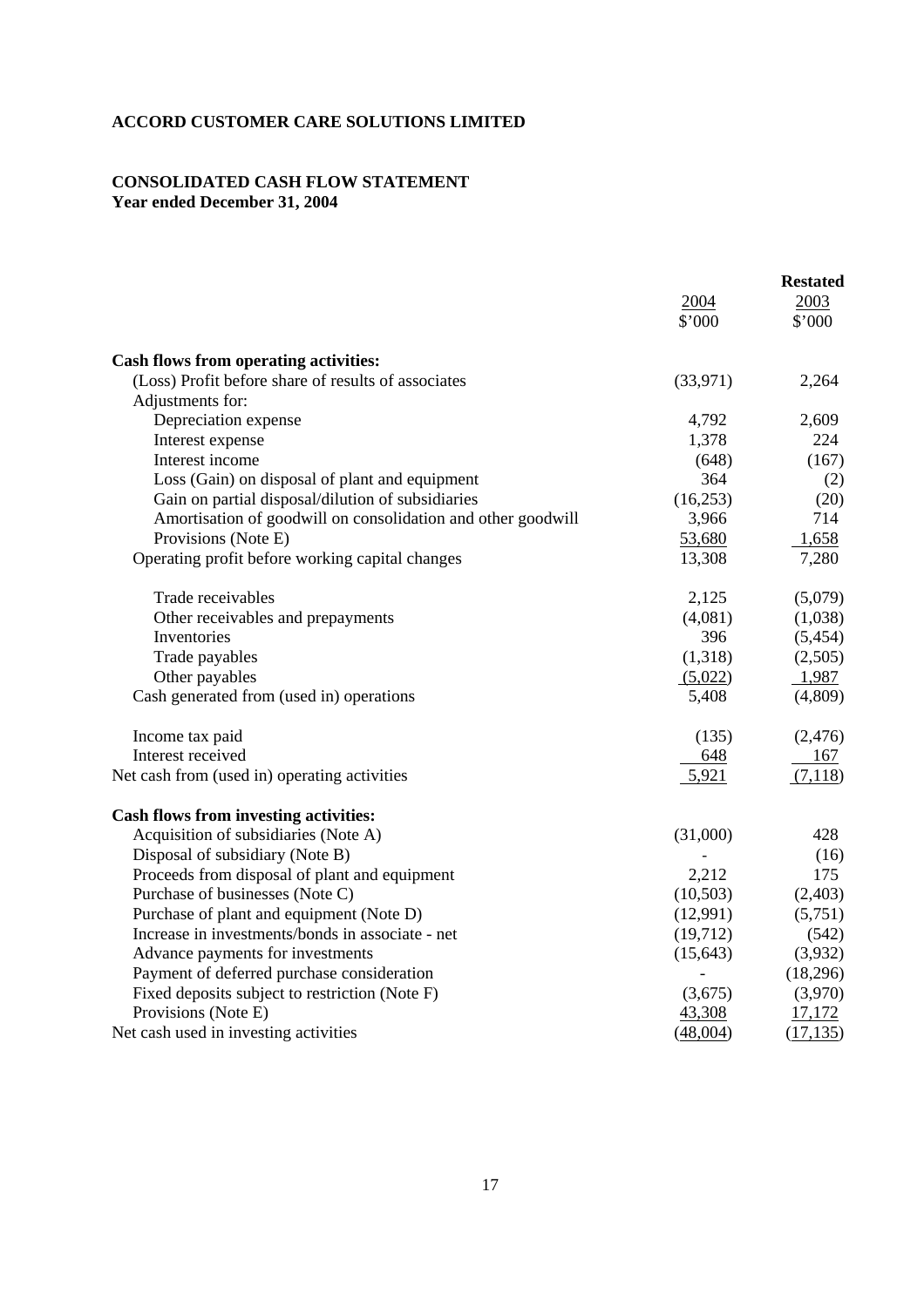**ACCORD CUSTOMER CARE SOLUTIONS LIMITED**

**CONSOLIDATED CASH FLOW STATEMENT**
**Year ended December 31, 2004**

| | 2004 | **Restated** 2003 |
|---|---|---|
| | \$'000 | \$'000 |
| **Cash flows from operating activities:** | | |
| (Loss) Profit before share of results of associates | (33,971) | 2,264 |
| Adjustments for: | | |
| Depreciation expense | 4,792 | 2,609 |
| Interest expense | 1,378 | 224 |
| Interest income | (648) | (167) |
| Loss (Gain) on disposal of plant and equipment | 364 | (2) |
| Gain on partial disposal/dilution of subsidiaries | (16,253) | (20) |
| Amortisation of goodwill on consolidation and other goodwill | 3,966 | 714 |
| Provisions (Note E) | 53,680 | 1,658 |
| Operating profit before working capital changes | 13,308 | 7,280 |
| Trade receivables | 2,125 | (5,079) |
| Other receivables and prepayments | (4,081) | (1,038) |
| Inventories | 396 | (5,454) |
| Trade payables | (1,318) | (2,505) |
| Other payables | (5,022) | 1,987 |
| Cash generated from (used in) operations | 5,408 | (4,809) |
| Income tax paid | (135) | (2,476) |
| Interest received | 648 | 167 |
| Net cash from (used in) operating activities | 5,921 | (7,118) |
| **Cash flows from investing activities:** | | |
| Acquisition of subsidiaries (Note A) | (31,000) | 428 |
| Disposal of subsidiary (Note B) | - | (16) |
| Proceeds from disposal of plant and equipment | 2,212 | 175 |
| Purchase of businesses (Note C) | (10,503) | (2,403) |
| Purchase of plant and equipment (Note D) | (12,991) | (5,751) |
| Increase in investments/bonds in associate - net | (19,712) | (542) |
| Advance payments for investments | (15,643) | (3,932) |
| Payment of deferred purchase consideration | - | (18,296) |
| Fixed deposits subject to restriction (Note F) | (3,675) | (3,970) |
| Provisions (Note E) | 43,308 | 17,172 |
| Net cash used in investing activities | (48,004) | (17,135) |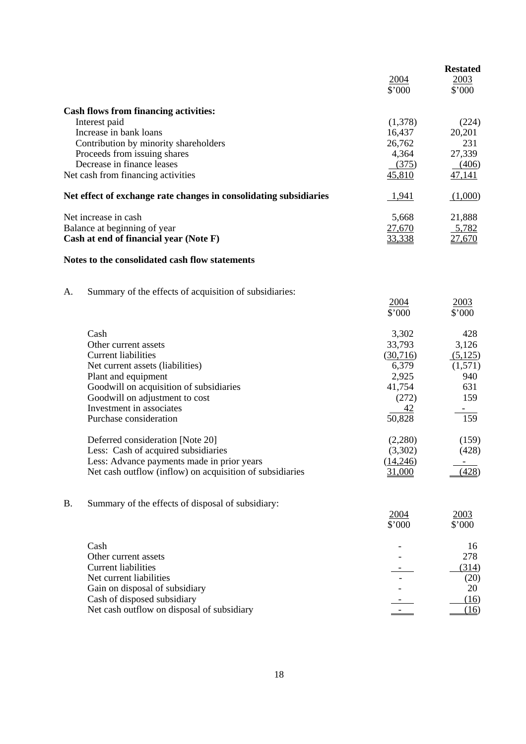| | 2004<br>$'000 | Restated<br>2003<br>$'000 |
|---|---|---|
| **Cash flows from financing activities:** | | |
| Interest paid | (1,378) | (224) |
| Increase in bank loans | 16,437 | 20,201 |
| Contribution by minority shareholders | 26,762 | 231 |
| Proceeds from issuing shares | 4,364 | 27,339 |
| Decrease in finance leases | (375) | (406) |
| Net cash from financing activities | 45,810 | 47,141 |
| **Net effect of exchange rate changes in consolidating subsidiaries** | 1,941 | (1,000) |
| Net increase in cash | 5,668 | 21,888 |
| Balance at beginning of year | 27,670 | 5,782 |
| **Cash at end of financial year (Note F)** | 33,338 | 27,670 |

**Notes to the consolidated cash flow statements**

A. Summary of the effects of acquisition of subsidiaries:

| | 2004<br>$'000 | 2003<br>$'000 |
|---|---|---|
| Cash | 3,302 | 428 |
| Other current assets | 33,793 | 3,126 |
| Current liabilities | (30,716) | (5,125) |
| Net current assets (liabilities) | 6,379 | (1,571) |
| Plant and equipment | 2,925 | 940 |
| Goodwill on acquisition of subsidiaries | 41,754 | 631 |
| Goodwill on adjustment to cost | (272) | 159 |
| Investment in associates | 42 | - |
| Purchase consideration | 50,828 | 159 |
| Deferred consideration [Note 20] | (2,280) | (159) |
| Less: Cash of acquired subsidiaries | (3,302) | (428) |
| Less: Advance payments made in prior years | (14,246) | - |
| Net cash outflow (inflow) on acquisition of subsidiaries | 31,000 | (428) |

B. Summary of the effects of disposal of subsidiary:

| | 2004<br>$'000 | 2003<br>$'000 |
|---|---|---|
| Cash | - | 16 |
| Other current assets | - | 278 |
| Current liabilities | - | (314) |
| Net current liabilities | - | (20) |
| Gain on disposal of subsidiary | - | 20 |
| Cash of disposed subsidiary | - | (16) |
| Net cash outflow on disposal of subsidiary | - | (16) |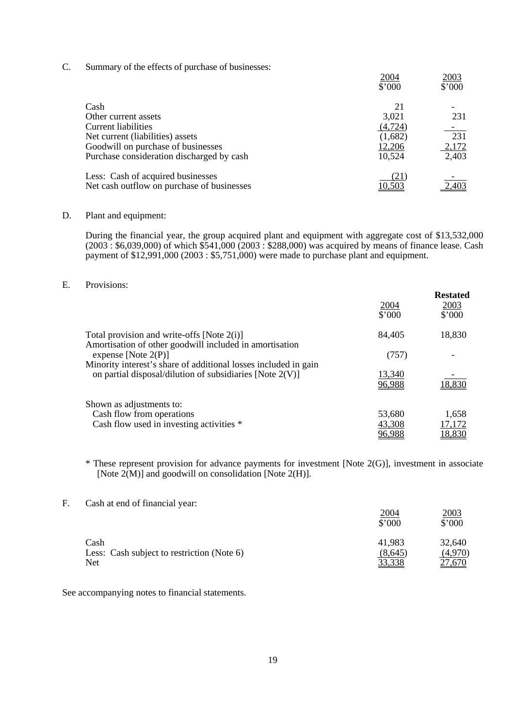C. Summary of the effects of purchase of businesses:

| | 2004<br>$'000 | 2003<br>$'000 |
|---|---|---|
| Cash | 21 | - |
| Other current assets | 3,021 | 231 |
| Current liabilities | (4,724) | - |
| Net current (liabilities) assets | (1,682) | 231 |
| Goodwill on purchase of businesses | 12,206 | 2,172 |
| Purchase consideration discharged by cash | 10,524 | 2,403 |
| Less: Cash of acquired businesses | (21) | - |
| Net cash outflow on purchase of businesses | 10,503 | 2,403 |

D. Plant and equipment:

During the financial year, the group acquired plant and equipment with aggregate cost of $13,532,000 (2003 : $6,039,000) of which $541,000 (2003 : $288,000) was acquired by means of finance lease. Cash payment of $12,991,000 (2003 : $5,751,000) were made to purchase plant and equipment.

E. Provisions:

| | 2004<br>$'000 | **Restated**<br>2003<br>$'000 |
|---|---|---|
| Total provision and write-offs [Note 2(i)] | 84,405 | 18,830 |
| Amortisation of other goodwill included in amortisation expense [Note 2(P)] | (757) | - |
| Minority interest's share of additional losses included in gain on partial disposal/dilution of subsidiaries [Note 2(V)] | 13,340 | - |
| | 96,988 | 18,830 |
| Shown as adjustments to: | | |
| Cash flow from operations | 53,680 | 1,658 |
| Cash flow used in investing activities * | 43,308 | 17,172 |
| | 96,988 | 18,830 |

* These represent provision for advance payments for investment [Note 2(G)], investment in associate [Note 2(M)] and goodwill on consolidation [Note 2(H)].

F. Cash at end of financial year:

| | 2004<br>$'000 | 2003<br>$'000 |
|---|---|---|
| Cash | 41,983 | 32,640 |
| Less: Cash subject to restriction (Note 6) | (8,645) | (4,970) |
| Net | 33,338 | 27,670 |

See accompanying notes to financial statements.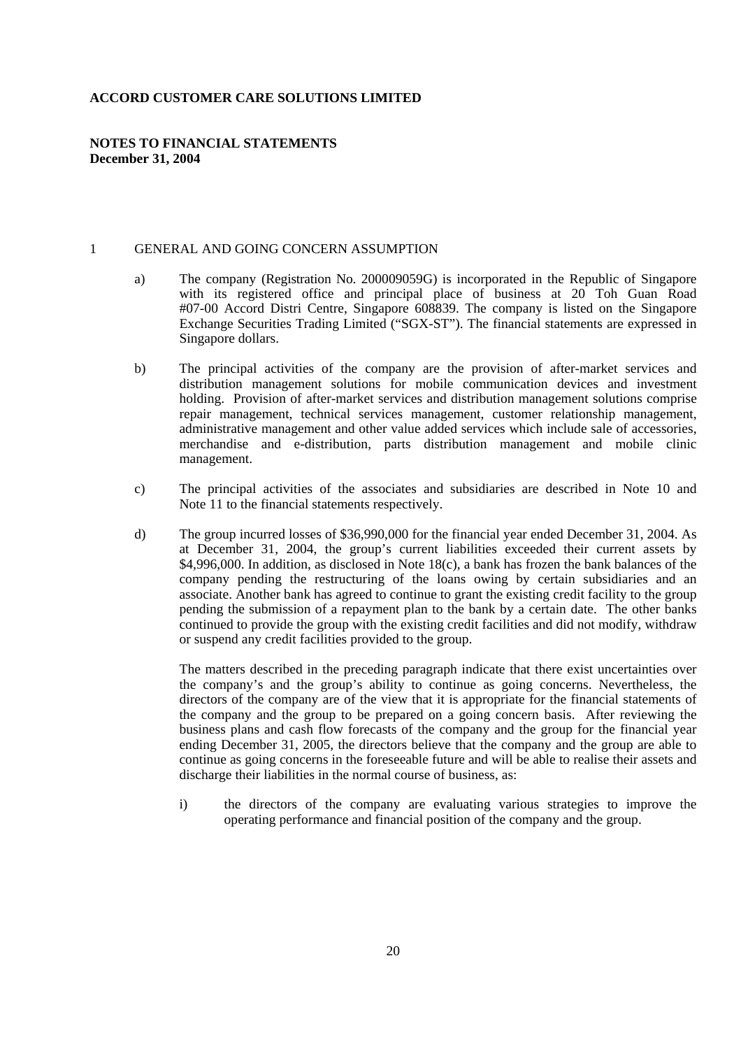**ACCORD CUSTOMER CARE SOLUTIONS LIMITED**

**NOTES TO FINANCIAL STATEMENTS**
**December 31, 2004**

1 GENERAL AND GOING CONCERN ASSUMPTION

a) The company (Registration No. 200009059G) is incorporated in the Republic of Singapore with its registered office and principal place of business at 20 Toh Guan Road #07-00 Accord Distri Centre, Singapore 608839. The company is listed on the Singapore Exchange Securities Trading Limited ("SGX-ST"). The financial statements are expressed in Singapore dollars.

b) The principal activities of the company are the provision of after-market services and distribution management solutions for mobile communication devices and investment holding. Provision of after-market services and distribution management solutions comprise repair management, technical services management, customer relationship management, administrative management and other value added services which include sale of accessories, merchandise and e-distribution, parts distribution management and mobile clinic management.

c) The principal activities of the associates and subsidiaries are described in Note 10 and Note 11 to the financial statements respectively.

d) The group incurred losses of $36,990,000 for the financial year ended December 31, 2004. As at December 31, 2004, the group's current liabilities exceeded their current assets by $4,996,000. In addition, as disclosed in Note 18(c), a bank has frozen the bank balances of the company pending the restructuring of the loans owing by certain subsidiaries and an associate. Another bank has agreed to continue to grant the existing credit facility to the group pending the submission of a repayment plan to the bank by a certain date. The other banks continued to provide the group with the existing credit facilities and did not modify, withdraw or suspend any credit facilities provided to the group.

The matters described in the preceding paragraph indicate that there exist uncertainties over the company's and the group's ability to continue as going concerns. Nevertheless, the directors of the company are of the view that it is appropriate for the financial statements of the company and the group to be prepared on a going concern basis. After reviewing the business plans and cash flow forecasts of the company and the group for the financial year ending December 31, 2005, the directors believe that the company and the group are able to continue as going concerns in the foreseeable future and will be able to realise their assets and discharge their liabilities in the normal course of business, as:

i) the directors of the company are evaluating various strategies to improve the operating performance and financial position of the company and the group.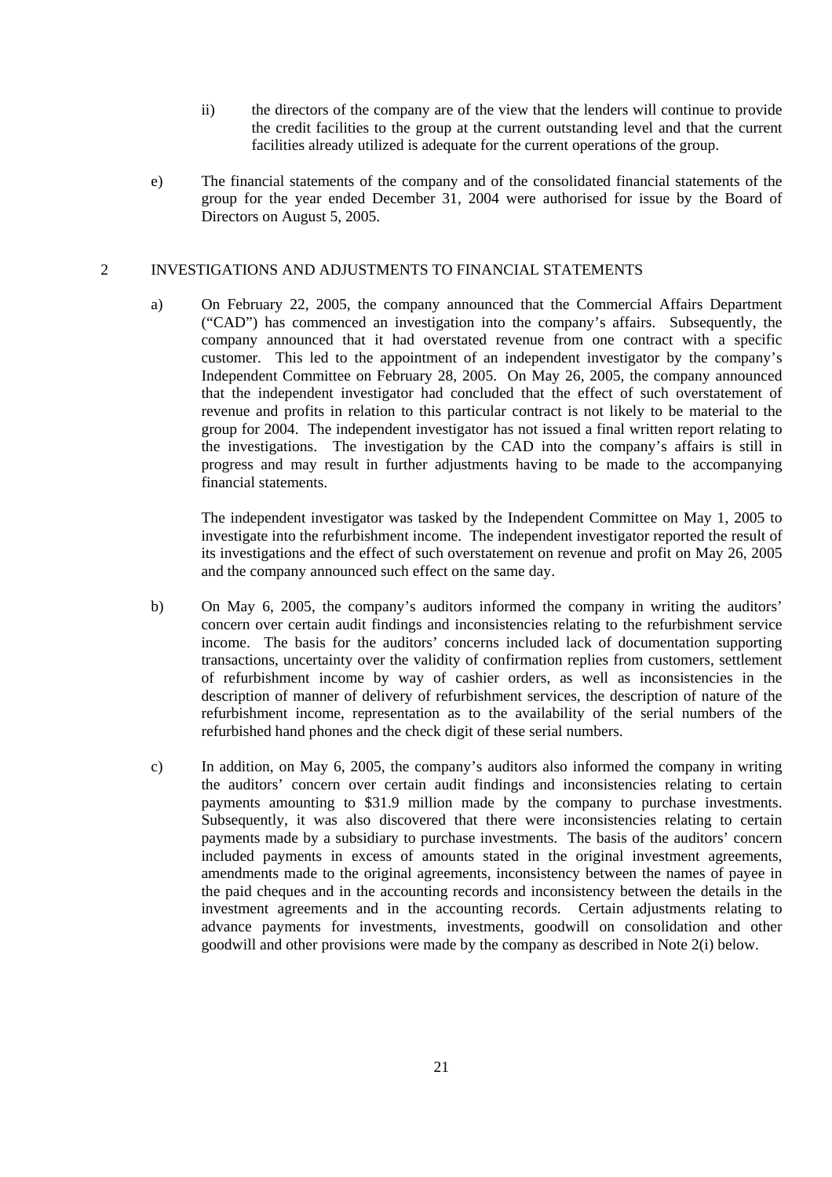ii) the directors of the company are of the view that the lenders will continue to provide the credit facilities to the group at the current outstanding level and that the current facilities already utilized is adequate for the current operations of the group.

e) The financial statements of the company and of the consolidated financial statements of the group for the year ended December 31, 2004 were authorised for issue by the Board of Directors on August 5, 2005.

## 2 INVESTIGATIONS AND ADJUSTMENTS TO FINANCIAL STATEMENTS

a) On February 22, 2005, the company announced that the Commercial Affairs Department ("CAD") has commenced an investigation into the company's affairs. Subsequently, the company announced that it had overstated revenue from one contract with a specific customer. This led to the appointment of an independent investigator by the company's Independent Committee on February 28, 2005. On May 26, 2005, the company announced that the independent investigator had concluded that the effect of such overstatement of revenue and profits in relation to this particular contract is not likely to be material to the group for 2004. The independent investigator has not issued a final written report relating to the investigations. The investigation by the CAD into the company's affairs is still in progress and may result in further adjustments having to be made to the accompanying financial statements.

The independent investigator was tasked by the Independent Committee on May 1, 2005 to investigate into the refurbishment income. The independent investigator reported the result of its investigations and the effect of such overstatement on revenue and profit on May 26, 2005 and the company announced such effect on the same day.

b) On May 6, 2005, the company's auditors informed the company in writing the auditors' concern over certain audit findings and inconsistencies relating to the refurbishment service income. The basis for the auditors' concerns included lack of documentation supporting transactions, uncertainty over the validity of confirmation replies from customers, settlement of refurbishment income by way of cashier orders, as well as inconsistencies in the description of manner of delivery of refurbishment services, the description of nature of the refurbishment income, representation as to the availability of the serial numbers of the refurbished hand phones and the check digit of these serial numbers.

c) In addition, on May 6, 2005, the company's auditors also informed the company in writing the auditors' concern over certain audit findings and inconsistencies relating to certain payments amounting to \$31.9 million made by the company to purchase investments. Subsequently, it was also discovered that there were inconsistencies relating to certain payments made by a subsidiary to purchase investments. The basis of the auditors' concern included payments in excess of amounts stated in the original investment agreements, amendments made to the original agreements, inconsistency between the names of payee in the paid cheques and in the accounting records and inconsistency between the details in the investment agreements and in the accounting records. Certain adjustments relating to advance payments for investments, investments, goodwill on consolidation and other goodwill and other provisions were made by the company as described in Note 2(i) below.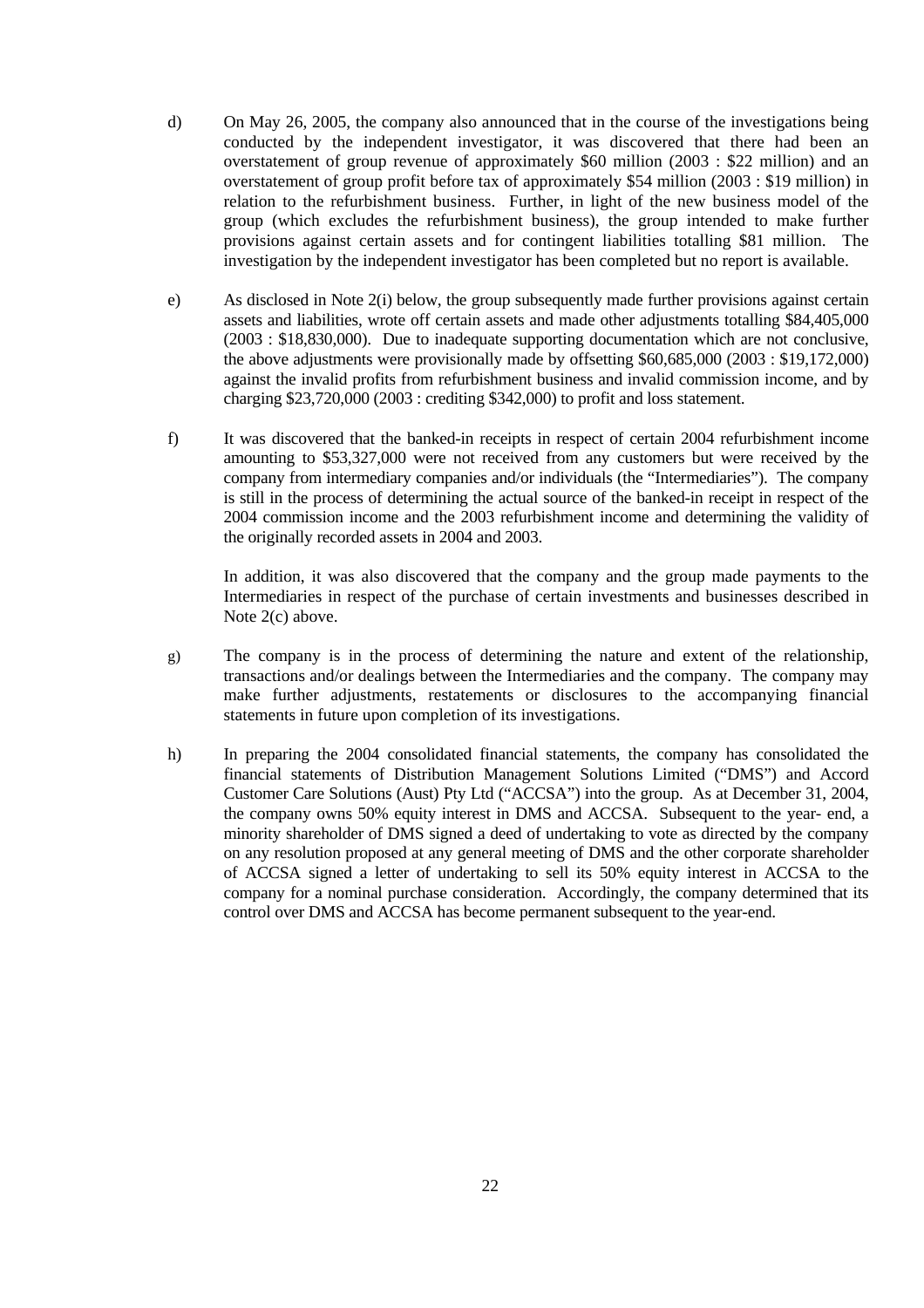d) On May 26, 2005, the company also announced that in the course of the investigations being conducted by the independent investigator, it was discovered that there had been an overstatement of group revenue of approximately $60 million (2003 : $22 million) and an overstatement of group profit before tax of approximately $54 million (2003 : $19 million) in relation to the refurbishment business. Further, in light of the new business model of the group (which excludes the refurbishment business), the group intended to make further provisions against certain assets and for contingent liabilities totalling $81 million. The investigation by the independent investigator has been completed but no report is available.

e) As disclosed in Note 2(i) below, the group subsequently made further provisions against certain assets and liabilities, wrote off certain assets and made other adjustments totalling $84,405,000 (2003 : $18,830,000). Due to inadequate supporting documentation which are not conclusive, the above adjustments were provisionally made by offsetting $60,685,000 (2003 : $19,172,000) against the invalid profits from refurbishment business and invalid commission income, and by charging $23,720,000 (2003 : crediting $342,000) to profit and loss statement.

f) It was discovered that the banked-in receipts in respect of certain 2004 refurbishment income amounting to $53,327,000 were not received from any customers but were received by the company from intermediary companies and/or individuals (the "Intermediaries"). The company is still in the process of determining the actual source of the banked-in receipt in respect of the 2004 commission income and the 2003 refurbishment income and determining the validity of the originally recorded assets in 2004 and 2003.

   In addition, it was also discovered that the company and the group made payments to the Intermediaries in respect of the purchase of certain investments and businesses described in Note 2(c) above.

g) The company is in the process of determining the nature and extent of the relationship, transactions and/or dealings between the Intermediaries and the company. The company may make further adjustments, restatements or disclosures to the accompanying financial statements in future upon completion of its investigations.

h) In preparing the 2004 consolidated financial statements, the company has consolidated the financial statements of Distribution Management Solutions Limited ("DMS") and Accord Customer Care Solutions (Aust) Pty Ltd ("ACCSA") into the group. As at December 31, 2004, the company owns 50% equity interest in DMS and ACCSA. Subsequent to the year- end, a minority shareholder of DMS signed a deed of undertaking to vote as directed by the company on any resolution proposed at any general meeting of DMS and the other corporate shareholder of ACCSA signed a letter of undertaking to sell its 50% equity interest in ACCSA to the company for a nominal purchase consideration. Accordingly, the company determined that its control over DMS and ACCSA has become permanent subsequent to the year-end.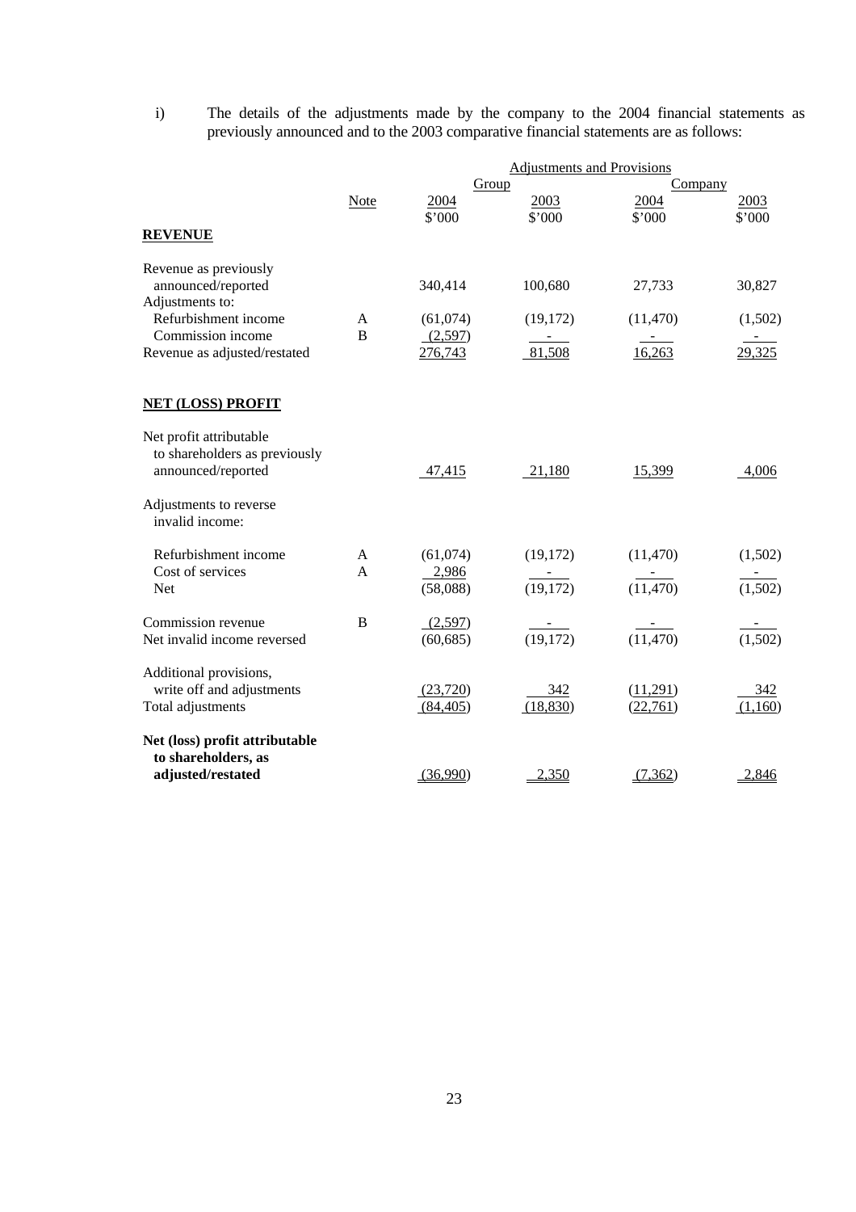i) The details of the adjustments made by the company to the 2004 financial statements as previously announced and to the 2003 comparative financial statements are as follows:

| | | Adjustments and Provisions | | | |
|---|---|---|---|---|---|
| | | Group | | Company | |
| | Note | 2004 | 2003 | 2004 | 2003 |
| | | $'000 | $'000 | $'000 | $'000 |
| **REVENUE** | | | | | |
| Revenue as previously announced/reported | | 340,414 | 100,680 | 27,733 | 30,827 |
| Adjustments to: | | | | | |
| Refurbishment income | A | (61,074) | (19,172) | (11,470) | (1,502) |
| Commission income | B | (2,597) | - | - | - |
| Revenue as adjusted/restated | | 276,743 | 81,508 | 16,263 | 29,325 |
| **NET (LOSS) PROFIT** | | | | | |
| Net profit attributable to shareholders as previously announced/reported | | 47,415 | 21,180 | 15,399 | 4,006 |
| Adjustments to reverse invalid income: | | | | | |
| Refurbishment income | A | (61,074) | (19,172) | (11,470) | (1,502) |
| Cost of services | A | 2,986 | - | - | - |
| Net | | (58,088) | (19,172) | (11,470) | (1,502) |
| Commission revenue | B | (2,597) | - | - | - |
| Net invalid income reversed | | (60,685) | (19,172) | (11,470) | (1,502) |
| Additional provisions, write off and adjustments | | (23,720) | 342 | (11,291) | 342 |
| Total adjustments | | (84,405) | (18,830) | (22,761) | (1,160) |
| **Net (loss) profit attributable to shareholders, as adjusted/restated** | | (36,990) | 2,350 | (7,362) | 2,846 |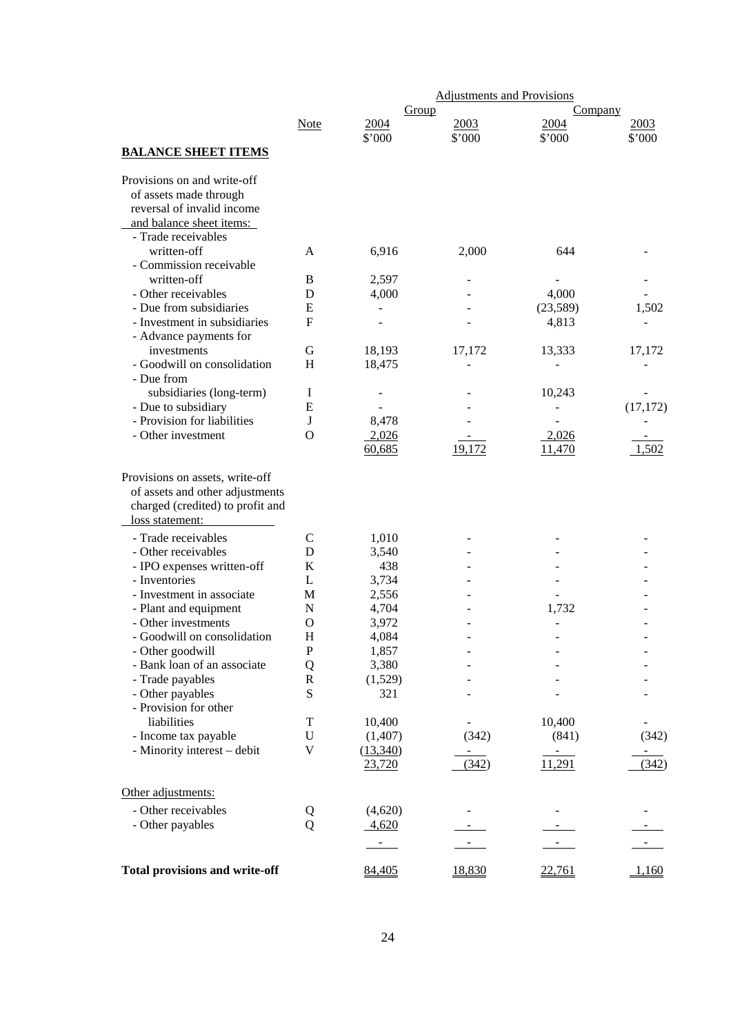| | | Adjustments and Provisions | | | |
|---|---|---|---|---|---|
| | | Group | | Company | |
| | Note | 2004 | 2003 | 2004 | 2003 |
| | | $'000 | $'000 | $'000 | $'000 |
| **BALANCE SHEET ITEMS** | | | | | |
| Provisions on and write-off of assets made through reversal of invalid income and balance sheet items: | | | | | |
| - Trade receivables written-off | A | 6,916 | 2,000 | 644 | - |
| - Commission receivable written-off | B | 2,597 | - | - | - |
| - Other receivables | D | 4,000 | - | 4,000 | - |
| - Due from subsidiaries | E | - | - | (23,589) | 1,502 |
| - Investment in subsidiaries | F | - | - | 4,813 | - |
| - Advance payments for investments | G | 18,193 | 17,172 | 13,333 | 17,172 |
| - Goodwill on consolidation | H | 18,475 | - | - | - |
| - Due from subsidiaries (long-term) | I | - | - | 10,243 | - |
| - Due to subsidiary | E | - | - | - | (17,172) |
| - Provision for liabilities | J | 8,478 | - | - | - |
| - Other investment | O | 2,026 | - | 2,026 | - |
| | | 60,685 | 19,172 | 11,470 | 1,502 |
| Provisions on assets, write-off of assets and other adjustments charged (credited) to profit and loss statement: | | | | | |
| - Trade receivables | C | 1,010 | - | - | - |
| - Other receivables | D | 3,540 | - | - | - |
| - IPO expenses written-off | K | 438 | - | - | - |
| - Inventories | L | 3,734 | - | - | - |
| - Investment in associate | M | 2,556 | - | - | - |
| - Plant and equipment | N | 4,704 | - | 1,732 | - |
| - Other investments | O | 3,972 | - | - | - |
| - Goodwill on consolidation | H | 4,084 | - | - | - |
| - Other goodwill | P | 1,857 | - | - | - |
| - Bank loan of an associate | Q | 3,380 | - | - | - |
| - Trade payables | R | (1,529) | - | - | - |
| - Other payables | S | 321 | - | - | - |
| - Provision for other liabilities | T | 10,400 | - | 10,400 | - |
| - Income tax payable | U | (1,407) | (342) | (841) | (342) |
| - Minority interest – debit | V | (13,340) | - | - | - |
| | | 23,720 | (342) | 11,291 | (342) |
| Other adjustments: | | | | | |
| - Other receivables | Q | (4,620) | - | - | - |
| - Other payables | Q | 4,620 | - | - | - |
| | | - | - | - | - |
| **Total provisions and write-off** | | 84,405 | 18,830 | 22,761 | 1,160 |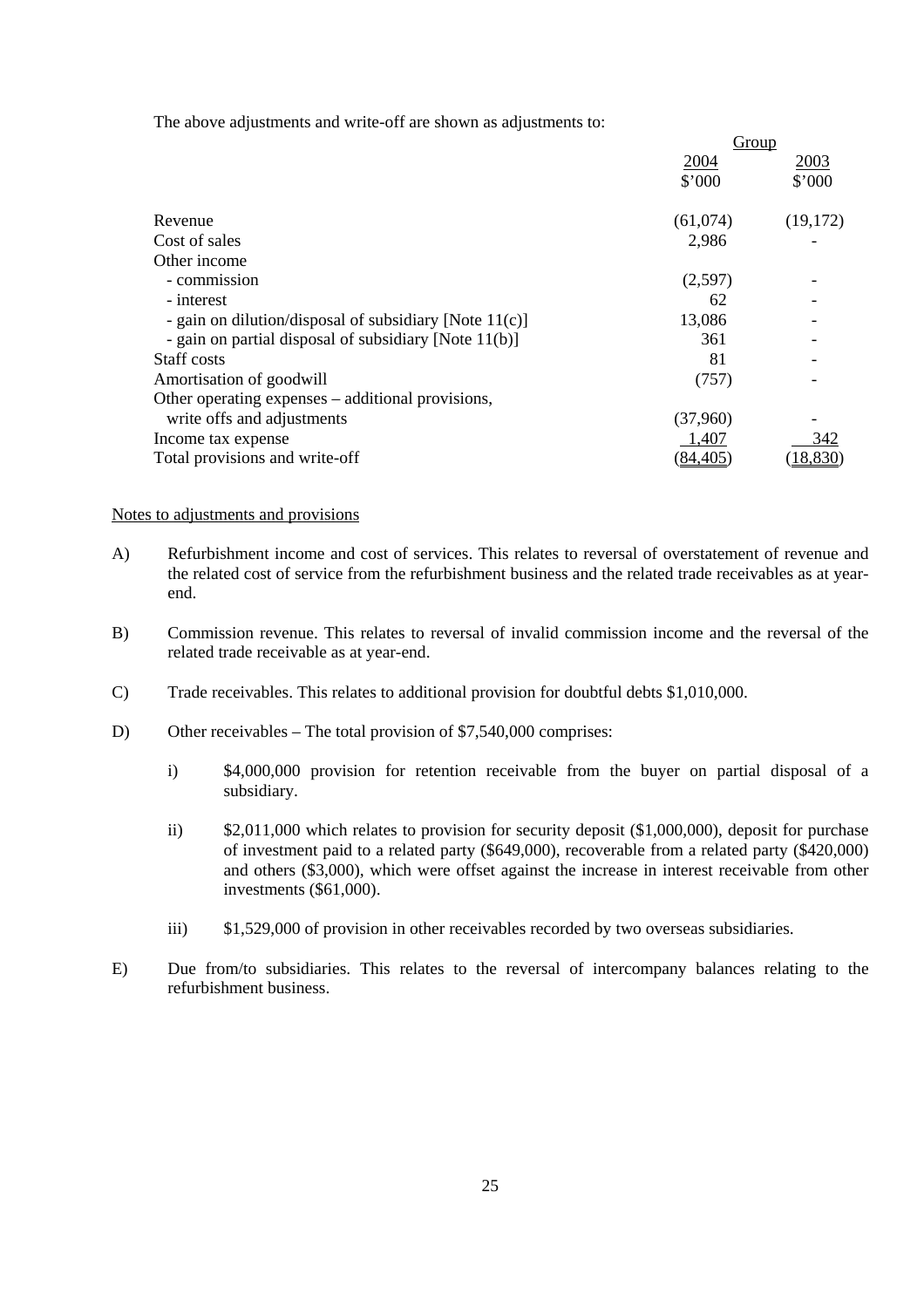The above adjustments and write-off are shown as adjustments to:

| | Group | |
|---|---|---|
| | 2004 | 2003 |
| | $'000 | $'000 |
| Revenue | (61,074) | (19,172) |
| Cost of sales | 2,986 | - |
| Other income | | |
| - commission | (2,597) | - |
| - interest | 62 | - |
| - gain on dilution/disposal of subsidiary [Note 11(c)] | 13,086 | - |
| - gain on partial disposal of subsidiary [Note 11(b)] | 361 | - |
| Staff costs | 81 | - |
| Amortisation of goodwill | (757) | - |
| Other operating expenses – additional provisions, write offs and adjustments | (37,960) | - |
| Income tax expense | 1,407 | 342 |
| Total provisions and write-off | (84,405) | (18,830) |

Notes to adjustments and provisions

A) Refurbishment income and cost of services. This relates to reversal of overstatement of revenue and the related cost of service from the refurbishment business and the related trade receivables as at year-end.

B) Commission revenue. This relates to reversal of invalid commission income and the reversal of the related trade receivable as at year-end.

C) Trade receivables. This relates to additional provision for doubtful debts $1,010,000.

D) Other receivables – The total provision of $7,540,000 comprises:

   i) $4,000,000 provision for retention receivable from the buyer on partial disposal of a subsidiary.

   ii) $2,011,000 which relates to provision for security deposit ($1,000,000), deposit for purchase of investment paid to a related party ($649,000), recoverable from a related party ($420,000) and others ($3,000), which were offset against the increase in interest receivable from other investments ($61,000).

   iii) $1,529,000 of provision in other receivables recorded by two overseas subsidiaries.

E) Due from/to subsidiaries. This relates to the reversal of intercompany balances relating to the refurbishment business.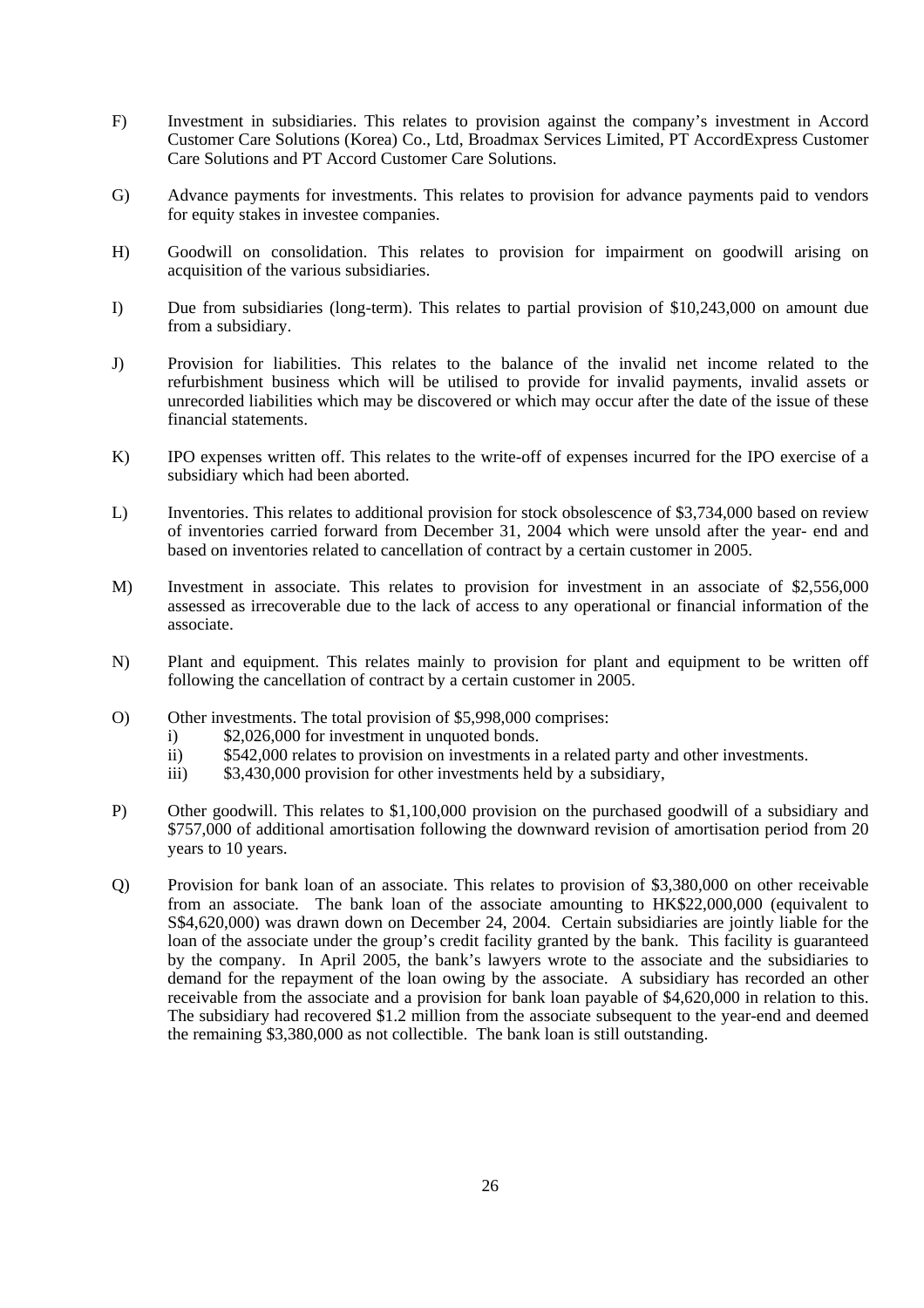F) Investment in subsidiaries. This relates to provision against the company's investment in Accord Customer Care Solutions (Korea) Co., Ltd, Broadmax Services Limited, PT AccordExpress Customer Care Solutions and PT Accord Customer Care Solutions.

G) Advance payments for investments. This relates to provision for advance payments paid to vendors for equity stakes in investee companies.

H) Goodwill on consolidation. This relates to provision for impairment on goodwill arising on acquisition of the various subsidiaries.

I) Due from subsidiaries (long-term). This relates to partial provision of $10,243,000 on amount due from a subsidiary.

J) Provision for liabilities. This relates to the balance of the invalid net income related to the refurbishment business which will be utilised to provide for invalid payments, invalid assets or unrecorded liabilities which may be discovered or which may occur after the date of the issue of these financial statements.

K) IPO expenses written off. This relates to the write-off of expenses incurred for the IPO exercise of a subsidiary which had been aborted.

L) Inventories. This relates to additional provision for stock obsolescence of $3,734,000 based on review of inventories carried forward from December 31, 2004 which were unsold after the year- end and based on inventories related to cancellation of contract by a certain customer in 2005.

M) Investment in associate. This relates to provision for investment in an associate of $2,556,000 assessed as irrecoverable due to the lack of access to any operational or financial information of the associate.

N) Plant and equipment. This relates mainly to provision for plant and equipment to be written off following the cancellation of contract by a certain customer in 2005.

O) Other investments. The total provision of $5,998,000 comprises:
   - i) $2,026,000 for investment in unquoted bonds.
   - ii) $542,000 relates to provision on investments in a related party and other investments.
   - iii) $3,430,000 provision for other investments held by a subsidiary,

P) Other goodwill. This relates to $1,100,000 provision on the purchased goodwill of a subsidiary and $757,000 of additional amortisation following the downward revision of amortisation period from 20 years to 10 years.

Q) Provision for bank loan of an associate. This relates to provision of $3,380,000 on other receivable from an associate. The bank loan of the associate amounting to HK$22,000,000 (equivalent to S$4,620,000) was drawn down on December 24, 2004. Certain subsidiaries are jointly liable for the loan of the associate under the group's credit facility granted by the bank. This facility is guaranteed by the company. In April 2005, the bank's lawyers wrote to the associate and the subsidiaries to demand for the repayment of the loan owing by the associate. A subsidiary has recorded an other receivable from the associate and a provision for bank loan payable of $4,620,000 in relation to this. The subsidiary had recovered $1.2 million from the associate subsequent to the year-end and deemed the remaining $3,380,000 as not collectible. The bank loan is still outstanding.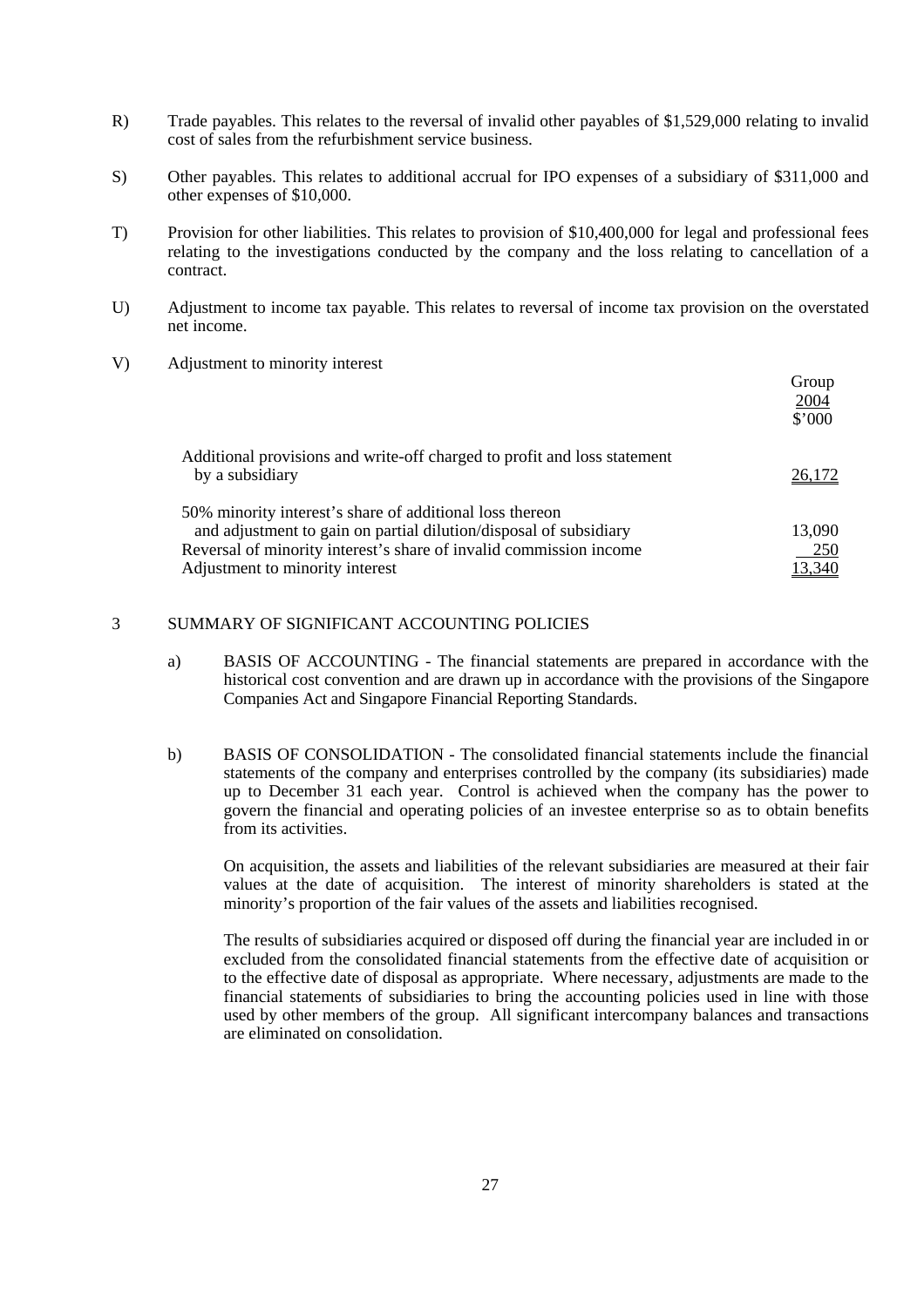R) Trade payables. This relates to the reversal of invalid other payables of $1,529,000 relating to invalid cost of sales from the refurbishment service business.

S) Other payables. This relates to additional accrual for IPO expenses of a subsidiary of $311,000 and other expenses of $10,000.

T) Provision for other liabilities. This relates to provision of $10,400,000 for legal and professional fees relating to the investigations conducted by the company and the loss relating to cancellation of a contract.

U) Adjustment to income tax payable. This relates to reversal of income tax provision on the overstated net income.

V) Adjustment to minority interest

| | Group 2004 $'000 |
|---|---|
| Additional provisions and write-off charged to profit and loss statement by a subsidiary | 26,172 |
| 50% minority interest's share of additional loss thereon and adjustment to gain on partial dilution/disposal of subsidiary | 13,090 |
| Reversal of minority interest's share of invalid commission income | 250 |
| Adjustment to minority interest | 13,340 |

## 3 SUMMARY OF SIGNIFICANT ACCOUNTING POLICIES

a) BASIS OF ACCOUNTING - The financial statements are prepared in accordance with the historical cost convention and are drawn up in accordance with the provisions of the Singapore Companies Act and Singapore Financial Reporting Standards.

b) BASIS OF CONSOLIDATION - The consolidated financial statements include the financial statements of the company and enterprises controlled by the company (its subsidiaries) made up to December 31 each year. Control is achieved when the company has the power to govern the financial and operating policies of an investee enterprise so as to obtain benefits from its activities.

On acquisition, the assets and liabilities of the relevant subsidiaries are measured at their fair values at the date of acquisition. The interest of minority shareholders is stated at the minority's proportion of the fair values of the assets and liabilities recognised.

The results of subsidiaries acquired or disposed off during the financial year are included in or excluded from the consolidated financial statements from the effective date of acquisition or to the effective date of disposal as appropriate. Where necessary, adjustments are made to the financial statements of subsidiaries to bring the accounting policies used in line with those used by other members of the group. All significant intercompany balances and transactions are eliminated on consolidation.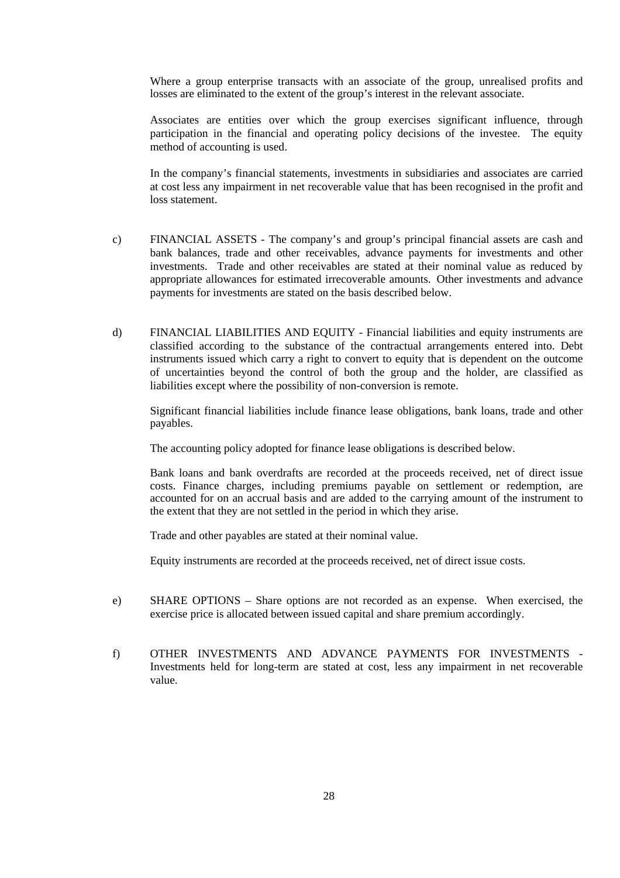Where a group enterprise transacts with an associate of the group, unrealised profits and losses are eliminated to the extent of the group's interest in the relevant associate.

Associates are entities over which the group exercises significant influence, through participation in the financial and operating policy decisions of the investee. The equity method of accounting is used.

In the company's financial statements, investments in subsidiaries and associates are carried at cost less any impairment in net recoverable value that has been recognised in the profit and loss statement.

c) FINANCIAL ASSETS - The company's and group's principal financial assets are cash and bank balances, trade and other receivables, advance payments for investments and other investments. Trade and other receivables are stated at their nominal value as reduced by appropriate allowances for estimated irrecoverable amounts. Other investments and advance payments for investments are stated on the basis described below.

d) FINANCIAL LIABILITIES AND EQUITY - Financial liabilities and equity instruments are classified according to the substance of the contractual arrangements entered into. Debt instruments issued which carry a right to convert to equity that is dependent on the outcome of uncertainties beyond the control of both the group and the holder, are classified as liabilities except where the possibility of non-conversion is remote.

Significant financial liabilities include finance lease obligations, bank loans, trade and other payables.

The accounting policy adopted for finance lease obligations is described below.

Bank loans and bank overdrafts are recorded at the proceeds received, net of direct issue costs. Finance charges, including premiums payable on settlement or redemption, are accounted for on an accrual basis and are added to the carrying amount of the instrument to the extent that they are not settled in the period in which they arise.

Trade and other payables are stated at their nominal value.

Equity instruments are recorded at the proceeds received, net of direct issue costs.

e) SHARE OPTIONS – Share options are not recorded as an expense. When exercised, the exercise price is allocated between issued capital and share premium accordingly.

f) OTHER INVESTMENTS AND ADVANCE PAYMENTS FOR INVESTMENTS - Investments held for long-term are stated at cost, less any impairment in net recoverable value.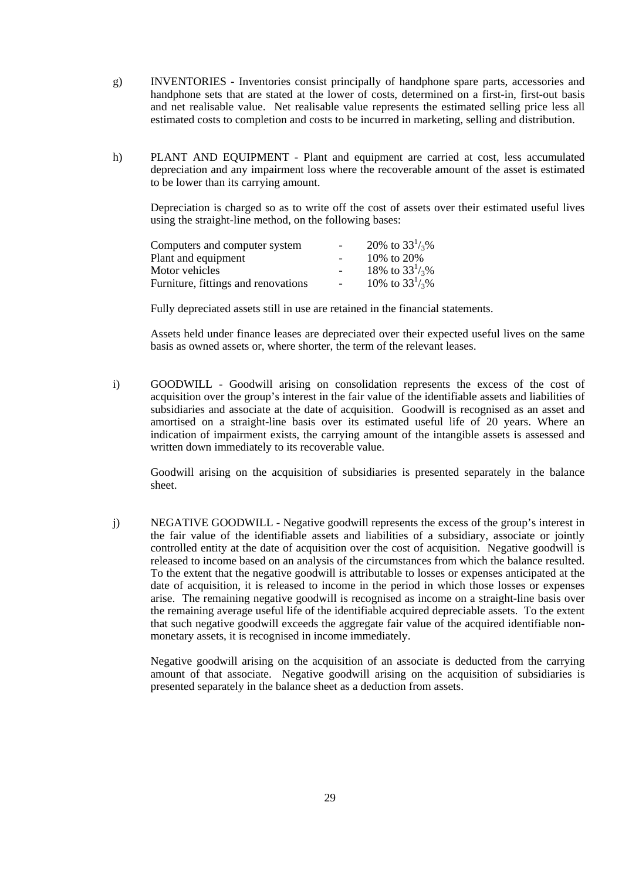g) INVENTORIES - Inventories consist principally of handphone spare parts, accessories and handphone sets that are stated at the lower of costs, determined on a first-in, first-out basis and net realisable value. Net realisable value represents the estimated selling price less all estimated costs to completion and costs to be incurred in marketing, selling and distribution.

h) PLANT AND EQUIPMENT - Plant and equipment are carried at cost, less accumulated depreciation and any impairment loss where the recoverable amount of the asset is estimated to be lower than its carrying amount.

Depreciation is charged so as to write off the cost of assets over their estimated useful lives using the straight-line method, on the following bases:

| | | |
|---|---|---|
| Computers and computer system | - | 20% to $33^1/_3$% |
| Plant and equipment | - | 10% to 20% |
| Motor vehicles | - | 18% to $33^1/_3$% |
| Furniture, fittings and renovations | - | 10% to $33^1/_3$% |

Fully depreciated assets still in use are retained in the financial statements.

Assets held under finance leases are depreciated over their expected useful lives on the same basis as owned assets or, where shorter, the term of the relevant leases.

i) GOODWILL - Goodwill arising on consolidation represents the excess of the cost of acquisition over the group's interest in the fair value of the identifiable assets and liabilities of subsidiaries and associate at the date of acquisition. Goodwill is recognised as an asset and amortised on a straight-line basis over its estimated useful life of 20 years. Where an indication of impairment exists, the carrying amount of the intangible assets is assessed and written down immediately to its recoverable value.

Goodwill arising on the acquisition of subsidiaries is presented separately in the balance sheet.

j) NEGATIVE GOODWILL - Negative goodwill represents the excess of the group's interest in the fair value of the identifiable assets and liabilities of a subsidiary, associate or jointly controlled entity at the date of acquisition over the cost of acquisition. Negative goodwill is released to income based on an analysis of the circumstances from which the balance resulted. To the extent that the negative goodwill is attributable to losses or expenses anticipated at the date of acquisition, it is released to income in the period in which those losses or expenses arise. The remaining negative goodwill is recognised as income on a straight-line basis over the remaining average useful life of the identifiable acquired depreciable assets. To the extent that such negative goodwill exceeds the aggregate fair value of the acquired identifiable non-monetary assets, it is recognised in income immediately.

Negative goodwill arising on the acquisition of an associate is deducted from the carrying amount of that associate. Negative goodwill arising on the acquisition of subsidiaries is presented separately in the balance sheet as a deduction from assets.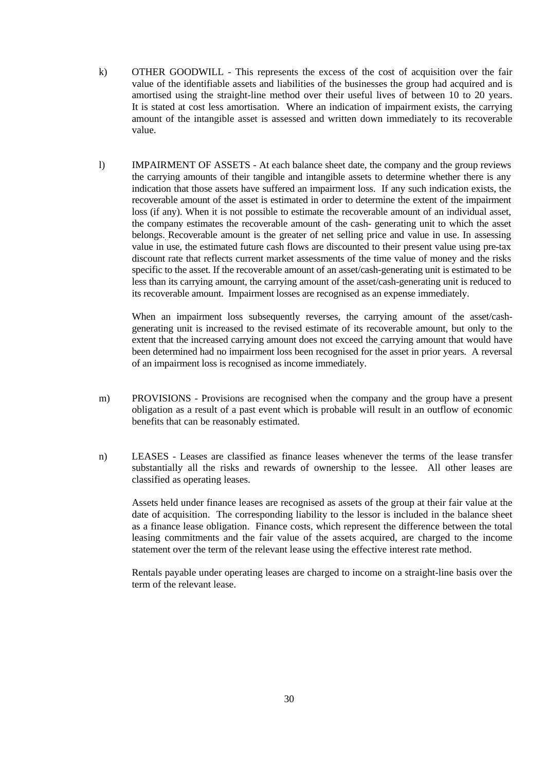k) OTHER GOODWILL - This represents the excess of the cost of acquisition over the fair value of the identifiable assets and liabilities of the businesses the group had acquired and is amortised using the straight-line method over their useful lives of between 10 to 20 years. It is stated at cost less amortisation. Where an indication of impairment exists, the carrying amount of the intangible asset is assessed and written down immediately to its recoverable value.

l) IMPAIRMENT OF ASSETS - At each balance sheet date, the company and the group reviews the carrying amounts of their tangible and intangible assets to determine whether there is any indication that those assets have suffered an impairment loss. If any such indication exists, the recoverable amount of the asset is estimated in order to determine the extent of the impairment loss (if any). When it is not possible to estimate the recoverable amount of an individual asset, the company estimates the recoverable amount of the cash- generating unit to which the asset belongs. Recoverable amount is the greater of net selling price and value in use. In assessing value in use, the estimated future cash flows are discounted to their present value using pre-tax discount rate that reflects current market assessments of the time value of money and the risks specific to the asset. If the recoverable amount of an asset/cash-generating unit is estimated to be less than its carrying amount, the carrying amount of the asset/cash-generating unit is reduced to its recoverable amount. Impairment losses are recognised as an expense immediately.

   When an impairment loss subsequently reverses, the carrying amount of the asset/cash-generating unit is increased to the revised estimate of its recoverable amount, but only to the extent that the increased carrying amount does not exceed the carrying amount that would have been determined had no impairment loss been recognised for the asset in prior years. A reversal of an impairment loss is recognised as income immediately.

m) PROVISIONS - Provisions are recognised when the company and the group have a present obligation as a result of a past event which is probable will result in an outflow of economic benefits that can be reasonably estimated.

n) LEASES - Leases are classified as finance leases whenever the terms of the lease transfer substantially all the risks and rewards of ownership to the lessee. All other leases are classified as operating leases.

   Assets held under finance leases are recognised as assets of the group at their fair value at the date of acquisition. The corresponding liability to the lessor is included in the balance sheet as a finance lease obligation. Finance costs, which represent the difference between the total leasing commitments and the fair value of the assets acquired, are charged to the income statement over the term of the relevant lease using the effective interest rate method.

   Rentals payable under operating leases are charged to income on a straight-line basis over the term of the relevant lease.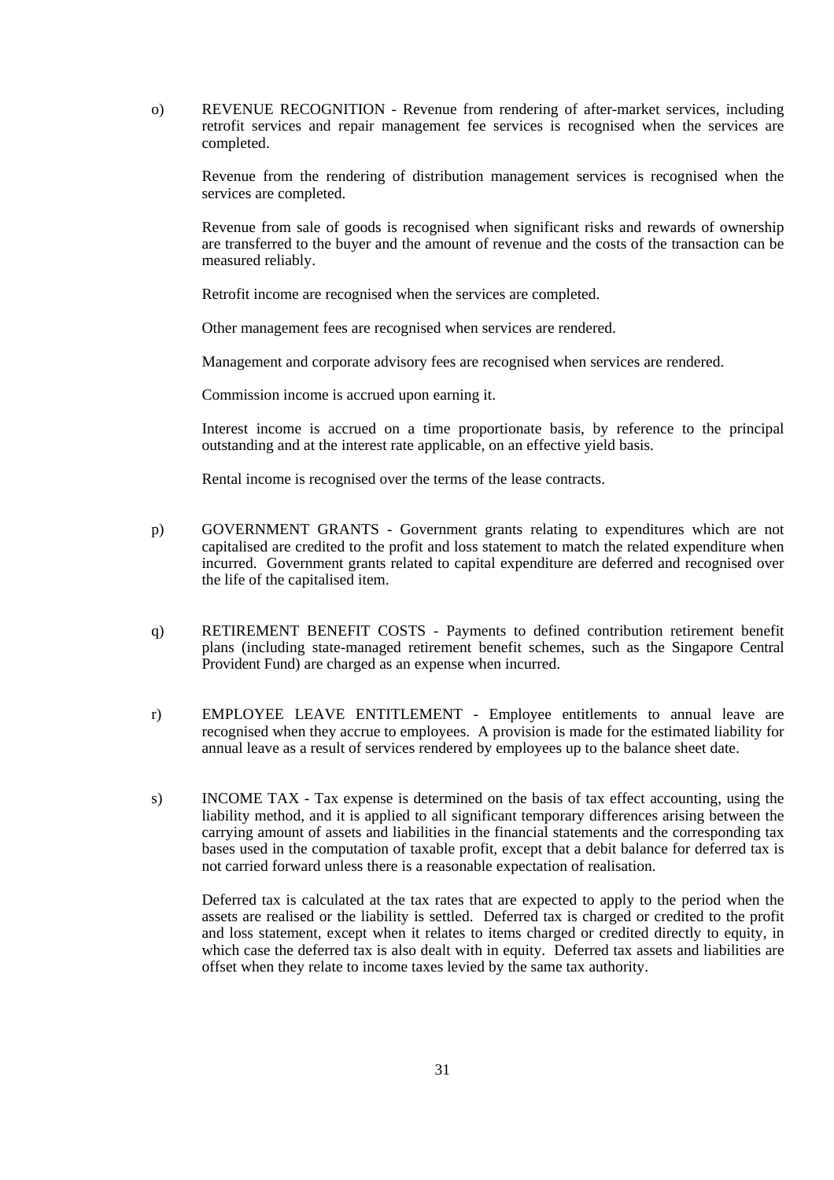o) REVENUE RECOGNITION - Revenue from rendering of after-market services, including retrofit services and repair management fee services is recognised when the services are completed.

Revenue from the rendering of distribution management services is recognised when the services are completed.

Revenue from sale of goods is recognised when significant risks and rewards of ownership are transferred to the buyer and the amount of revenue and the costs of the transaction can be measured reliably.

Retrofit income are recognised when the services are completed.

Other management fees are recognised when services are rendered.

Management and corporate advisory fees are recognised when services are rendered.

Commission income is accrued upon earning it.

Interest income is accrued on a time proportionate basis, by reference to the principal outstanding and at the interest rate applicable, on an effective yield basis.

Rental income is recognised over the terms of the lease contracts.

p) GOVERNMENT GRANTS - Government grants relating to expenditures which are not capitalised are credited to the profit and loss statement to match the related expenditure when incurred. Government grants related to capital expenditure are deferred and recognised over the life of the capitalised item.

q) RETIREMENT BENEFIT COSTS - Payments to defined contribution retirement benefit plans (including state-managed retirement benefit schemes, such as the Singapore Central Provident Fund) are charged as an expense when incurred.

r) EMPLOYEE LEAVE ENTITLEMENT - Employee entitlements to annual leave are recognised when they accrue to employees. A provision is made for the estimated liability for annual leave as a result of services rendered by employees up to the balance sheet date.

s) INCOME TAX - Tax expense is determined on the basis of tax effect accounting, using the liability method, and it is applied to all significant temporary differences arising between the carrying amount of assets and liabilities in the financial statements and the corresponding tax bases used in the computation of taxable profit, except that a debit balance for deferred tax is not carried forward unless there is a reasonable expectation of realisation.

Deferred tax is calculated at the tax rates that are expected to apply to the period when the assets are realised or the liability is settled. Deferred tax is charged or credited to the profit and loss statement, except when it relates to items charged or credited directly to equity, in which case the deferred tax is also dealt with in equity. Deferred tax assets and liabilities are offset when they relate to income taxes levied by the same tax authority.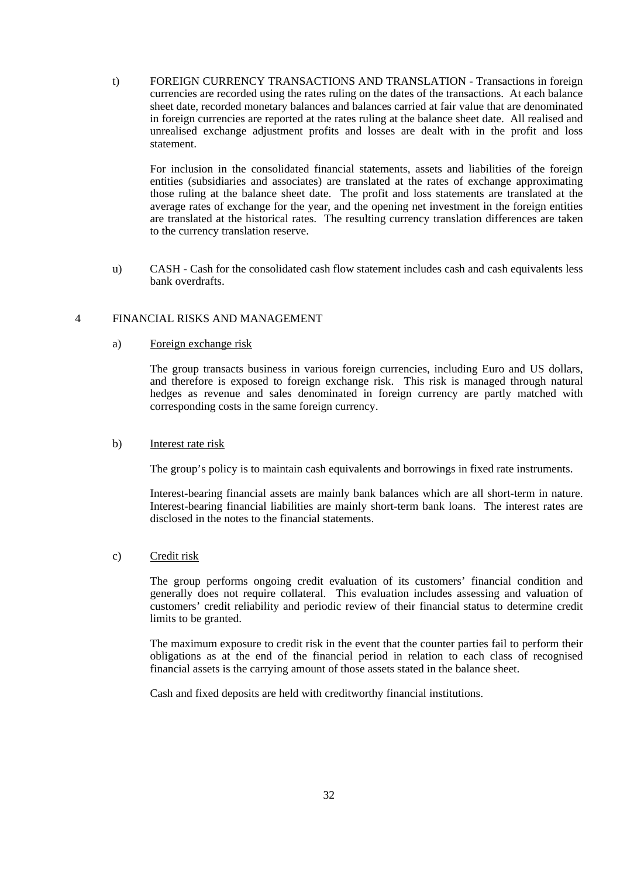t) FOREIGN CURRENCY TRANSACTIONS AND TRANSLATION - Transactions in foreign currencies are recorded using the rates ruling on the dates of the transactions. At each balance sheet date, recorded monetary balances and balances carried at fair value that are denominated in foreign currencies are reported at the rates ruling at the balance sheet date. All realised and unrealised exchange adjustment profits and losses are dealt with in the profit and loss statement.

For inclusion in the consolidated financial statements, assets and liabilities of the foreign entities (subsidiaries and associates) are translated at the rates of exchange approximating those ruling at the balance sheet date. The profit and loss statements are translated at the average rates of exchange for the year, and the opening net investment in the foreign entities are translated at the historical rates. The resulting currency translation differences are taken to the currency translation reserve.

u) CASH - Cash for the consolidated cash flow statement includes cash and cash equivalents less bank overdrafts.

## 4 FINANCIAL RISKS AND MANAGEMENT

a) Foreign exchange risk

The group transacts business in various foreign currencies, including Euro and US dollars, and therefore is exposed to foreign exchange risk. This risk is managed through natural hedges as revenue and sales denominated in foreign currency are partly matched with corresponding costs in the same foreign currency.

b) Interest rate risk

The group's policy is to maintain cash equivalents and borrowings in fixed rate instruments.

Interest-bearing financial assets are mainly bank balances which are all short-term in nature. Interest-bearing financial liabilities are mainly short-term bank loans. The interest rates are disclosed in the notes to the financial statements.

c) Credit risk

The group performs ongoing credit evaluation of its customers' financial condition and generally does not require collateral. This evaluation includes assessing and valuation of customers' credit reliability and periodic review of their financial status to determine credit limits to be granted.

The maximum exposure to credit risk in the event that the counter parties fail to perform their obligations as at the end of the financial period in relation to each class of recognised financial assets is the carrying amount of those assets stated in the balance sheet.

Cash and fixed deposits are held with creditworthy financial institutions.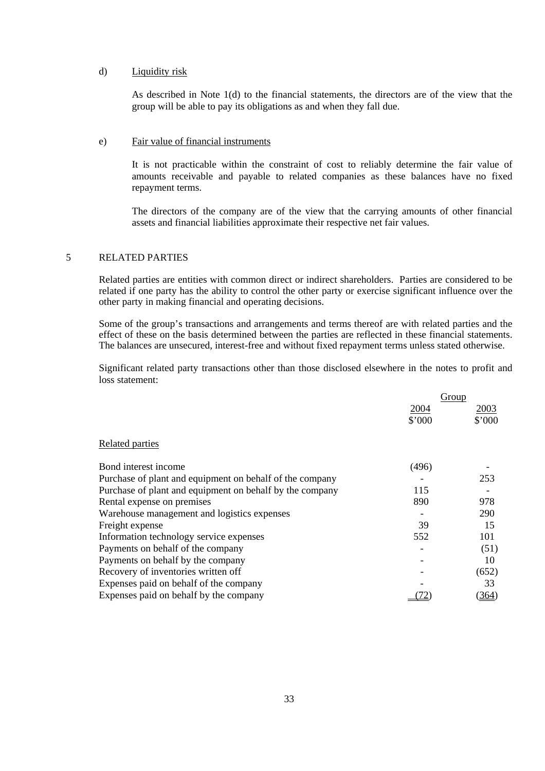d) Liquidity risk

As described in Note 1(d) to the financial statements, the directors are of the view that the group will be able to pay its obligations as and when they fall due.

e) Fair value of financial instruments

It is not practicable within the constraint of cost to reliably determine the fair value of amounts receivable and payable to related companies as these balances have no fixed repayment terms.

The directors of the company are of the view that the carrying amounts of other financial assets and financial liabilities approximate their respective net fair values.

## 5 RELATED PARTIES

Related parties are entities with common direct or indirect shareholders. Parties are considered to be related if one party has the ability to control the other party or exercise significant influence over the other party in making financial and operating decisions.

Some of the group's transactions and arrangements and terms thereof are with related parties and the effect of these on the basis determined between the parties are reflected in these financial statements. The balances are unsecured, interest-free and without fixed repayment terms unless stated otherwise.

Significant related party transactions other than those disclosed elsewhere in the notes to profit and loss statement:

| | Group | |
|---|---|---|
| | 2004 | 2003 |
| | $'000 | $'000 |
| Related parties | | |
| Bond interest income | (496) | - |
| Purchase of plant and equipment on behalf of the company | - | 253 |
| Purchase of plant and equipment on behalf by the company | 115 | - |
| Rental expense on premises | 890 | 978 |
| Warehouse management and logistics expenses | - | 290 |
| Freight expense | 39 | 15 |
| Information technology service expenses | 552 | 101 |
| Payments on behalf of the company | - | (51) |
| Payments on behalf by the company | - | 10 |
| Recovery of inventories written off | - | (652) |
| Expenses paid on behalf of the company | - | 33 |
| Expenses paid on behalf by the company | (72) | (364) |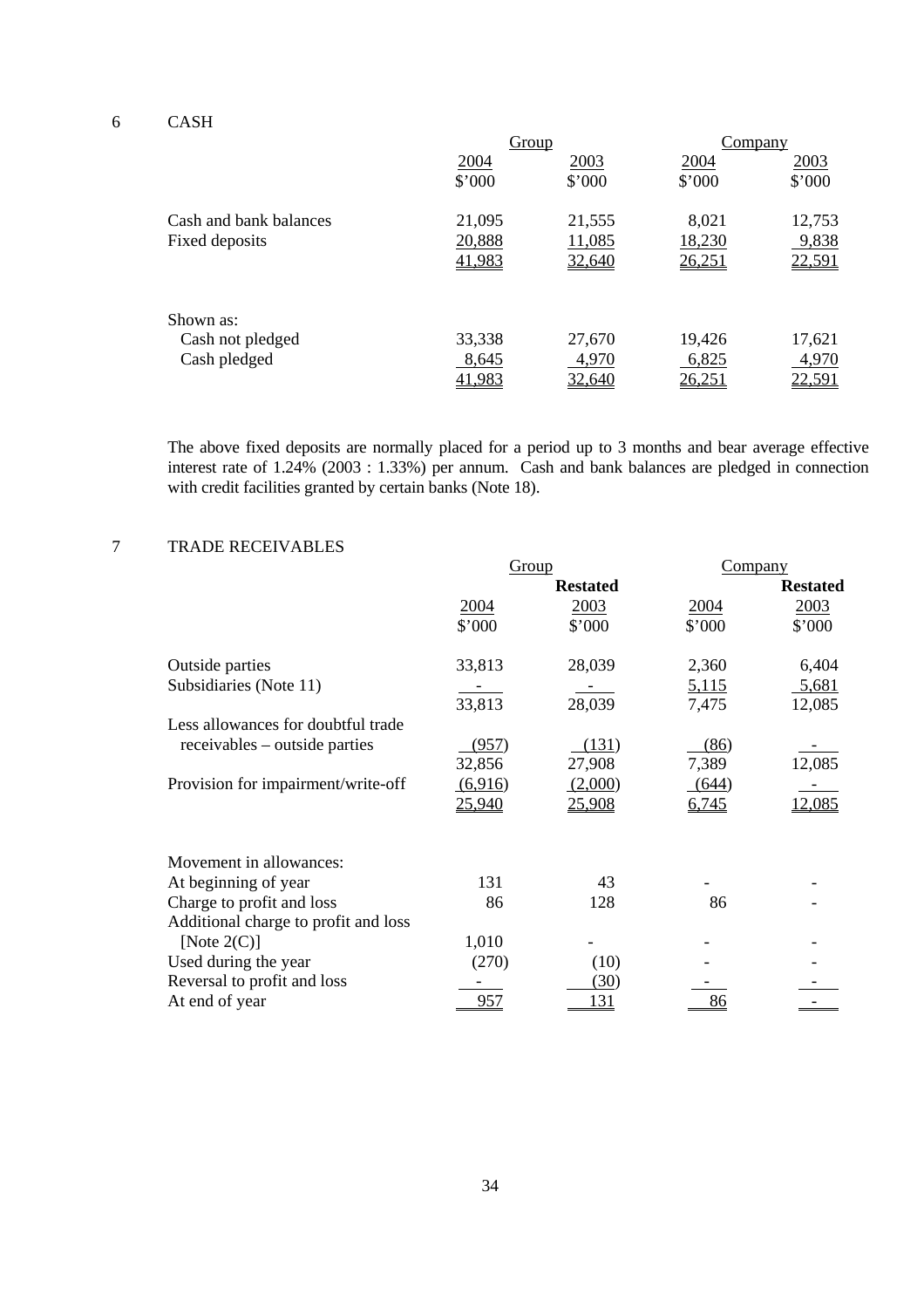## 6 CASH

| | Group | | Company | |
|---|---|---|---|---|
| | 2004 | 2003 | 2004 | 2003 |
| | $'000 | $'000 | $'000 | $'000 |
| Cash and bank balances | 21,095 | 21,555 | 8,021 | 12,753 |
| Fixed deposits | 20,888 | 11,085 | 18,230 | 9,838 |
| | 41,983 | 32,640 | 26,251 | 22,591 |
| Shown as: | | | | |
| Cash not pledged | 33,338 | 27,670 | 19,426 | 17,621 |
| Cash pledged | 8,645 | 4,970 | 6,825 | 4,970 |
| | 41,983 | 32,640 | 26,251 | 22,591 |

The above fixed deposits are normally placed for a period up to 3 months and bear average effective interest rate of 1.24% (2003 : 1.33%) per annum. Cash and bank balances are pledged in connection with credit facilities granted by certain banks (Note 18).

## 7 TRADE RECEIVABLES

| | Group | | Company | |
|---|---|---|---|---|
| | | **Restated** | | **Restated** |
| | 2004 | 2003 | 2004 | 2003 |
| | $'000 | $'000 | $'000 | $'000 |
| Outside parties | 33,813 | 28,039 | 2,360 | 6,404 |
| Subsidiaries (Note 11) | - | - | 5,115 | 5,681 |
| | 33,813 | 28,039 | 7,475 | 12,085 |
| Less allowances for doubtful trade receivables – outside parties | (957) | (131) | (86) | - |
| | 32,856 | 27,908 | 7,389 | 12,085 |
| Provision for impairment/write-off | (6,916) | (2,000) | (644) | - |
| | 25,940 | 25,908 | 6,745 | 12,085 |
| Movement in allowances: | | | | |
| At beginning of year | 131 | 43 | - | - |
| Charge to profit and loss | 86 | 128 | 86 | - |
| Additional charge to profit and loss [Note 2(C)] | 1,010 | - | - | - |
| Used during the year | (270) | (10) | - | - |
| Reversal to profit and loss | - | (30) | - | - |
| At end of year | 957 | 131 | 86 | - |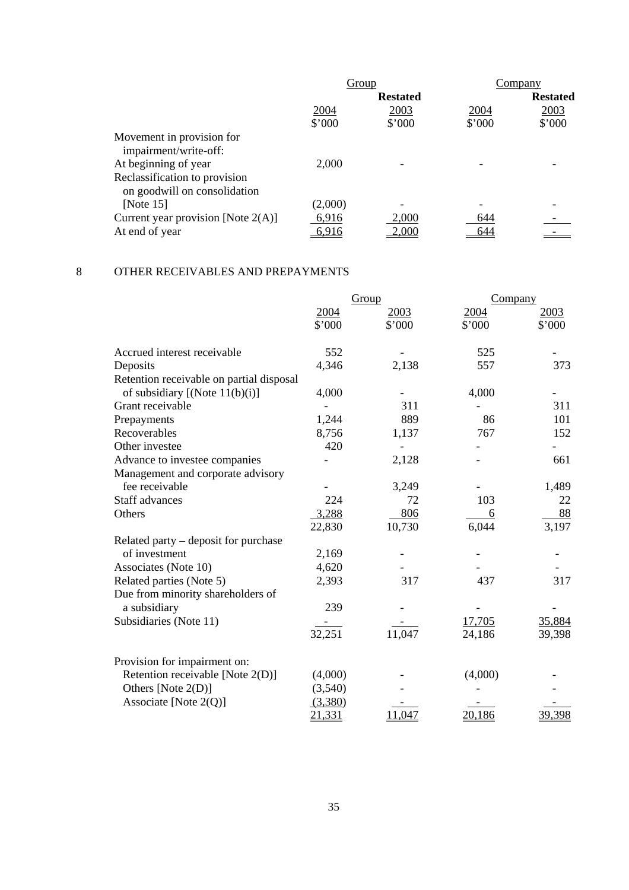| | Group | | Company | |
|---|---|---|---|---|
| | | **Restated** | | **Restated** |
| | 2004 | 2003 | 2004 | 2003 |
| | $'000 | $'000 | $'000 | $'000 |
| Movement in provision for impairment/write-off: | | | | |
| At beginning of year | 2,000 | - | - | - |
| Reclassification to provision on goodwill on consolidation [Note 15] | (2,000) | - | - | - |
| Current year provision [Note 2(A)] | 6,916 | 2,000 | 644 | - |
| At end of year | 6,916 | 2,000 | 644 | - |

## 8 OTHER RECEIVABLES AND PREPAYMENTS

| | Group | | Company | |
|---|---|---|---|---|
| | 2004 | 2003 | 2004 | 2003 |
| | $'000 | $'000 | $'000 | $'000 |
| Accrued interest receivable | 552 | - | 525 | - |
| Deposits | 4,346 | 2,138 | 557 | 373 |
| Retention receivable on partial disposal of subsidiary [(Note 11(b)(i)] | 4,000 | - | 4,000 | - |
| Grant receivable | - | 311 | - | 311 |
| Prepayments | 1,244 | 889 | 86 | 101 |
| Recoverables | 8,756 | 1,137 | 767 | 152 |
| Other investee | 420 | - | - | - |
| Advance to investee companies | - | 2,128 | - | 661 |
| Management and corporate advisory fee receivable | - | 3,249 | - | 1,489 |
| Staff advances | 224 | 72 | 103 | 22 |
| Others | 3,288 | 806 | 6 | 88 |
| | 22,830 | 10,730 | 6,044 | 3,197 |
| Related party – deposit for purchase of investment | 2,169 | - | - | - |
| Associates (Note 10) | 4,620 | - | - | - |
| Related parties (Note 5) | 2,393 | 317 | 437 | 317 |
| Due from minority shareholders of a subsidiary | 239 | - | - | - |
| Subsidiaries (Note 11) | - | - | 17,705 | 35,884 |
| | 32,251 | 11,047 | 24,186 | 39,398 |
| Provision for impairment on: | | | | |
| Retention receivable [Note 2(D)] | (4,000) | - | (4,000) | - |
| Others [Note 2(D)] | (3,540) | - | - | - |
| Associate [Note 2(Q)] | (3,380) | - | - | - |
| | 21,331 | 11,047 | 20,186 | 39,398 |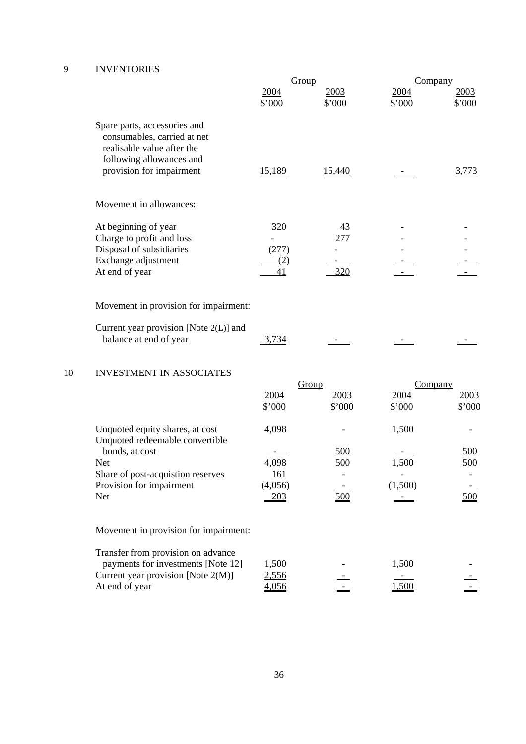## 9 INVENTORIES

| | Group | | Company | |
|---|---|---|---|---|
| | 2004 | 2003 | 2004 | 2003 |
| | $'000 | $'000 | $'000 | $'000 |
| Spare parts, accessories and consumables, carried at net realisable value after the following allowances and provision for impairment | 15,189 | 15,440 | - | 3,773 |
| | | | | |
| Movement in allowances: | | | | |
| At beginning of year | 320 | 43 | - | - |
| Charge to profit and loss | - | 277 | - | - |
| Disposal of subsidiaries | (277) | - | - | - |
| Exchange adjustment | (2) | - | - | - |
| At end of year | 41 | 320 | - | - |
| | | | | |
| Movement in provision for impairment: | | | | |
| Current year provision [Note 2(L)] and balance at end of year | 3,734 | - | - | - |

## 10 INVESTMENT IN ASSOCIATES

| | Group | | Company | |
|---|---|---|---|---|
| | 2004 | 2003 | 2004 | 2003 |
| | $'000 | $'000 | $'000 | $'000 |
| Unquoted equity shares, at cost | 4,098 | - | 1,500 | - |
| Unquoted redeemable convertible bonds, at cost | - | 500 | - | 500 |
| Net | 4,098 | 500 | 1,500 | 500 |
| Share of post-acquistion reserves | 161 | - | - | - |
| Provision for impairment | (4,056) | - | (1,500) | - |
| Net | 203 | 500 | - | 500 |
| | | | | |
| Movement in provision for impairment: | | | | |
| Transfer from provision on advance payments for investments [Note 12] | 1,500 | - | 1,500 | - |
| Current year provision [Note 2(M)] | 2,556 | - | - | - |
| At end of year | 4,056 | - | 1,500 | - |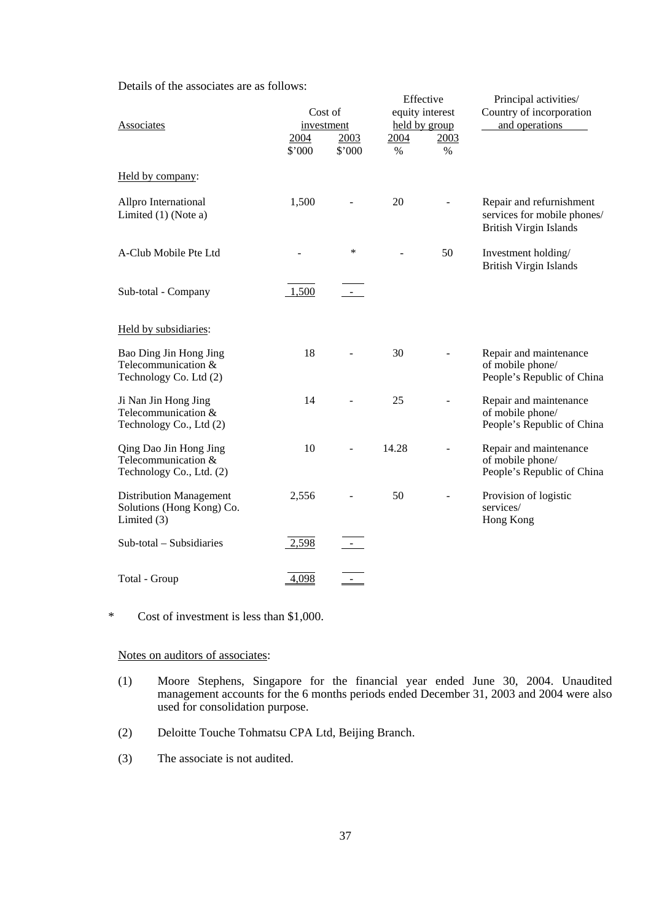Details of the associates are as follows:

| Associates | Cost of investment | | Effective equity interest held by group | | Principal activities/ Country of incorporation and operations |
|---|---|---|---|---|---|
| | 2004 | 2003 | 2004 | 2003 | |
| | \$'000 | \$'000 | % | % | |
| Held by company: | | | | | |
| Allpro International Limited (1) (Note a) | 1,500 | - | 20 | - | Repair and refurnishment services for mobile phones/ British Virgin Islands |
| A-Club Mobile Pte Ltd | - | * | - | 50 | Investment holding/ British Virgin Islands |
| Sub-total - Company | 1,500 | - | | | |
| Held by subsidiaries: | | | | | |
| Bao Ding Jin Hong Jing Telecommunication & Technology Co. Ltd (2) | 18 | - | 30 | - | Repair and maintenance of mobile phone/ People's Republic of China |
| Ji Nan Jin Hong Jing Telecommunication & Technology Co., Ltd (2) | 14 | - | 25 | - | Repair and maintenance of mobile phone/ People's Republic of China |
| Qing Dao Jin Hong Jing Telecommunication & Technology Co., Ltd. (2) | 10 | - | 14.28 | - | Repair and maintenance of mobile phone/ People's Republic of China |
| Distribution Management Solutions (Hong Kong) Co. Limited (3) | 2,556 | - | 50 | - | Provision of logistic services/ Hong Kong |
| Sub-total – Subsidiaries | 2,598 | - | | | |
| Total - Group | 4,098 | - | | | |

\* Cost of investment is less than \$1,000.

Notes on auditors of associates:

(1) Moore Stephens, Singapore for the financial year ended June 30, 2004. Unaudited management accounts for the 6 months periods ended December 31, 2003 and 2004 were also used for consolidation purpose.

(2) Deloitte Touche Tohmatsu CPA Ltd, Beijing Branch.

(3) The associate is not audited.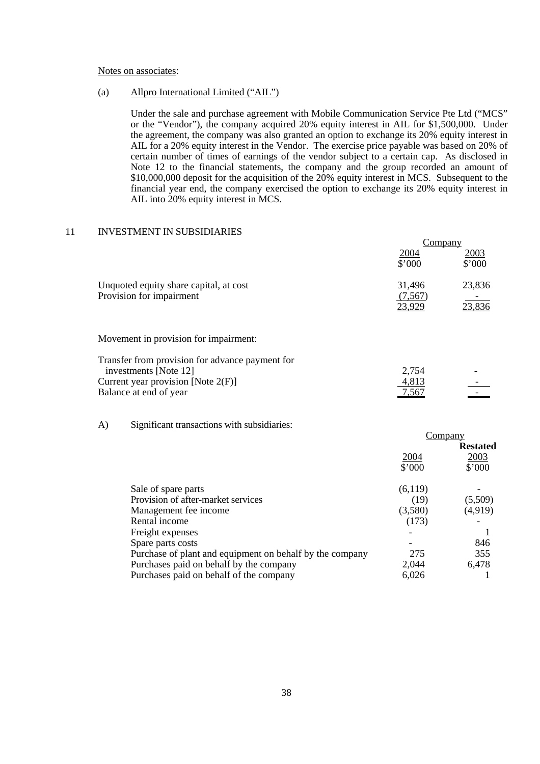Notes on associates:

(a) Allpro International Limited ("AIL")

Under the sale and purchase agreement with Mobile Communication Service Pte Ltd ("MCS" or the "Vendor"), the company acquired 20% equity interest in AIL for $1,500,000. Under the agreement, the company was also granted an option to exchange its 20% equity interest in AIL for a 20% equity interest in the Vendor. The exercise price payable was based on 20% of certain number of times of earnings of the vendor subject to a certain cap. As disclosed in Note 12 to the financial statements, the company and the group recorded an amount of $10,000,000 deposit for the acquisition of the 20% equity interest in MCS. Subsequent to the financial year end, the company exercised the option to exchange its 20% equity interest in AIL into 20% equity interest in MCS.

## 11 INVESTMENT IN SUBSIDIARIES

| | Company | |
|---|---|---|
| | 2004 | 2003 |
| | $'000 | $'000 |
| Unquoted equity share capital, at cost | 31,496 | 23,836 |
| Provision for impairment | (7,567) | - |
| | 23,929 | 23,836 |

Movement in provision for impairment:

| | | |
|---|---|---|
| Transfer from provision for advance payment for investments [Note 12] | 2,754 | - |
| Current year provision [Note 2(F)] | 4,813 | - |
| Balance at end of year | 7,567 | - |

A) Significant transactions with subsidiaries:

| | Company | |
|---|---|---|
| | | **Restated** |
| | 2004 | 2003 |
| | $'000 | $'000 |
| Sale of spare parts | (6,119) | - |
| Provision of after-market services | (19) | (5,509) |
| Management fee income | (3,580) | (4,919) |
| Rental income | (173) | - |
| Freight expenses | - | 1 |
| Spare parts costs | - | 846 |
| Purchase of plant and equipment on behalf by the company | 275 | 355 |
| Purchases paid on behalf by the company | 2,044 | 6,478 |
| Purchases paid on behalf of the company | 6,026 | 1 |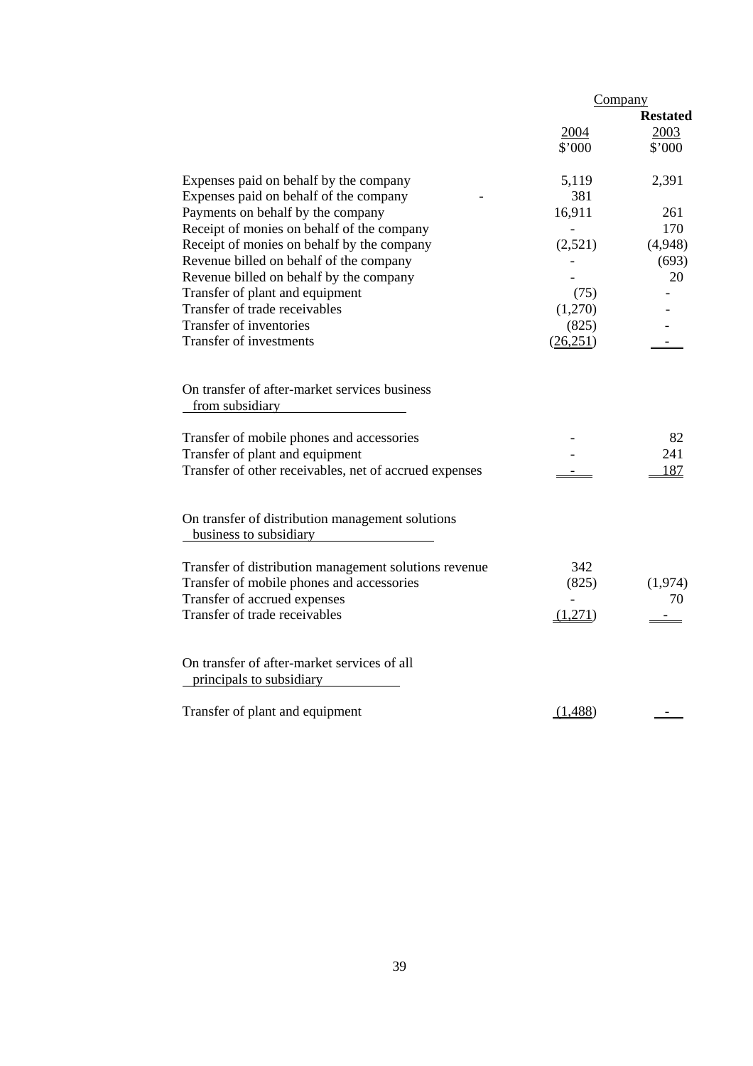| | Company | |
|---|---|---|
| | | **Restated** |
| | 2004 | 2003 |
| | $'000 | $'000 |
| Expenses paid on behalf by the company | 5,119 | 2,391 |
| Expenses paid on behalf of the company - | 381 | |
| Payments on behalf by the company | 16,911 | 261 |
| Receipt of monies on behalf of the company | - | 170 |
| Receipt of monies on behalf by the company | (2,521) | (4,948) |
| Revenue billed on behalf of the company | - | (693) |
| Revenue billed on behalf by the company | - | 20 |
| Transfer of plant and equipment | (75) | - |
| Transfer of trade receivables | (1,270) | - |
| Transfer of inventories | (825) | - |
| Transfer of investments | (26,251) | - |
| | | |
| On transfer of after-market services business from subsidiary | | |
| Transfer of mobile phones and accessories | - | 82 |
| Transfer of plant and equipment | - | 241 |
| Transfer of other receivables, net of accrued expenses | - | 187 |
| | | |
| On transfer of distribution management solutions business to subsidiary | | |
| Transfer of distribution management solutions revenue | 342 | |
| Transfer of mobile phones and accessories | (825) | (1,974) |
| Transfer of accrued expenses | - | 70 |
| Transfer of trade receivables | (1,271) | - |
| | | |
| On transfer of after-market services of all principals to subsidiary | | |
| Transfer of plant and equipment | (1,488) | - |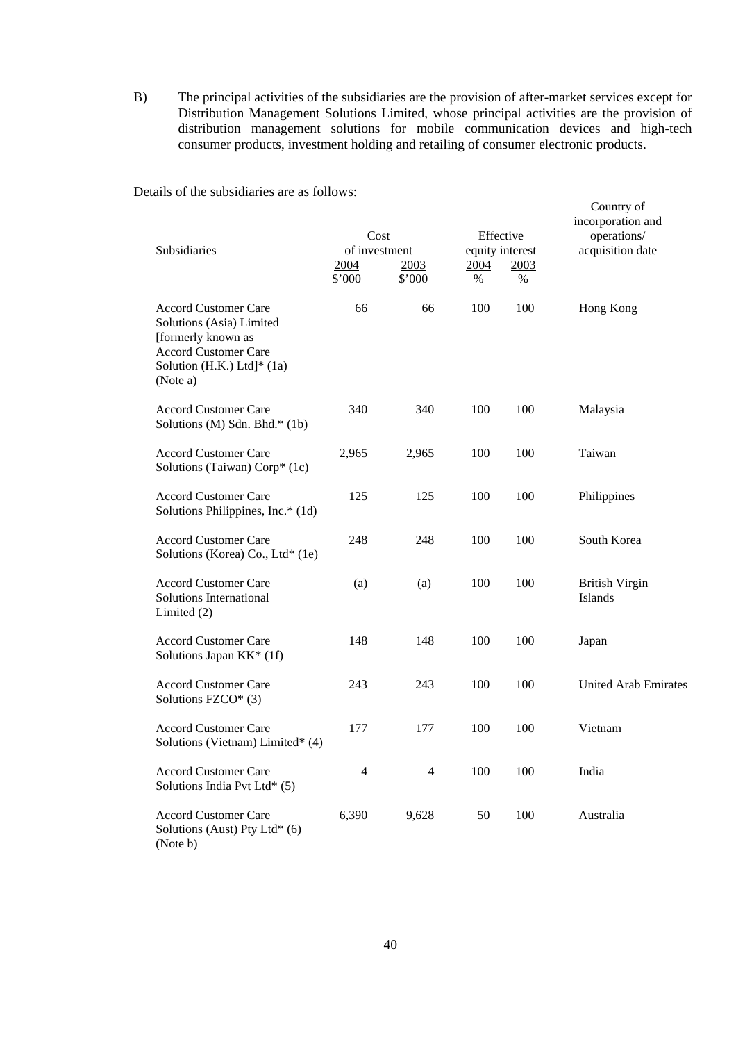B) The principal activities of the subsidiaries are the provision of after-market services except for Distribution Management Solutions Limited, whose principal activities are the provision of distribution management solutions for mobile communication devices and high-tech consumer products, investment holding and retailing of consumer electronic products.

Details of the subsidiaries are as follows:

| Subsidiaries | Cost of investment | | Effective equity interest | | Country of incorporation and operations/ acquisition date |
|---|---|---|---|---|---|
| | 2004 | 2003 | 2004 | 2003 | |
| | $'000 | $'000 | % | % | |
| Accord Customer Care Solutions (Asia) Limited [formerly known as Accord Customer Care Solution (H.K.) Ltd]* (1a) (Note a) | 66 | 66 | 100 | 100 | Hong Kong |
| Accord Customer Care Solutions (M) Sdn. Bhd.* (1b) | 340 | 340 | 100 | 100 | Malaysia |
| Accord Customer Care Solutions (Taiwan) Corp* (1c) | 2,965 | 2,965 | 100 | 100 | Taiwan |
| Accord Customer Care Solutions Philippines, Inc.* (1d) | 125 | 125 | 100 | 100 | Philippines |
| Accord Customer Care Solutions (Korea) Co., Ltd* (1e) | 248 | 248 | 100 | 100 | South Korea |
| Accord Customer Care Solutions International Limited (2) | (a) | (a) | 100 | 100 | British Virgin Islands |
| Accord Customer Care Solutions Japan KK* (1f) | 148 | 148 | 100 | 100 | Japan |
| Accord Customer Care Solutions FZCO* (3) | 243 | 243 | 100 | 100 | United Arab Emirates |
| Accord Customer Care Solutions (Vietnam) Limited* (4) | 177 | 177 | 100 | 100 | Vietnam |
| Accord Customer Care Solutions India Pvt Ltd* (5) | 4 | 4 | 100 | 100 | India |
| Accord Customer Care Solutions (Aust) Pty Ltd* (6) (Note b) | 6,390 | 9,628 | 50 | 100 | Australia |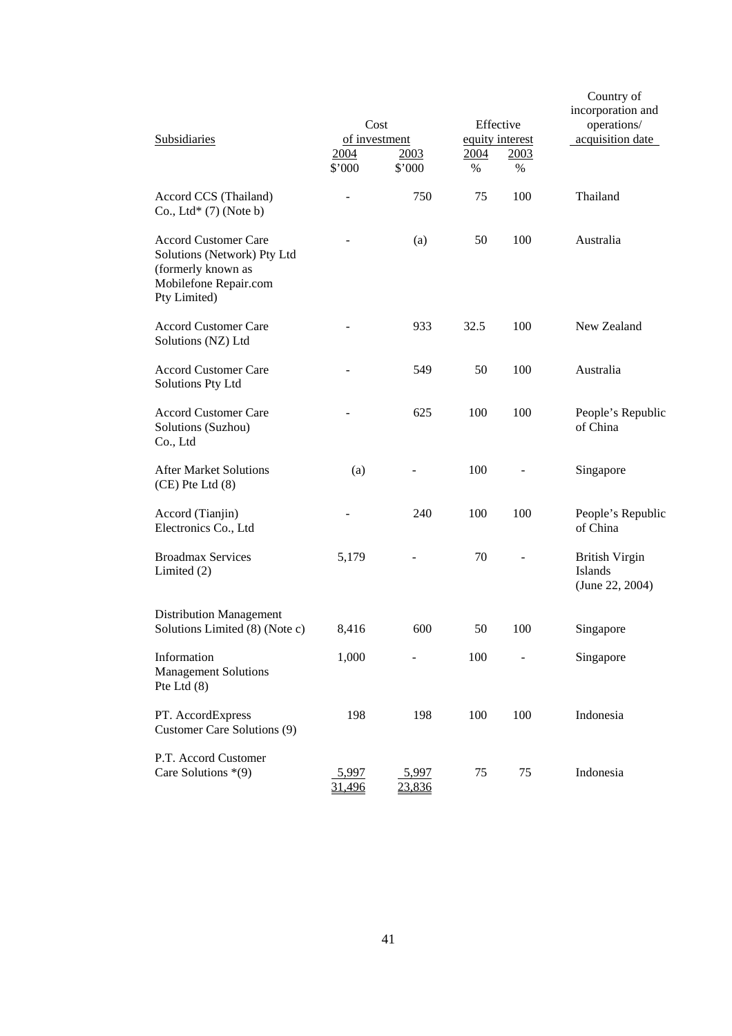| Subsidiaries | Cost of investment | | Effective equity interest | | Country of incorporation and operations/ acquisition date |
|---|---|---|---|---|---|
| | 2004 | 2003 | 2004 | 2003 | |
| | $'000 | $'000 | % | % | |
| Accord CCS (Thailand) Co., Ltd* (7) (Note b) | - | 750 | 75 | 100 | Thailand |
| Accord Customer Care Solutions (Network) Pty Ltd (formerly known as Mobilefone Repair.com Pty Limited) | - | (a) | 50 | 100 | Australia |
| Accord Customer Care Solutions (NZ) Ltd | - | 933 | 32.5 | 100 | New Zealand |
| Accord Customer Care Solutions Pty Ltd | - | 549 | 50 | 100 | Australia |
| Accord Customer Care Solutions (Suzhou) Co., Ltd | - | 625 | 100 | 100 | People's Republic of China |
| After Market Solutions (CE) Pte Ltd (8) | (a) | - | 100 | - | Singapore |
| Accord (Tianjin) Electronics Co., Ltd | - | 240 | 100 | 100 | People's Republic of China |
| Broadmax Services Limited (2) | 5,179 | - | 70 | - | British Virgin Islands (June 22, 2004) |
| Distribution Management Solutions Limited (8) (Note c) | 8,416 | 600 | 50 | 100 | Singapore |
| Information Management Solutions Pte Ltd (8) | 1,000 | - | 100 | - | Singapore |
| PT. AccordExpress Customer Care Solutions (9) | 198 | 198 | 100 | 100 | Indonesia |
| P.T. Accord Customer Care Solutions *(9) | 5,997 | 5,997 | 75 | 75 | Indonesia |
| | 31,496 | 23,836 | | | |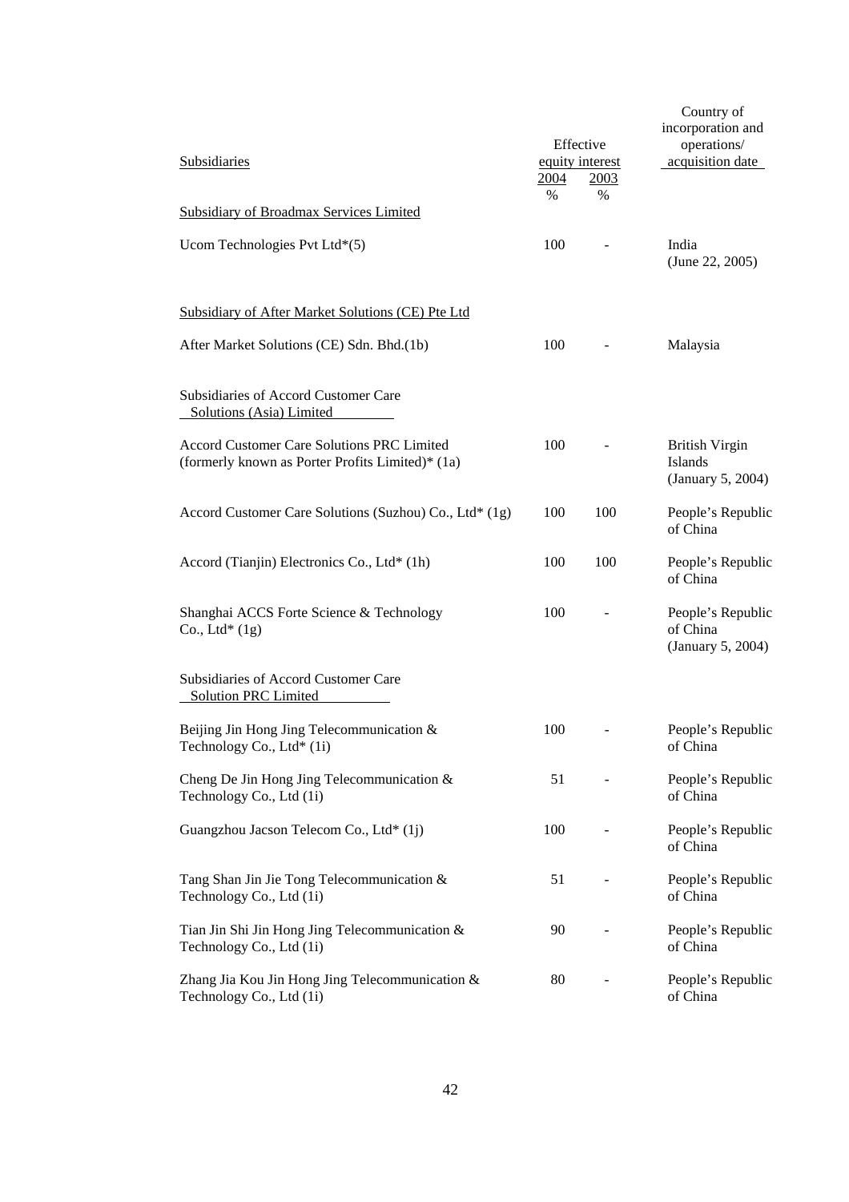| Subsidiaries | Effective equity interest | | Country of incorporation and operations/ acquisition date |
|---|---|---|---|
| | 2004 | 2003 | |
| | % | % | |
| Subsidiary of Broadmax Services Limited | | | |
| Ucom Technologies Pvt Ltd*(5) | 100 | - | India (June 22, 2005) |
| Subsidiary of After Market Solutions (CE) Pte Ltd | | | |
| After Market Solutions (CE) Sdn. Bhd.(1b) | 100 | - | Malaysia |
| Subsidiaries of Accord Customer Care Solutions (Asia) Limited | | | |
| Accord Customer Care Solutions PRC Limited (formerly known as Porter Profits Limited)* (1a) | 100 | - | British Virgin Islands (January 5, 2004) |
| Accord Customer Care Solutions (Suzhou) Co., Ltd* (1g) | 100 | 100 | People's Republic of China |
| Accord (Tianjin) Electronics Co., Ltd* (1h) | 100 | 100 | People's Republic of China |
| Shanghai ACCS Forte Science & Technology Co., Ltd* (1g) | 100 | - | People's Republic of China (January 5, 2004) |
| Subsidiaries of Accord Customer Care Solution PRC Limited | | | |
| Beijing Jin Hong Jing Telecommunication & Technology Co., Ltd* (1i) | 100 | - | People's Republic of China |
| Cheng De Jin Hong Jing Telecommunication & Technology Co., Ltd (1i) | 51 | - | People's Republic of China |
| Guangzhou Jacson Telecom Co., Ltd* (1j) | 100 | - | People's Republic of China |
| Tang Shan Jin Jie Tong Telecommunication & Technology Co., Ltd (1i) | 51 | - | People's Republic of China |
| Tian Jin Shi Jin Hong Jing Telecommunication & Technology Co., Ltd (1i) | 90 | - | People's Republic of China |
| Zhang Jia Kou Jin Hong Jing Telecommunication & Technology Co., Ltd (1i) | 80 | - | People's Republic of China |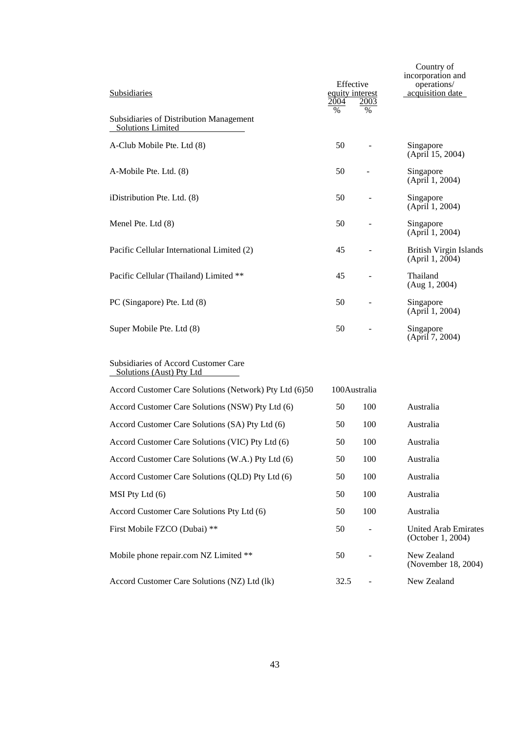| Subsidiaries | Effective equity interest | | Country of incorporation and operations/ acquisition date |
|---|---|---|---|
| | 2004 | 2003 | |
| | % | % | |
| **Subsidiaries of Distribution Management Solutions Limited** | | | |
| A-Club Mobile Pte. Ltd (8) | 50 | - | Singapore (April 15, 2004) |
| A-Mobile Pte. Ltd. (8) | 50 | - | Singapore (April 1, 2004) |
| iDistribution Pte. Ltd. (8) | 50 | - | Singapore (April 1, 2004) |
| Menel Pte. Ltd (8) | 50 | - | Singapore (April 1, 2004) |
| Pacific Cellular International Limited (2) | 45 | - | British Virgin Islands (April 1, 2004) |
| Pacific Cellular (Thailand) Limited ** | 45 | - | Thailand (Aug 1, 2004) |
| PC (Singapore) Pte. Ltd (8) | 50 | - | Singapore (April 1, 2004) |
| Super Mobile Pte. Ltd (8) | 50 | - | Singapore (April 7, 2004) |
| **Subsidiaries of Accord Customer Care Solutions (Aust) Pty Ltd** | | | |
| Accord Customer Care Solutions (Network) Pty Ltd (6) | 50 | 100 | Australia |
| Accord Customer Care Solutions (NSW) Pty Ltd (6) | 50 | 100 | Australia |
| Accord Customer Care Solutions (SA) Pty Ltd (6) | 50 | 100 | Australia |
| Accord Customer Care Solutions (VIC) Pty Ltd (6) | 50 | 100 | Australia |
| Accord Customer Care Solutions (W.A.) Pty Ltd (6) | 50 | 100 | Australia |
| Accord Customer Care Solutions (QLD) Pty Ltd (6) | 50 | 100 | Australia |
| MSI Pty Ltd (6) | 50 | 100 | Australia |
| Accord Customer Care Solutions Pty Ltd (6) | 50 | 100 | Australia |
| First Mobile FZCO (Dubai) ** | 50 | - | United Arab Emirates (October 1, 2004) |
| Mobile phone repair.com NZ Limited ** | 50 | - | New Zealand (November 18, 2004) |
| Accord Customer Care Solutions (NZ) Ltd (lk) | 32.5 | - | New Zealand |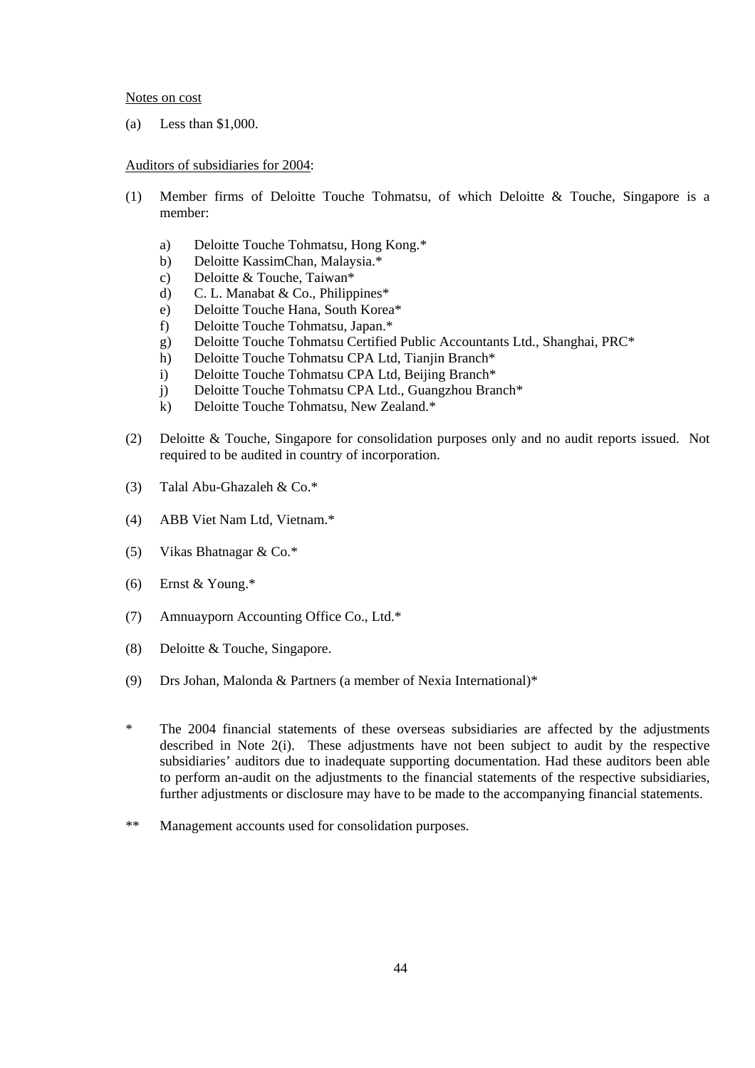<u>Notes on cost</u>

(a) Less than $1,000.

<u>Auditors of subsidiaries for 2004</u>:

(1) Member firms of Deloitte Touche Tohmatsu, of which Deloitte & Touche, Singapore is a member:

   a) Deloitte Touche Tohmatsu, Hong Kong.*
   b) Deloitte KassimChan, Malaysia.*
   c) Deloitte & Touche, Taiwan*
   d) C. L. Manabat & Co., Philippines*
   e) Deloitte Touche Hana, South Korea*
   f) Deloitte Touche Tohmatsu, Japan.*
   g) Deloitte Touche Tohmatsu Certified Public Accountants Ltd., Shanghai, PRC*
   h) Deloitte Touche Tohmatsu CPA Ltd, Tianjin Branch*
   i) Deloitte Touche Tohmatsu CPA Ltd, Beijing Branch*
   j) Deloitte Touche Tohmatsu CPA Ltd., Guangzhou Branch*
   k) Deloitte Touche Tohmatsu, New Zealand.*

(2) Deloitte & Touche, Singapore for consolidation purposes only and no audit reports issued. Not required to be audited in country of incorporation.

(3) Talal Abu-Ghazaleh & Co.*

(4) ABB Viet Nam Ltd, Vietnam.*

(5) Vikas Bhatnagar & Co.*

(6) Ernst & Young.*

(7) Amnuayporn Accounting Office Co., Ltd.*

(8) Deloitte & Touche, Singapore.

(9) Drs Johan, Malonda & Partners (a member of Nexia International)*

\* The 2004 financial statements of these overseas subsidiaries are affected by the adjustments described in Note 2(i). These adjustments have not been subject to audit by the respective subsidiaries' auditors due to inadequate supporting documentation. Had these auditors been able to perform an-audit on the adjustments to the financial statements of the respective subsidiaries, further adjustments or disclosure may have to be made to the accompanying financial statements.

\*\* Management accounts used for consolidation purposes.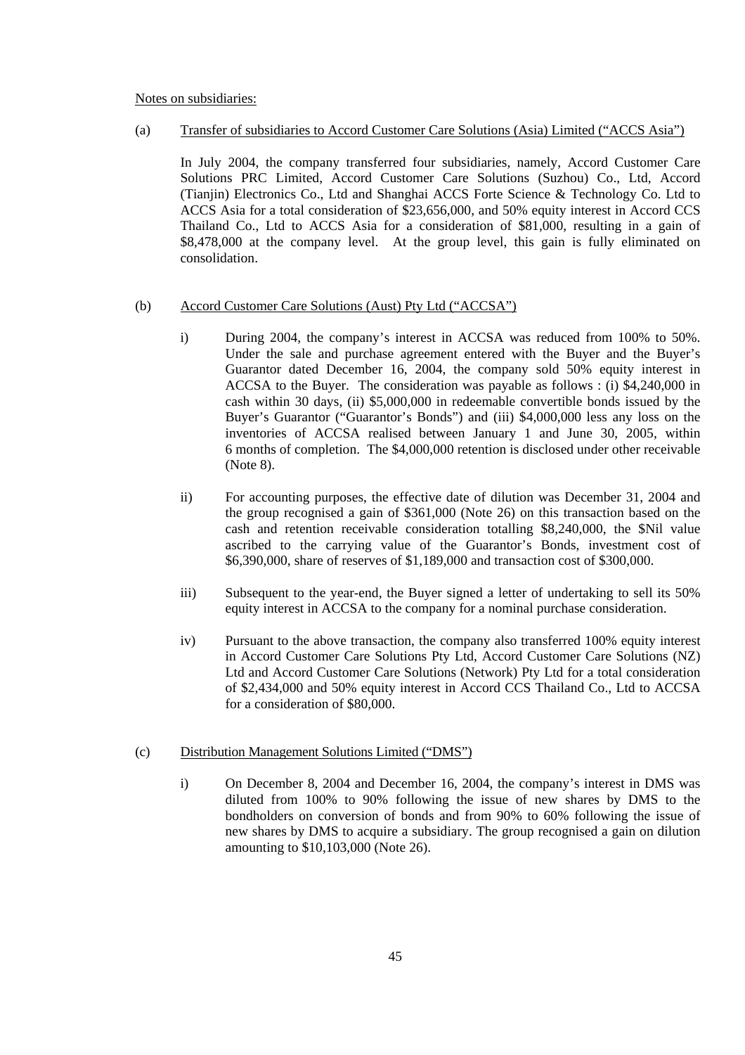Notes on subsidiaries:

(a) Transfer of subsidiaries to Accord Customer Care Solutions (Asia) Limited ("ACCS Asia")

In July 2004, the company transferred four subsidiaries, namely, Accord Customer Care Solutions PRC Limited, Accord Customer Care Solutions (Suzhou) Co., Ltd, Accord (Tianjin) Electronics Co., Ltd and Shanghai ACCS Forte Science & Technology Co. Ltd to ACCS Asia for a total consideration of $23,656,000, and 50% equity interest in Accord CCS Thailand Co., Ltd to ACCS Asia for a consideration of $81,000, resulting in a gain of $8,478,000 at the company level. At the group level, this gain is fully eliminated on consolidation.

(b) Accord Customer Care Solutions (Aust) Pty Ltd ("ACCSA")

i) During 2004, the company's interest in ACCSA was reduced from 100% to 50%. Under the sale and purchase agreement entered with the Buyer and the Buyer's Guarantor dated December 16, 2004, the company sold 50% equity interest in ACCSA to the Buyer. The consideration was payable as follows : (i) $4,240,000 in cash within 30 days, (ii) $5,000,000 in redeemable convertible bonds issued by the Buyer's Guarantor ("Guarantor's Bonds") and (iii) $4,000,000 less any loss on the inventories of ACCSA realised between January 1 and June 30, 2005, within 6 months of completion. The $4,000,000 retention is disclosed under other receivable (Note 8).

ii) For accounting purposes, the effective date of dilution was December 31, 2004 and the group recognised a gain of $361,000 (Note 26) on this transaction based on the cash and retention receivable consideration totalling $8,240,000, the $Nil value ascribed to the carrying value of the Guarantor's Bonds, investment cost of $6,390,000, share of reserves of $1,189,000 and transaction cost of $300,000.

iii) Subsequent to the year-end, the Buyer signed a letter of undertaking to sell its 50% equity interest in ACCSA to the company for a nominal purchase consideration.

iv) Pursuant to the above transaction, the company also transferred 100% equity interest in Accord Customer Care Solutions Pty Ltd, Accord Customer Care Solutions (NZ) Ltd and Accord Customer Care Solutions (Network) Pty Ltd for a total consideration of $2,434,000 and 50% equity interest in Accord CCS Thailand Co., Ltd to ACCSA for a consideration of $80,000.

(c) Distribution Management Solutions Limited ("DMS")

i) On December 8, 2004 and December 16, 2004, the company's interest in DMS was diluted from 100% to 90% following the issue of new shares by DMS to the bondholders on conversion of bonds and from 90% to 60% following the issue of new shares by DMS to acquire a subsidiary. The group recognised a gain on dilution amounting to $10,103,000 (Note 26).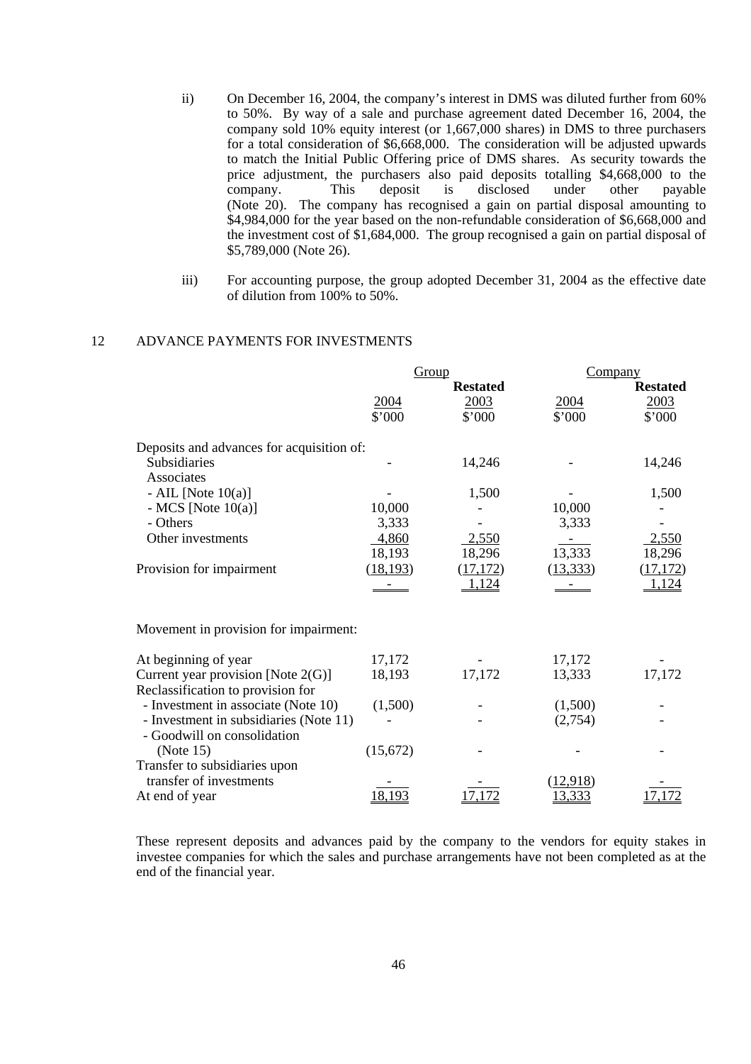ii) On December 16, 2004, the company's interest in DMS was diluted further from 60% to 50%. By way of a sale and purchase agreement dated December 16, 2004, the company sold 10% equity interest (or 1,667,000 shares) in DMS to three purchasers for a total consideration of $6,668,000. The consideration will be adjusted upwards to match the Initial Public Offering price of DMS shares. As security towards the price adjustment, the purchasers also paid deposits totalling $4,668,000 to the company. This deposit is disclosed under other payable (Note 20). The company has recognised a gain on partial disposal amounting to $4,984,000 for the year based on the non-refundable consideration of $6,668,000 and the investment cost of $1,684,000. The group recognised a gain on partial disposal of $5,789,000 (Note 26).

iii) For accounting purpose, the group adopted December 31, 2004 as the effective date of dilution from 100% to 50%.

## 12 ADVANCE PAYMENTS FOR INVESTMENTS

| | Group | | Company | |
|---|---|---|---|---|
| | | **Restated** | | **Restated** |
| | 2004 | 2003 | 2004 | 2003 |
| | $'000 | $'000 | $'000 | $'000 |
| Deposits and advances for acquisition of: | | | | |
| Subsidiaries | - | 14,246 | - | 14,246 |
| Associates | | | | |
| - AIL [Note 10(a)] | - | 1,500 | - | 1,500 |
| - MCS [Note 10(a)] | 10,000 | - | 10,000 | - |
| - Others | 3,333 | - | 3,333 | - |
| Other investments | 4,860 | 2,550 | - | 2,550 |
| | 18,193 | 18,296 | 13,333 | 18,296 |
| Provision for impairment | (18,193) | (17,172) | (13,333) | (17,172) |
| | - | 1,124 | - | 1,124 |

Movement in provision for impairment:

| | Group 2004 | Group 2003 | Company 2004 | Company 2003 |
|---|---|---|---|---|
| At beginning of year | 17,172 | - | 17,172 | - |
| Current year provision [Note 2(G)] | 18,193 | 17,172 | 13,333 | 17,172 |
| Reclassification to provision for | | | | |
| - Investment in associate (Note 10) | (1,500) | - | (1,500) | - |
| - Investment in subsidiaries (Note 11) | - | - | (2,754) | - |
| - Goodwill on consolidation (Note 15) | (15,672) | - | - | - |
| Transfer to subsidiaries upon transfer of investments | - | - | (12,918) | - |
| At end of year | 18,193 | 17,172 | 13,333 | 17,172 |

These represent deposits and advances paid by the company to the vendors for equity stakes in investee companies for which the sales and purchase arrangements have not been completed as at the end of the financial year.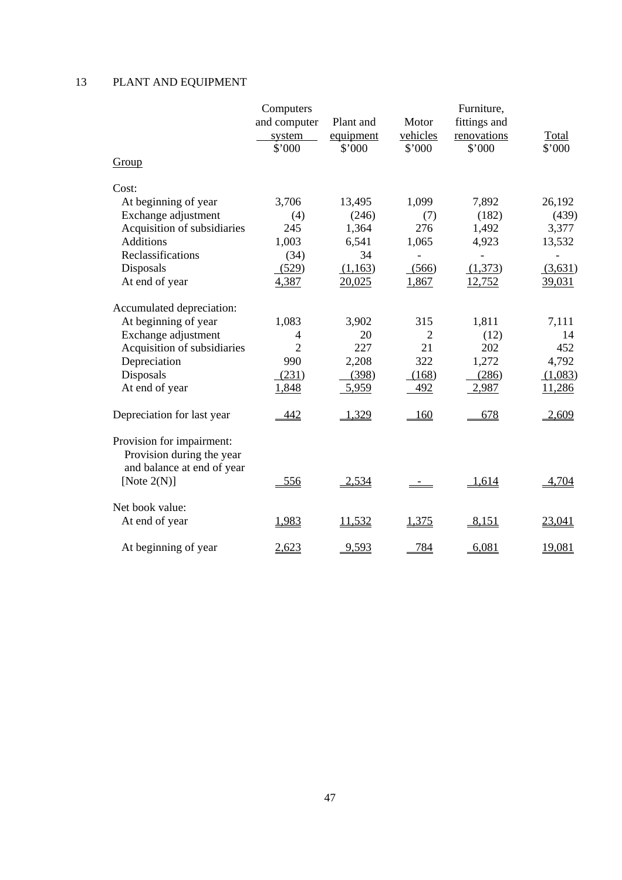## 13 PLANT AND EQUIPMENT

| | Computers and computer system | Plant and equipment | Motor vehicles | Furniture, fittings and renovations | Total |
|---|---|---|---|---|---|
| | $'000 | $'000 | $'000 | $'000 | $'000 |
| Group | | | | | |
| Cost: | | | | | |
| At beginning of year | 3,706 | 13,495 | 1,099 | 7,892 | 26,192 |
| Exchange adjustment | (4) | (246) | (7) | (182) | (439) |
| Acquisition of subsidiaries | 245 | 1,364 | 276 | 1,492 | 3,377 |
| Additions | 1,003 | 6,541 | 1,065 | 4,923 | 13,532 |
| Reclassifications | (34) | 34 | - | - | - |
| Disposals | (529) | (1,163) | (566) | (1,373) | (3,631) |
| At end of year | 4,387 | 20,025 | 1,867 | 12,752 | 39,031 |
| Accumulated depreciation: | | | | | |
| At beginning of year | 1,083 | 3,902 | 315 | 1,811 | 7,111 |
| Exchange adjustment | 4 | 20 | 2 | (12) | 14 |
| Acquisition of subsidiaries | 2 | 227 | 21 | 202 | 452 |
| Depreciation | 990 | 2,208 | 322 | 1,272 | 4,792 |
| Disposals | (231) | (398) | (168) | (286) | (1,083) |
| At end of year | 1,848 | 5,959 | 492 | 2,987 | 11,286 |
| Depreciation for last year | 442 | 1,329 | 160 | 678 | 2,609 |
| Provision for impairment: | | | | | |
| Provision during the year and balance at end of year [Note 2(N)] | 556 | 2,534 | - | 1,614 | 4,704 |
| Net book value: | | | | | |
| At end of year | 1,983 | 11,532 | 1,375 | 8,151 | 23,041 |
| At beginning of year | 2,623 | 9,593 | 784 | 6,081 | 19,081 |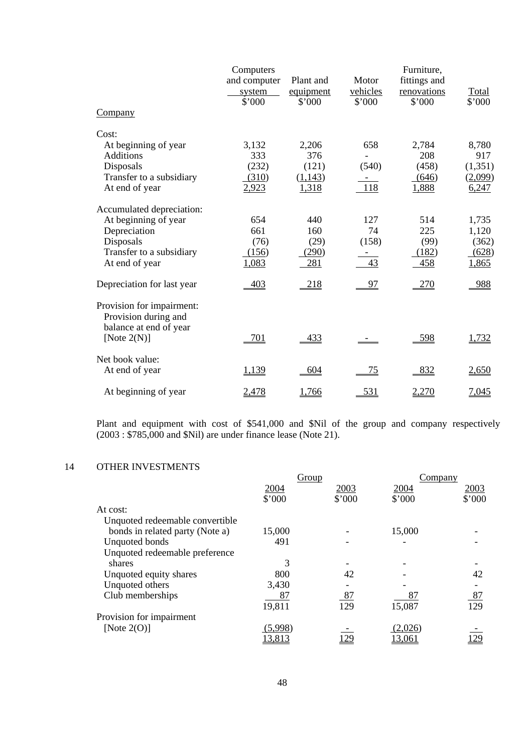| Company | Computers and computer system $'000 | Plant and equipment $'000 | Motor vehicles $'000 | Furniture, fittings and renovations $'000 | Total $'000 |
|---|---|---|---|---|---|
| Cost: | | | | | |
| At beginning of year | 3,132 | 2,206 | 658 | 2,784 | 8,780 |
| Additions | 333 | 376 | - | 208 | 917 |
| Disposals | (232) | (121) | (540) | (458) | (1,351) |
| Transfer to a subsidiary | (310) | (1,143) | - | (646) | (2,099) |
| At end of year | 2,923 | 1,318 | 118 | 1,888 | 6,247 |
| Accumulated depreciation: | | | | | |
| At beginning of year | 654 | 440 | 127 | 514 | 1,735 |
| Depreciation | 661 | 160 | 74 | 225 | 1,120 |
| Disposals | (76) | (29) | (158) | (99) | (362) |
| Transfer to a subsidiary | (156) | (290) | - | (182) | (628) |
| At end of year | 1,083 | 281 | 43 | 458 | 1,865 |
| Depreciation for last year | 403 | 218 | 97 | 270 | 988 |
| Provision for impairment: Provision during and balance at end of year [Note 2(N)] | 701 | 433 | - | 598 | 1,732 |
| Net book value: | | | | | |
| At end of year | 1,139 | 604 | 75 | 832 | 2,650 |
| At beginning of year | 2,478 | 1,766 | 531 | 2,270 | 7,045 |

Plant and equipment with cost of $541,000 and $Nil of the group and company respectively (2003 : $785,000 and $Nil) are under finance lease (Note 21).

## 14 OTHER INVESTMENTS

| | Group | | Company | |
|---|---|---|---|---|
| | 2004 $'000 | 2003 $'000 | 2004 $'000 | 2003 $'000 |
| At cost: | | | | |
| Unquoted redeemable convertible bonds in related party (Note a) | 15,000 | - | 15,000 | - |
| Unquoted bonds | 491 | - | - | - |
| Unquoted redeemable preference shares | 3 | - | - | - |
| Unquoted equity shares | 800 | 42 | - | 42 |
| Unquoted others | 3,430 | - | - | - |
| Club memberships | 87 | 87 | 87 | 87 |
| | 19,811 | 129 | 15,087 | 129 |
| Provision for impairment [Note 2(O)] | (5,998) | - | (2,026) | - |
| | 13,813 | 129 | 13,061 | 129 |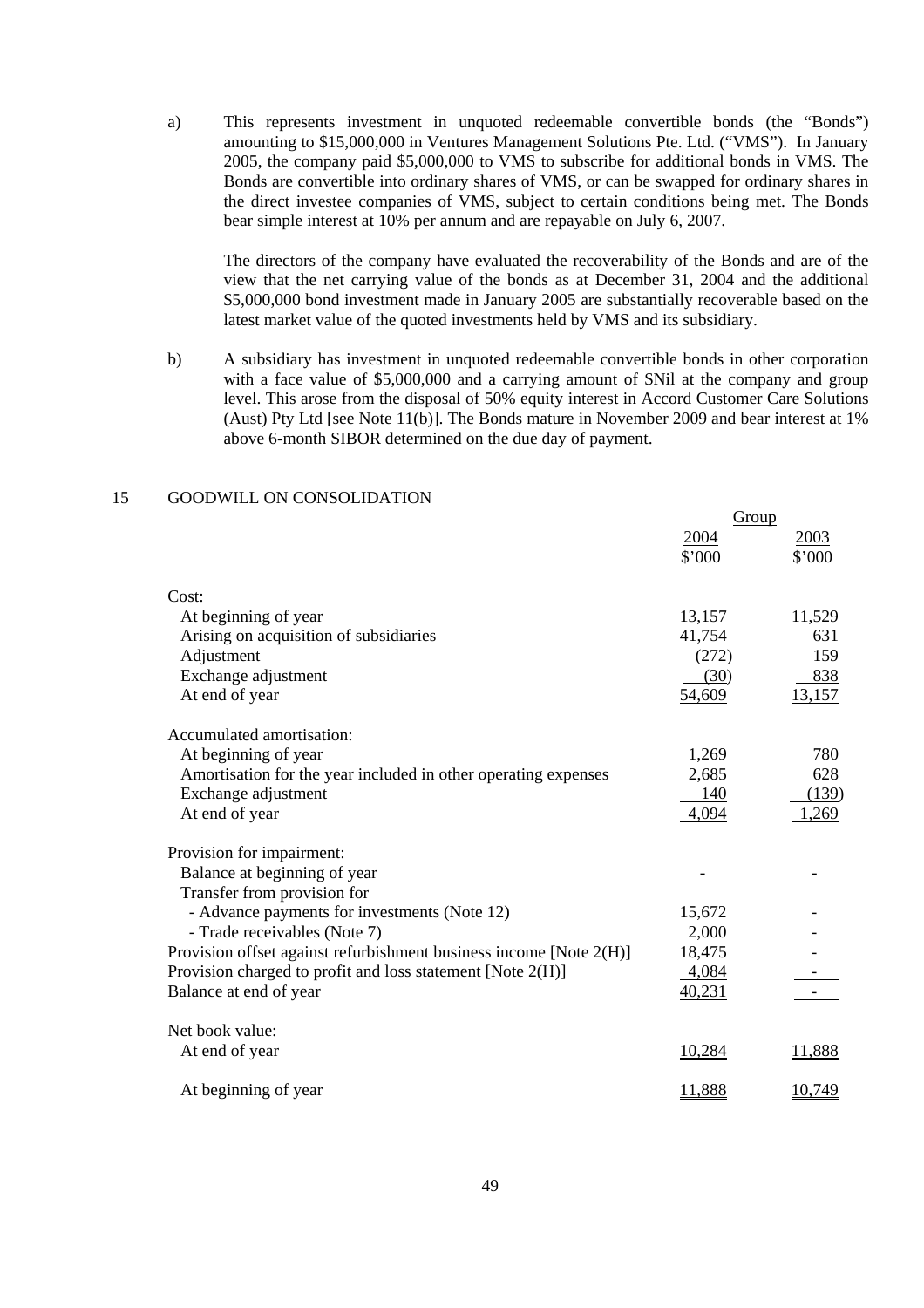a) This represents investment in unquoted redeemable convertible bonds (the "Bonds") amounting to $15,000,000 in Ventures Management Solutions Pte. Ltd. ("VMS"). In January 2005, the company paid $5,000,000 to VMS to subscribe for additional bonds in VMS. The Bonds are convertible into ordinary shares of VMS, or can be swapped for ordinary shares in the direct investee companies of VMS, subject to certain conditions being met. The Bonds bear simple interest at 10% per annum and are repayable on July 6, 2007.

   The directors of the company have evaluated the recoverability of the Bonds and are of the view that the net carrying value of the bonds as at December 31, 2004 and the additional $5,000,000 bond investment made in January 2005 are substantially recoverable based on the latest market value of the quoted investments held by VMS and its subsidiary.

b) A subsidiary has investment in unquoted redeemable convertible bonds in other corporation with a face value of $5,000,000 and a carrying amount of $Nil at the company and group level. This arose from the disposal of 50% equity interest in Accord Customer Care Solutions (Aust) Pty Ltd [see Note 11(b)]. The Bonds mature in November 2009 and bear interest at 1% above 6-month SIBOR determined on the due day of payment.

## 15 GOODWILL ON CONSOLIDATION

| | Group | |
|---|---|---|
| | 2004 | 2003 |
| | $'000 | $'000 |
| Cost: | | |
| At beginning of year | 13,157 | 11,529 |
| Arising on acquisition of subsidiaries | 41,754 | 631 |
| Adjustment | (272) | 159 |
| Exchange adjustment | (30) | 838 |
| At end of year | 54,609 | 13,157 |
| Accumulated amortisation: | | |
| At beginning of year | 1,269 | 780 |
| Amortisation for the year included in other operating expenses | 2,685 | 628 |
| Exchange adjustment | 140 | (139) |
| At end of year | 4,094 | 1,269 |
| Provision for impairment: | | |
| Balance at beginning of year | - | - |
| Transfer from provision for | | |
| - Advance payments for investments (Note 12) | 15,672 | - |
| - Trade receivables (Note 7) | 2,000 | - |
| Provision offset against refurbishment business income [Note 2(H)] | 18,475 | - |
| Provision charged to profit and loss statement [Note 2(H)] | 4,084 | - |
| Balance at end of year | 40,231 | - |
| Net book value: | | |
| At end of year | 10,284 | 11,888 |
| At beginning of year | 11,888 | 10,749 |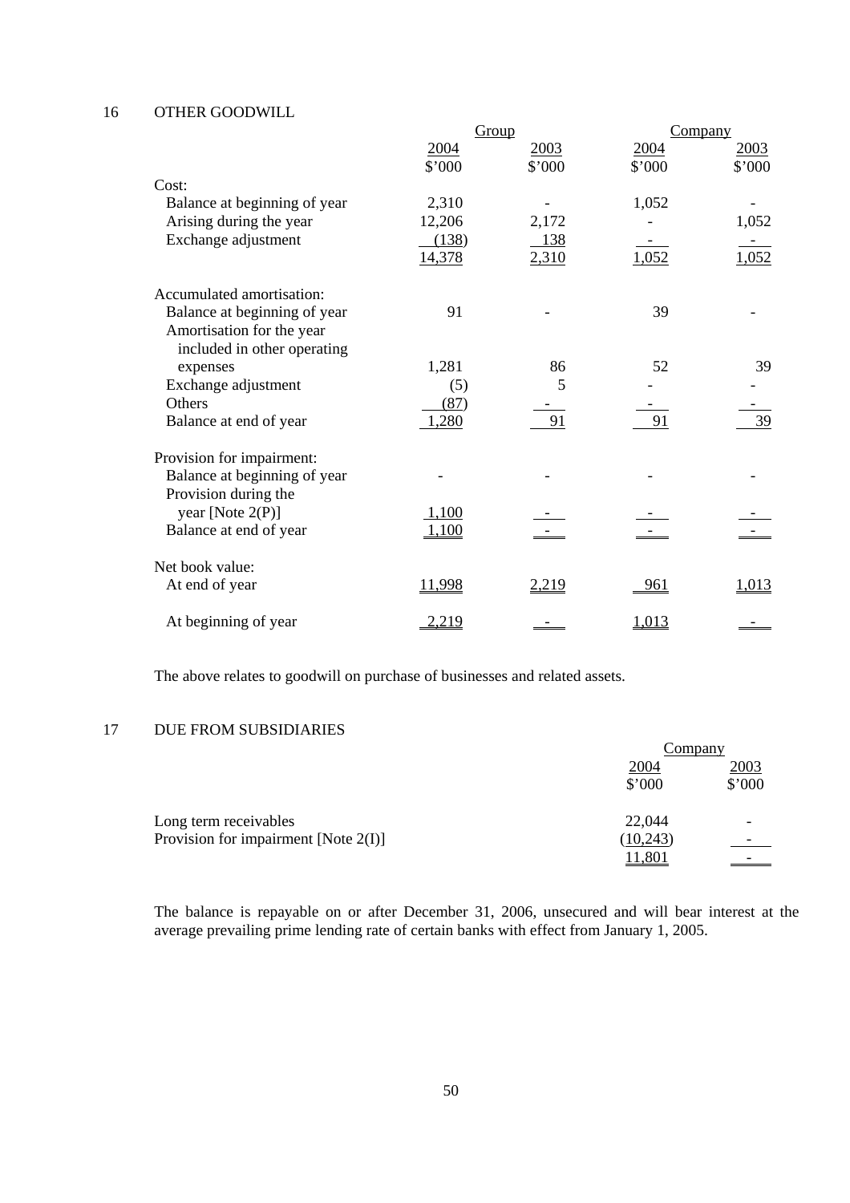## 16 OTHER GOODWILL

| | Group | | Company | |
|---|---|---|---|---|
| | 2004 | 2003 | 2004 | 2003 |
| | $'000 | $'000 | $'000 | $'000 |
| Cost: | | | | |
| Balance at beginning of year | 2,310 | - | 1,052 | - |
| Arising during the year | 12,206 | 2,172 | - | 1,052 |
| Exchange adjustment | (138) | 138 | - | - |
| | 14,378 | 2,310 | 1,052 | 1,052 |
| Accumulated amortisation: | | | | |
| Balance at beginning of year | 91 | - | 39 | - |
| Amortisation for the year included in other operating expenses | 1,281 | 86 | 52 | 39 |
| Exchange adjustment | (5) | 5 | - | - |
| Others | (87) | - | - | - |
| Balance at end of year | 1,280 | 91 | 91 | 39 |
| Provision for impairment: | | | | |
| Balance at beginning of year | - | - | - | - |
| Provision during the year [Note 2(P)] | 1,100 | - | - | - |
| Balance at end of year | 1,100 | - | - | - |
| Net book value: | | | | |
| At end of year | 11,998 | 2,219 | 961 | 1,013 |
| At beginning of year | 2,219 | - | 1,013 | - |

The above relates to goodwill on purchase of businesses and related assets.

## 17 DUE FROM SUBSIDIARIES

| | Company | |
|---|---|---|
| | 2004 | 2003 |
| | $'000 | $'000 |
| Long term receivables | 22,044 | - |
| Provision for impairment [Note 2(I)] | (10,243) | - |
| | 11,801 | - |

The balance is repayable on or after December 31, 2006, unsecured and will bear interest at the average prevailing prime lending rate of certain banks with effect from January 1, 2005.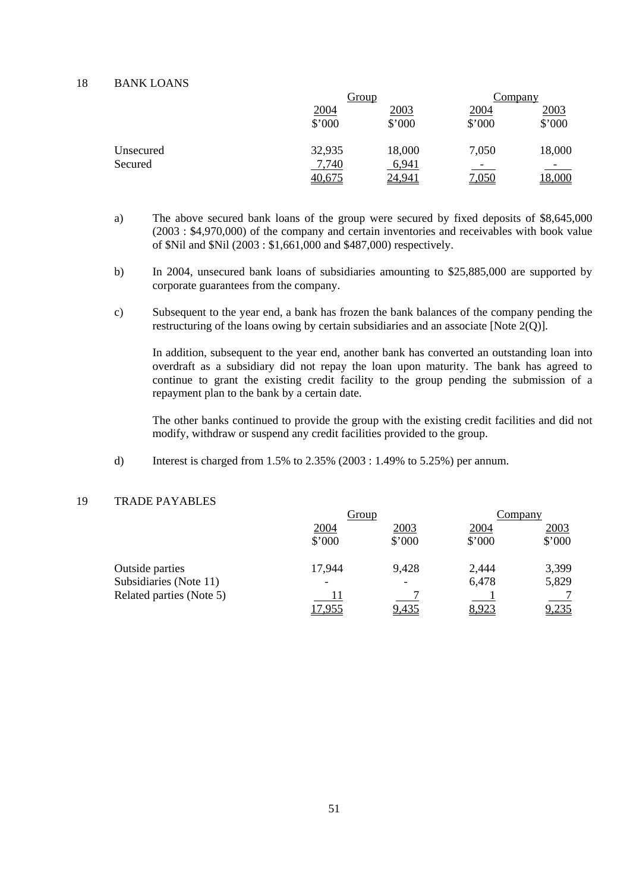## 18 BANK LOANS

| | Group | | Company | |
|---|---|---|---|---|
| | 2004 | 2003 | 2004 | 2003 |
| | $'000 | $'000 | $'000 | $'000 |
| Unsecured | 32,935 | 18,000 | 7,050 | 18,000 |
| Secured | 7,740 | 6,941 | - | - |
| | 40,675 | 24,941 | 7,050 | 18,000 |

a) The above secured bank loans of the group were secured by fixed deposits of $8,645,000 (2003 : $4,970,000) of the company and certain inventories and receivables with book value of $Nil and $Nil (2003 : $1,661,000 and $487,000) respectively.

b) In 2004, unsecured bank loans of subsidiaries amounting to $25,885,000 are supported by corporate guarantees from the company.

c) Subsequent to the year end, a bank has frozen the bank balances of the company pending the restructuring of the loans owing by certain subsidiaries and an associate [Note 2(Q)].

In addition, subsequent to the year end, another bank has converted an outstanding loan into overdraft as a subsidiary did not repay the loan upon maturity. The bank has agreed to continue to grant the existing credit facility to the group pending the submission of a repayment plan to the bank by a certain date.

The other banks continued to provide the group with the existing credit facilities and did not modify, withdraw or suspend any credit facilities provided to the group.

d) Interest is charged from 1.5% to 2.35% (2003 : 1.49% to 5.25%) per annum.

## 19 TRADE PAYABLES

| | Group | | Company | |
|---|---|---|---|---|
| | 2004 | 2003 | 2004 | 2003 |
| | $'000 | $'000 | $'000 | $'000 |
| Outside parties | 17,944 | 9,428 | 2,444 | 3,399 |
| Subsidiaries (Note 11) | - | - | 6,478 | 5,829 |
| Related parties (Note 5) | 11 | 7 | 1 | 7 |
| | 17,955 | 9,435 | 8,923 | 9,235 |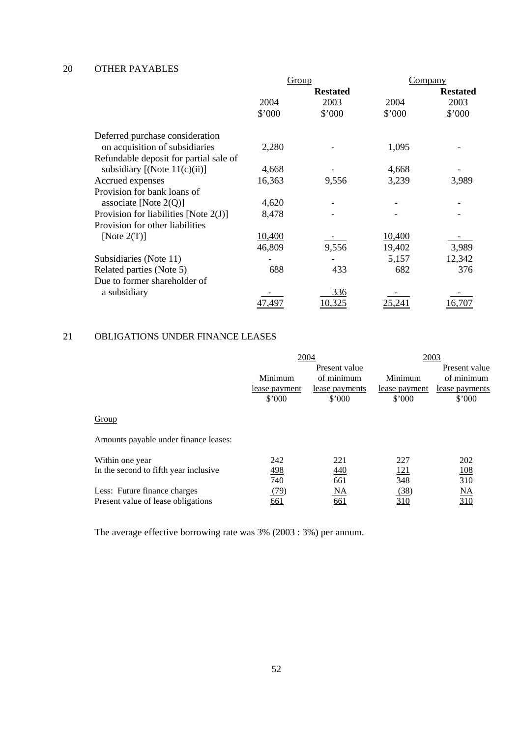## 20 OTHER PAYABLES

| | Group | | Company | |
|---|---|---|---|---|
| | | **Restated** | | **Restated** |
| | 2004 | 2003 | 2004 | 2003 |
| | $'000 | $'000 | $'000 | $'000 |
| Deferred purchase consideration on acquisition of subsidiaries | 2,280 | - | 1,095 | - |
| Refundable deposit for partial sale of subsidiary [(Note 11(c)(ii)] | 4,668 | - | 4,668 | - |
| Accrued expenses | 16,363 | 9,556 | 3,239 | 3,989 |
| Provision for bank loans of associate [Note 2(Q)] | 4,620 | - | - | - |
| Provision for liabilities [Note 2(J)] | 8,478 | - | - | - |
| Provision for other liabilities [Note 2(T)] | 10,400 | - | 10,400 | - |
| | 46,809 | 9,556 | 19,402 | 3,989 |
| Subsidiaries (Note 11) | - | - | 5,157 | 12,342 |
| Related parties (Note 5) | 688 | 433 | 682 | 376 |
| Due to former shareholder of a subsidiary | - | 336 | - | - |
| | 47,497 | 10,325 | 25,241 | 16,707 |

## 21 OBLIGATIONS UNDER FINANCE LEASES

| | 2004 | | 2003 | |
|---|---|---|---|---|
| | Minimum lease payment | Present value of minimum lease payments | Minimum lease payment | Present value of minimum lease payments |
| | $'000 | $'000 | $'000 | $'000 |
| Group | | | | |
| Amounts payable under finance leases: | | | | |
| Within one year | 242 | 221 | 227 | 202 |
| In the second to fifth year inclusive | 498 | 440 | 121 | 108 |
| | 740 | 661 | 348 | 310 |
| Less: Future finance charges | (79) | NA | (38) | NA |
| Present value of lease obligations | 661 | 661 | 310 | 310 |

The average effective borrowing rate was 3% (2003 : 3%) per annum.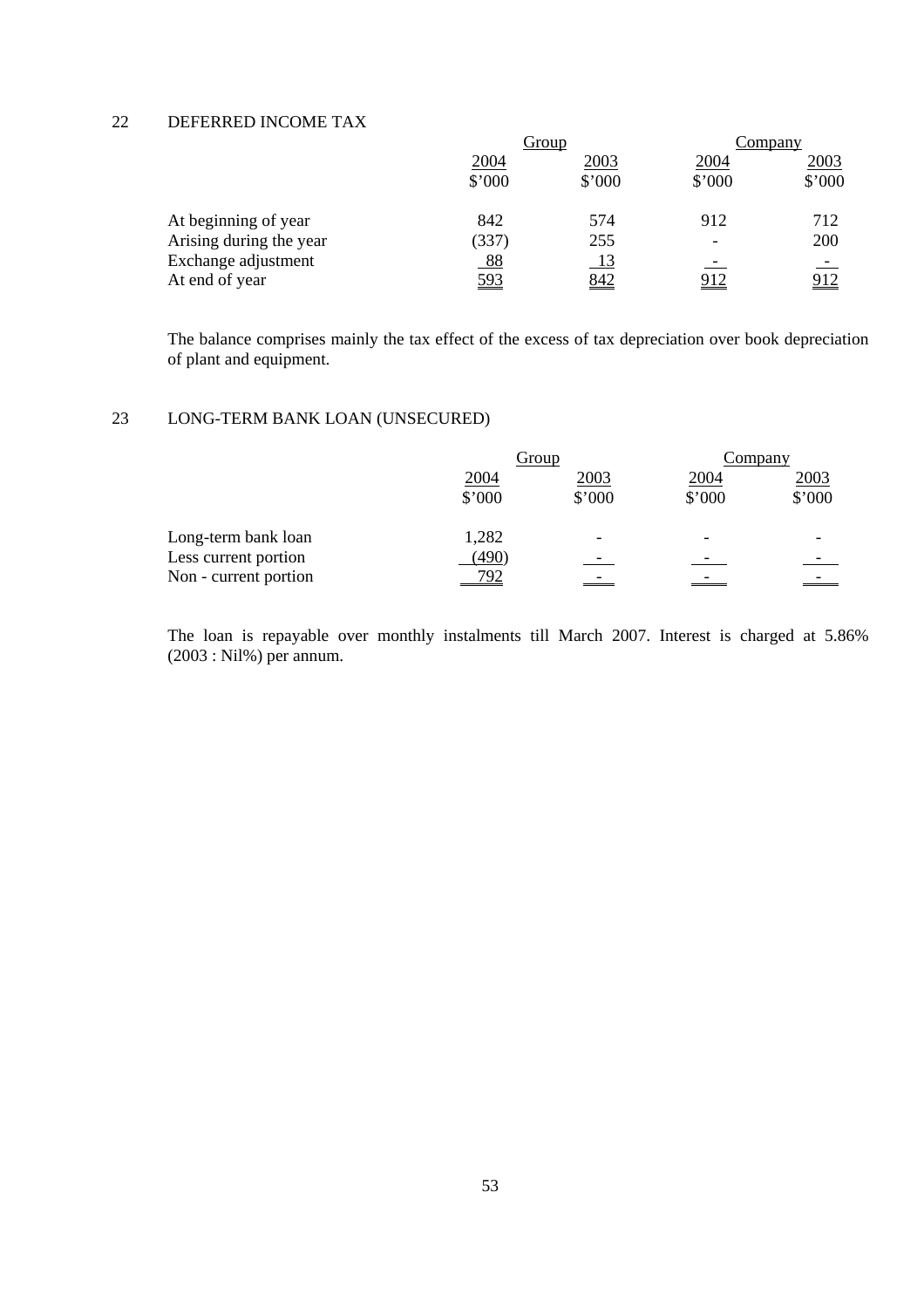## 22 DEFERRED INCOME TAX

| | Group | | Company | |
|---|---|---|---|---|
| | 2004 | 2003 | 2004 | 2003 |
| | $'000 | $'000 | $'000 | $'000 |
| At beginning of year | 842 | 574 | 912 | 712 |
| Arising during the year | (337) | 255 | - | 200 |
| Exchange adjustment | 88 | 13 | - | - |
| At end of year | 593 | 842 | 912 | 912 |

The balance comprises mainly the tax effect of the excess of tax depreciation over book depreciation of plant and equipment.

## 23 LONG-TERM BANK LOAN (UNSECURED)

| | Group | | Company | |
|---|---|---|---|---|
| | 2004 | 2003 | 2004 | 2003 |
| | $'000 | $'000 | $'000 | $'000 |
| Long-term bank loan | 1,282 | - | - | - |
| Less current portion | (490) | - | - | - |
| Non - current portion | 792 | - | - | - |

The loan is repayable over monthly instalments till March 2007. Interest is charged at 5.86% (2003 : Nil%) per annum.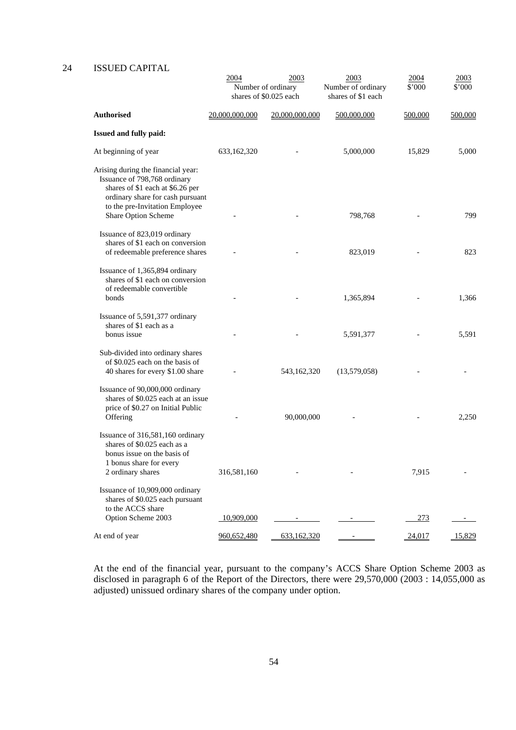## 24 ISSUED CAPITAL

| | 2004 | 2003 | 2003 | 2004 | 2003 |
|---|---|---|---|---|---|
| | Number of ordinary shares of $0.025 each | | Number of ordinary shares of $1 each | $'000 | $'000 |
| **Authorised** | 20,000,000,000 | 20,000,000,000 | 500,000,000 | 500,000 | 500,000 |
| **Issued and fully paid:** | | | | | |
| At beginning of year | 633,162,320 | - | 5,000,000 | 15,829 | 5,000 |
| Arising during the financial year: Issuance of 798,768 ordinary shares of $1 each at $6.26 per ordinary share for cash pursuant to the pre-Invitation Employee Share Option Scheme | - | - | 798,768 | - | 799 |
| Issuance of 823,019 ordinary shares of $1 each on conversion of redeemable preference shares | - | - | 823,019 | - | 823 |
| Issuance of 1,365,894 ordinary shares of $1 each on conversion of redeemable convertible bonds | - | - | 1,365,894 | - | 1,366 |
| Issuance of 5,591,377 ordinary shares of $1 each as a bonus issue | - | - | 5,591,377 | - | 5,591 |
| Sub-divided into ordinary shares of $0.025 each on the basis of 40 shares for every $1.00 share | - | 543,162,320 | (13,579,058) | - | - |
| Issuance of 90,000,000 ordinary shares of $0.025 each at an issue price of $0.27 on Initial Public Offering | - | 90,000,000 | - | - | 2,250 |
| Issuance of 316,581,160 ordinary shares of $0.025 each as a bonus issue on the basis of 1 bonus share for every 2 ordinary shares | 316,581,160 | - | - | 7,915 | - |
| Issuance of 10,909,000 ordinary shares of $0.025 each pursuant to the ACCS share Option Scheme 2003 | 10,909,000 | - | - | 273 | - |
| At end of year | 960,652,480 | 633,162,320 | - | 24,017 | 15,829 |

At the end of the financial year, pursuant to the company's ACCS Share Option Scheme 2003 as disclosed in paragraph 6 of the Report of the Directors, there were 29,570,000 (2003 : 14,055,000 as adjusted) unissued ordinary shares of the company under option.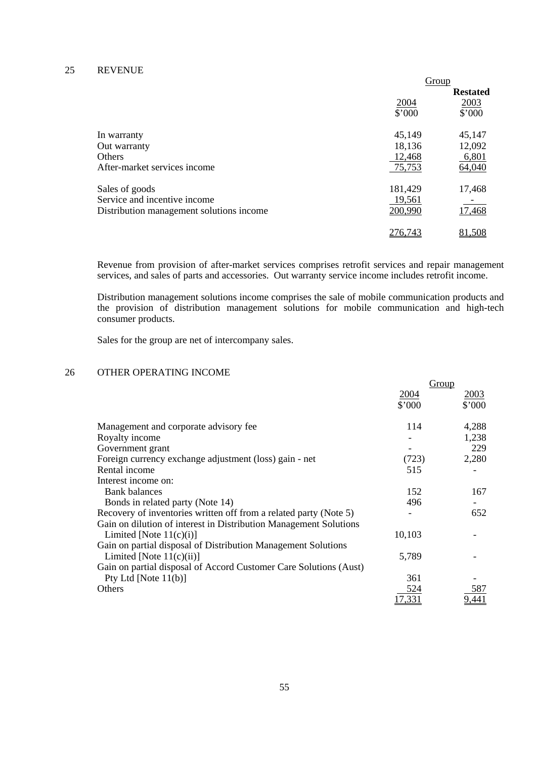## 25 REVENUE

| | Group | |
|---|---|---|
| | | **Restated** |
| | 2004 | 2003 |
| | $'000 | $'000 |
| In warranty | 45,149 | 45,147 |
| Out warranty | 18,136 | 12,092 |
| Others | 12,468 | 6,801 |
| After-market services income | 75,753 | 64,040 |
| | | |
| Sales of goods | 181,429 | 17,468 |
| Service and incentive income | 19,561 | - |
| Distribution management solutions income | 200,990 | 17,468 |
| | | |
| | 276,743 | 81,508 |

Revenue from provision of after-market services comprises retrofit services and repair management services, and sales of parts and accessories. Out warranty service income includes retrofit income.

Distribution management solutions income comprises the sale of mobile communication products and the provision of distribution management solutions for mobile communication and high-tech consumer products.

Sales for the group are net of intercompany sales.

## 26 OTHER OPERATING INCOME

| | Group | |
|---|---|---|
| | 2004 | 2003 |
| | $'000 | $'000 |
| Management and corporate advisory fee | 114 | 4,288 |
| Royalty income | - | 1,238 |
| Government grant | - | 229 |
| Foreign currency exchange adjustment (loss) gain - net | (723) | 2,280 |
| Rental income | 515 | - |
| Interest income on: | | |
| Bank balances | 152 | 167 |
| Bonds in related party (Note 14) | 496 | - |
| Recovery of inventories written off from a related party (Note 5) | - | 652 |
| Gain on dilution of interest in Distribution Management Solutions Limited [Note 11(c)(i)] | 10,103 | - |
| Gain on partial disposal of Distribution Management Solutions Limited [Note 11(c)(ii)] | 5,789 | - |
| Gain on partial disposal of Accord Customer Care Solutions (Aust) Pty Ltd [Note 11(b)] | 361 | - |
| Others | 524 | 587 |
| | 17,331 | 9,441 |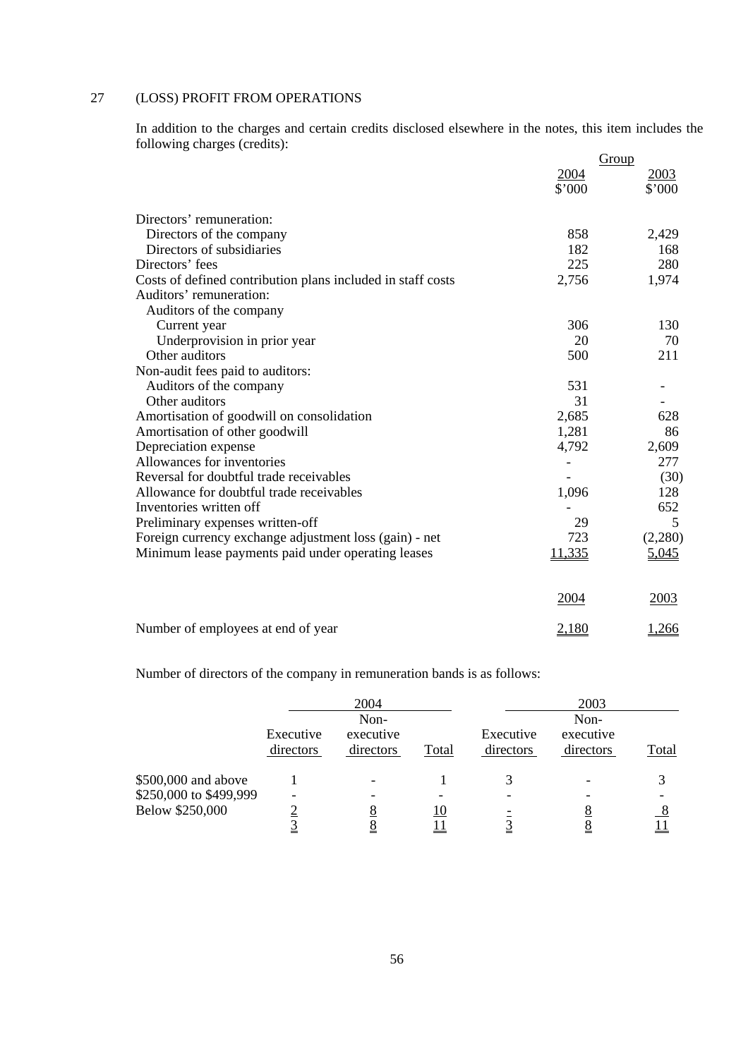## 27 (LOSS) PROFIT FROM OPERATIONS

In addition to the charges and certain credits disclosed elsewhere in the notes, this item includes the following charges (credits):

| | Group | |
|---|---|---|
| | 2004 | 2003 |
| | $'000 | $'000 |
| Directors' remuneration: | | |
| Directors of the company | 858 | 2,429 |
| Directors of subsidiaries | 182 | 168 |
| Directors' fees | 225 | 280 |
| Costs of defined contribution plans included in staff costs | 2,756 | 1,974 |
| Auditors' remuneration: | | |
| Auditors of the company | | |
| Current year | 306 | 130 |
| Underprovision in prior year | 20 | 70 |
| Other auditors | 500 | 211 |
| Non-audit fees paid to auditors: | | |
| Auditors of the company | 531 | - |
| Other auditors | 31 | - |
| Amortisation of goodwill on consolidation | 2,685 | 628 |
| Amortisation of other goodwill | 1,281 | 86 |
| Depreciation expense | 4,792 | 2,609 |
| Allowances for inventories | - | 277 |
| Reversal for doubtful trade receivables | - | (30) |
| Allowance for doubtful trade receivables | 1,096 | 128 |
| Inventories written off | - | 652 |
| Preliminary expenses written-off | 29 | 5 |
| Foreign currency exchange adjustment loss (gain) - net | 723 | (2,280) |
| Minimum lease payments paid under operating leases | 11,335 | 5,045 |

| | 2004 | 2003 |
|---|---|---|
| Number of employees at end of year | 2,180 | 1,266 |

Number of directors of the company in remuneration bands is as follows:

| | 2004 | | | 2003 | | |
|---|---|---|---|---|---|---|
| | Executive directors | Non-executive directors | Total | Executive directors | Non-executive directors | Total |
| $500,000 and above | 1 | - | 1 | 3 | - | 3 |
| $250,000 to $499,999 | - | - | - | - | - | - |
| Below $250,000 | 2 | 8 | 10 | - | 8 | 8 |
| | 3 | 8 | 11 | 3 | 8 | 11 |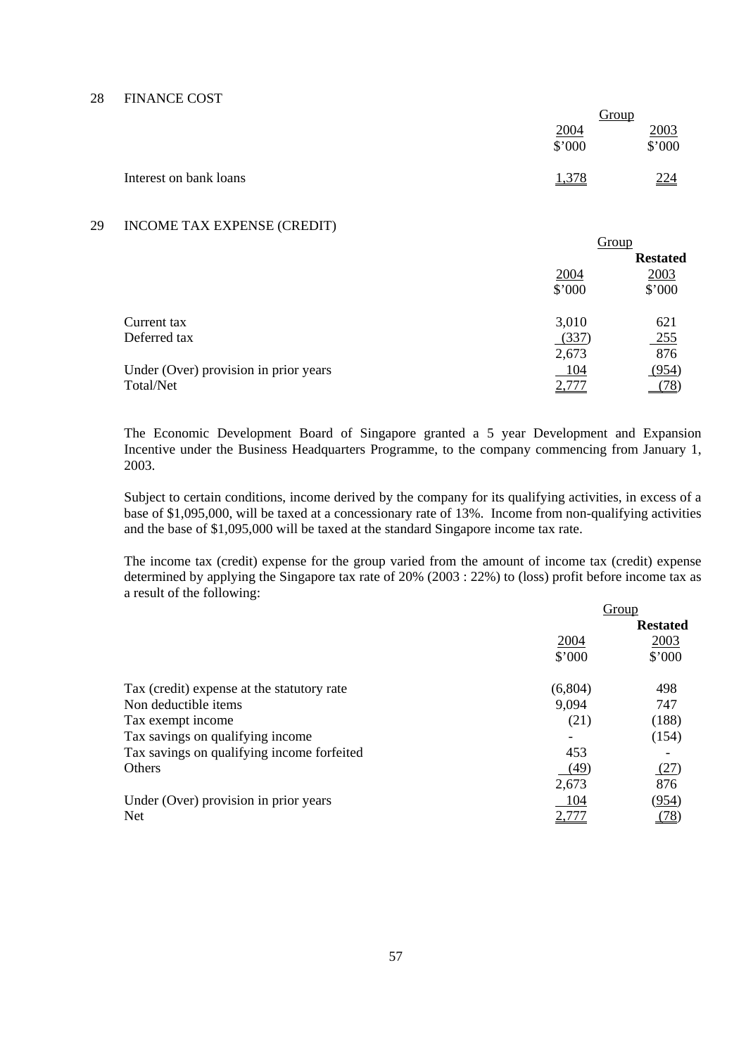## 28 FINANCE COST

| | Group | |
|---|---|---|
| | 2004 | 2003 |
| | $'000 | $'000 |
| Interest on bank loans | 1,378 | 224 |

## 29 INCOME TAX EXPENSE (CREDIT)

| | Group | |
|---|---|---|
| | | **Restated** |
| | 2004 | 2003 |
| | $'000 | $'000 |
| Current tax | 3,010 | 621 |
| Deferred tax | (337) | 255 |
| | 2,673 | 876 |
| Under (Over) provision in prior years | 104 | (954) |
| Total/Net | 2,777 | (78) |

The Economic Development Board of Singapore granted a 5 year Development and Expansion Incentive under the Business Headquarters Programme, to the company commencing from January 1, 2003.

Subject to certain conditions, income derived by the company for its qualifying activities, in excess of a base of $1,095,000, will be taxed at a concessionary rate of 13%. Income from non-qualifying activities and the base of $1,095,000 will be taxed at the standard Singapore income tax rate.

The income tax (credit) expense for the group varied from the amount of income tax (credit) expense determined by applying the Singapore tax rate of 20% (2003 : 22%) to (loss) profit before income tax as a result of the following:

| | Group | |
|---|---|---|
| | | **Restated** |
| | 2004 | 2003 |
| | $'000 | $'000 |
| Tax (credit) expense at the statutory rate | (6,804) | 498 |
| Non deductible items | 9,094 | 747 |
| Tax exempt income | (21) | (188) |
| Tax savings on qualifying income | - | (154) |
| Tax savings on qualifying income forfeited | 453 | - |
| Others | (49) | (27) |
| | 2,673 | 876 |
| Under (Over) provision in prior years | 104 | (954) |
| Net | 2,777 | (78) |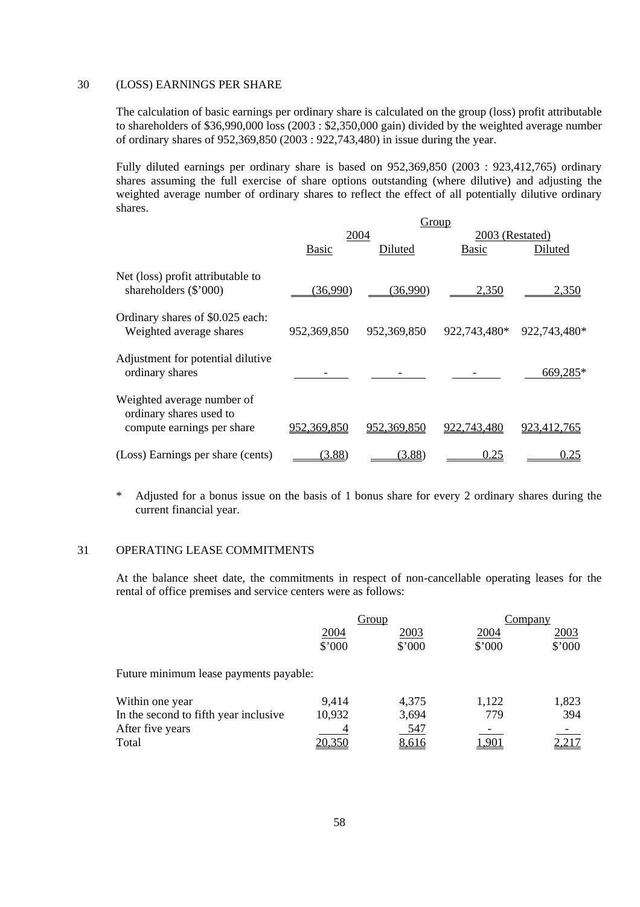## 30 (LOSS) EARNINGS PER SHARE

The calculation of basic earnings per ordinary share is calculated on the group (loss) profit attributable to shareholders of $36,990,000 loss (2003 : $2,350,000 gain) divided by the weighted average number of ordinary shares of 952,369,850 (2003 : 922,743,480) in issue during the year.

Fully diluted earnings per ordinary share is based on 952,369,850 (2003 : 923,412,765) ordinary shares assuming the full exercise of share options outstanding (where dilutive) and adjusting the weighted average number of ordinary shares to reflect the effect of all potentially dilutive ordinary shares.

| | Group | | | |
|---|---|---|---|---|
| | 2004 | | 2003 (Restated) | |
| | Basic | Diluted | Basic | Diluted |
| Net (loss) profit attributable to shareholders ($'000) | (36,990) | (36,990) | 2,350 | 2,350 |
| Ordinary shares of $0.025 each: Weighted average shares | 952,369,850 | 952,369,850 | 922,743,480* | 922,743,480* |
| Adjustment for potential dilutive ordinary shares | - | - | - | 669,285* |
| Weighted average number of ordinary shares used to compute earnings per share | 952,369,850 | 952,369,850 | 922,743,480 | 923,412,765 |
| (Loss) Earnings per share (cents) | (3.88) | (3.88) | 0.25 | 0.25 |

\* Adjusted for a bonus issue on the basis of 1 bonus share for every 2 ordinary shares during the current financial year.

## 31 OPERATING LEASE COMMITMENTS

At the balance sheet date, the commitments in respect of non-cancellable operating leases for the rental of office premises and service centers were as follows:

| | Group | | Company | |
|---|---|---|---|---|
| | 2004 | 2003 | 2004 | 2003 |
| | $'000 | $'000 | $'000 | $'000 |
| Future minimum lease payments payable: | | | | |
| Within one year | 9,414 | 4,375 | 1,122 | 1,823 |
| In the second to fifth year inclusive | 10,932 | 3,694 | 779 | 394 |
| After five years | 4 | 547 | - | - |
| Total | 20,350 | 8,616 | 1,901 | 2,217 |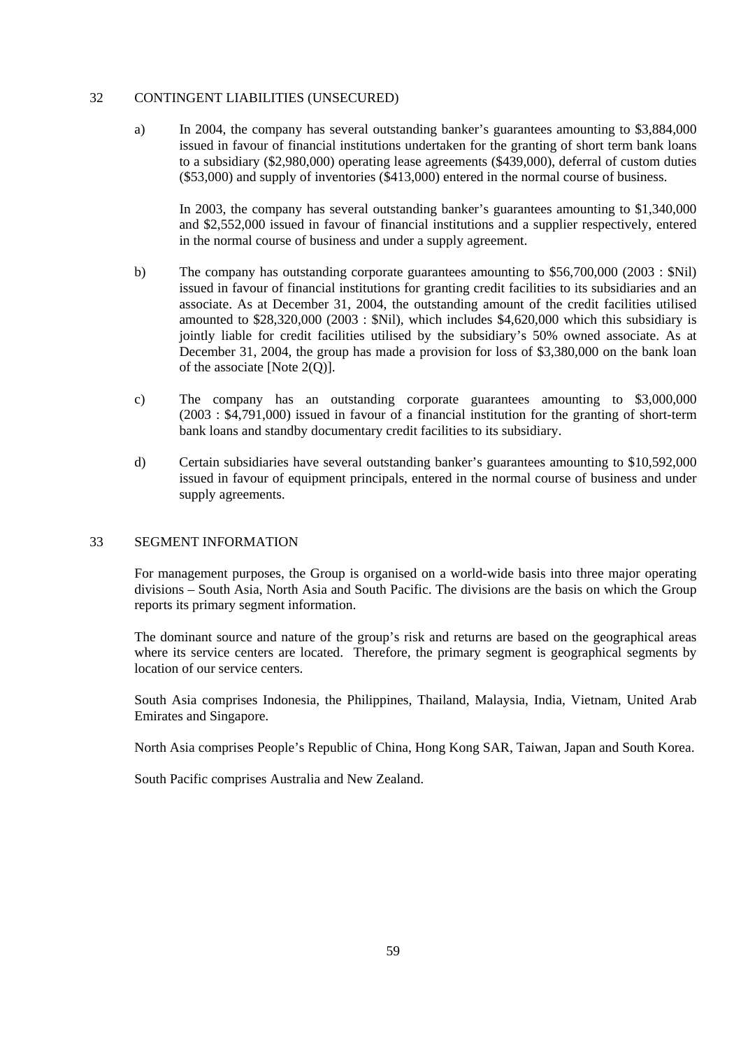## 32 CONTINGENT LIABILITIES (UNSECURED)

a) In 2004, the company has several outstanding banker's guarantees amounting to $3,884,000 issued in favour of financial institutions undertaken for the granting of short term bank loans to a subsidiary ($2,980,000) operating lease agreements ($439,000), deferral of custom duties ($53,000) and supply of inventories ($413,000) entered in the normal course of business.

In 2003, the company has several outstanding banker's guarantees amounting to $1,340,000 and $2,552,000 issued in favour of financial institutions and a supplier respectively, entered in the normal course of business and under a supply agreement.

b) The company has outstanding corporate guarantees amounting to $56,700,000 (2003 : $Nil) issued in favour of financial institutions for granting credit facilities to its subsidiaries and an associate. As at December 31, 2004, the outstanding amount of the credit facilities utilised amounted to $28,320,000 (2003 : $Nil), which includes $4,620,000 which this subsidiary is jointly liable for credit facilities utilised by the subsidiary's 50% owned associate. As at December 31, 2004, the group has made a provision for loss of $3,380,000 on the bank loan of the associate [Note 2(Q)].

c) The company has an outstanding corporate guarantees amounting to $3,000,000 (2003 : $4,791,000) issued in favour of a financial institution for the granting of short-term bank loans and standby documentary credit facilities to its subsidiary.

d) Certain subsidiaries have several outstanding banker's guarantees amounting to $10,592,000 issued in favour of equipment principals, entered in the normal course of business and under supply agreements.

## 33 SEGMENT INFORMATION

For management purposes, the Group is organised on a world-wide basis into three major operating divisions – South Asia, North Asia and South Pacific. The divisions are the basis on which the Group reports its primary segment information.

The dominant source and nature of the group's risk and returns are based on the geographical areas where its service centers are located. Therefore, the primary segment is geographical segments by location of our service centers.

South Asia comprises Indonesia, the Philippines, Thailand, Malaysia, India, Vietnam, United Arab Emirates and Singapore.

North Asia comprises People's Republic of China, Hong Kong SAR, Taiwan, Japan and South Korea.

South Pacific comprises Australia and New Zealand.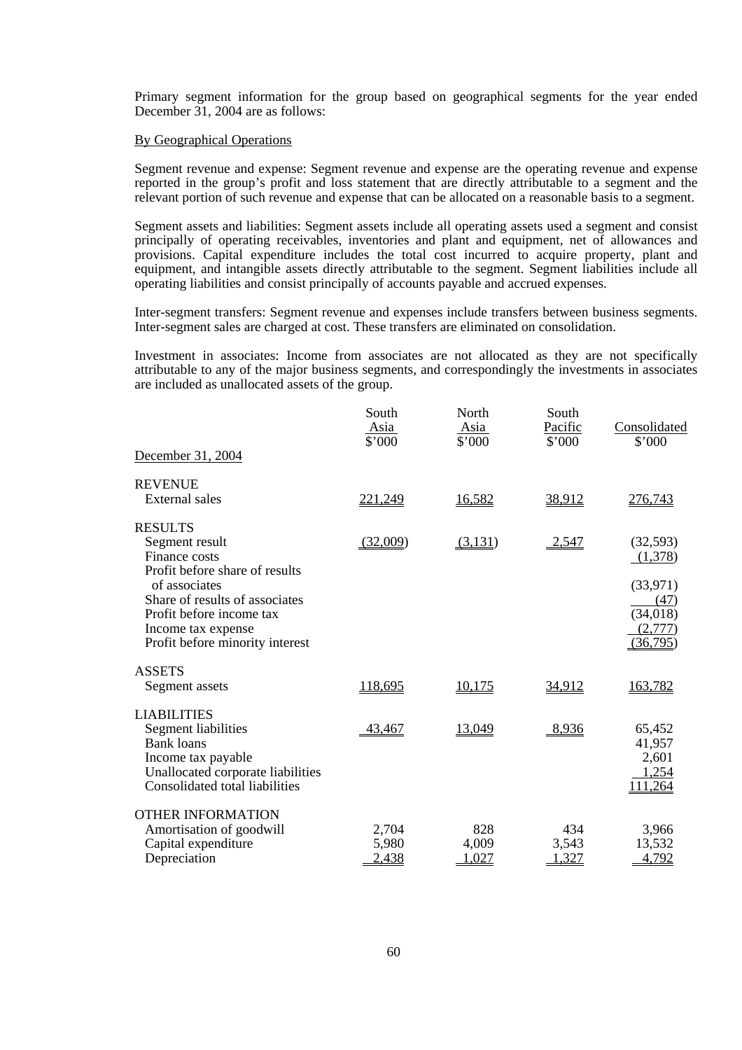Primary segment information for the group based on geographical segments for the year ended December 31, 2004 are as follows:

By Geographical Operations

Segment revenue and expense: Segment revenue and expense are the operating revenue and expense reported in the group's profit and loss statement that are directly attributable to a segment and the relevant portion of such revenue and expense that can be allocated on a reasonable basis to a segment.

Segment assets and liabilities: Segment assets include all operating assets used a segment and consist principally of operating receivables, inventories and plant and equipment, net of allowances and provisions. Capital expenditure includes the total cost incurred to acquire property, plant and equipment, and intangible assets directly attributable to the segment. Segment liabilities include all operating liabilities and consist principally of accounts payable and accrued expenses.

Inter-segment transfers: Segment revenue and expenses include transfers between business segments. Inter-segment sales are charged at cost. These transfers are eliminated on consolidation.

Investment in associates: Income from associates are not allocated as they are not specifically attributable to any of the major business segments, and correspondingly the investments in associates are included as unallocated assets of the group.

| December 31, 2004 | South Asia $'000 | North Asia $'000 | South Pacific $'000 | Consolidated $'000 |
|---|---|---|---|---|
| **REVENUE** | | | | |
| External sales | 221,249 | 16,582 | 38,912 | 276,743 |
| **RESULTS** | | | | |
| Segment result | (32,009) | (3,131) | 2,547 | (32,593) |
| Finance costs | | | | (1,378) |
| Profit before share of results of associates | | | | (33,971) |
| Share of results of associates | | | | (47) |
| Profit before income tax | | | | (34,018) |
| Income tax expense | | | | (2,777) |
| Profit before minority interest | | | | (36,795) |
| **ASSETS** | | | | |
| Segment assets | 118,695 | 10,175 | 34,912 | 163,782 |
| **LIABILITIES** | | | | |
| Segment liabilities | 43,467 | 13,049 | 8,936 | 65,452 |
| Bank loans | | | | 41,957 |
| Income tax payable | | | | 2,601 |
| Unallocated corporate liabilities | | | | 1,254 |
| Consolidated total liabilities | | | | 111,264 |
| **OTHER INFORMATION** | | | | |
| Amortisation of goodwill | 2,704 | 828 | 434 | 3,966 |
| Capital expenditure | 5,980 | 4,009 | 3,543 | 13,532 |
| Depreciation | 2,438 | 1,027 | 1,327 | 4,792 |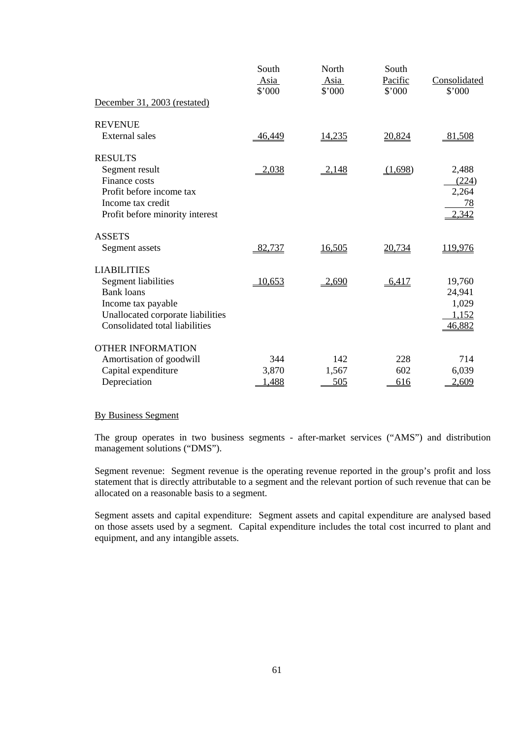| December 31, 2003 (restated) | South Asia $'000 | North Asia $'000 | South Pacific $'000 | Consolidated $'000 |
|---|---|---|---|---|
| REVENUE | | | | |
| External sales | 46,449 | 14,235 | 20,824 | 81,508 |
| RESULTS | | | | |
| Segment result | 2,038 | 2,148 | (1,698) | 2,488 |
| Finance costs | | | | (224) |
| Profit before income tax | | | | 2,264 |
| Income tax credit | | | | 78 |
| Profit before minority interest | | | | 2,342 |
| ASSETS | | | | |
| Segment assets | 82,737 | 16,505 | 20,734 | 119,976 |
| LIABILITIES | | | | |
| Segment liabilities | 10,653 | 2,690 | 6,417 | 19,760 |
| Bank loans | | | | 24,941 |
| Income tax payable | | | | 1,029 |
| Unallocated corporate liabilities | | | | 1,152 |
| Consolidated total liabilities | | | | 46,882 |
| OTHER INFORMATION | | | | |
| Amortisation of goodwill | 344 | 142 | 228 | 714 |
| Capital expenditure | 3,870 | 1,567 | 602 | 6,039 |
| Depreciation | 1,488 | 505 | 616 | 2,609 |

By Business Segment

The group operates in two business segments - after-market services ("AMS") and distribution management solutions ("DMS").

Segment revenue: Segment revenue is the operating revenue reported in the group's profit and loss statement that is directly attributable to a segment and the relevant portion of such revenue that can be allocated on a reasonable basis to a segment.

Segment assets and capital expenditure: Segment assets and capital expenditure are analysed based on those assets used by a segment. Capital expenditure includes the total cost incurred to plant and equipment, and any intangible assets.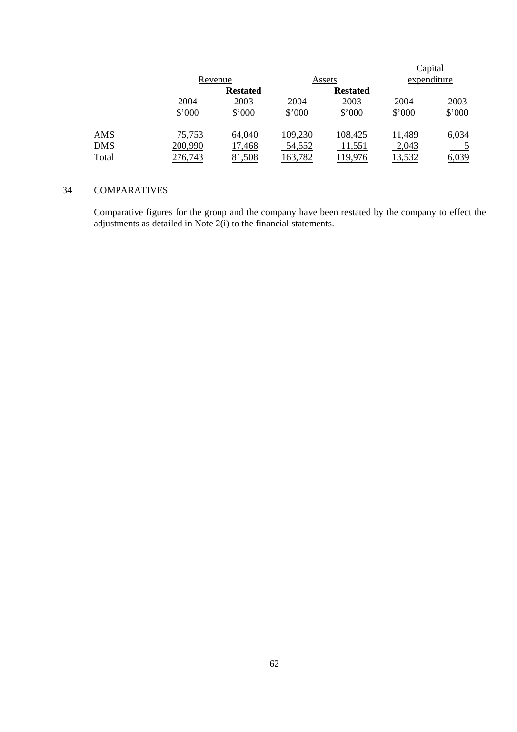| | Revenue | | Assets | | Capital expenditure | |
|---|---|---|---|---|---|---|
| | | **Restated** | | **Restated** | | |
| | 2004 | 2003 | 2004 | 2003 | 2004 | 2003 |
| | $'000 | $'000 | $'000 | $'000 | $'000 | $'000 |
| AMS | 75,753 | 64,040 | 109,230 | 108,425 | 11,489 | 6,034 |
| DMS | 200,990 | 17,468 | 54,552 | 11,551 | 2,043 | 5 |
| Total | 276,743 | 81,508 | 163,782 | 119,976 | 13,532 | 6,039 |

## 34 COMPARATIVES

Comparative figures for the group and the company have been restated by the company to effect the adjustments as detailed in Note 2(i) to the financial statements.